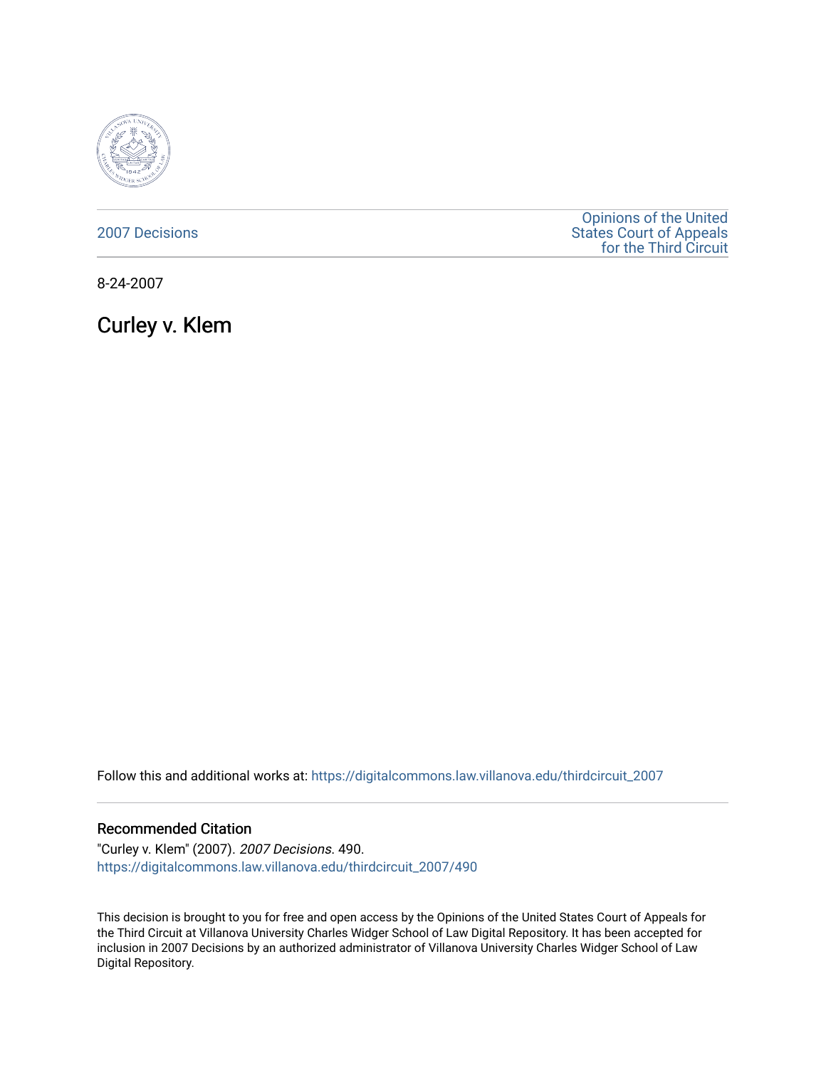2007 Decisions

Opinions of the United States Court of Appeals for the Third Circuit

8-24-2007

# Curley v. Klem

Follow this and additional works at: https://digitalcommons.law.villanova.edu/thirdcircuit_2007

## Recommended Citation

"Curley v. Klem" (2007). *2007 Decisions*. 490.
https://digitalcommons.law.villanova.edu/thirdcircuit_2007/490

This decision is brought to you for free and open access by the Opinions of the United States Court of Appeals for the Third Circuit at Villanova University Charles Widger School of Law Digital Repository. It has been accepted for inclusion in 2007 Decisions by an authorized administrator of Villanova University Charles Widger School of Law Digital Repository.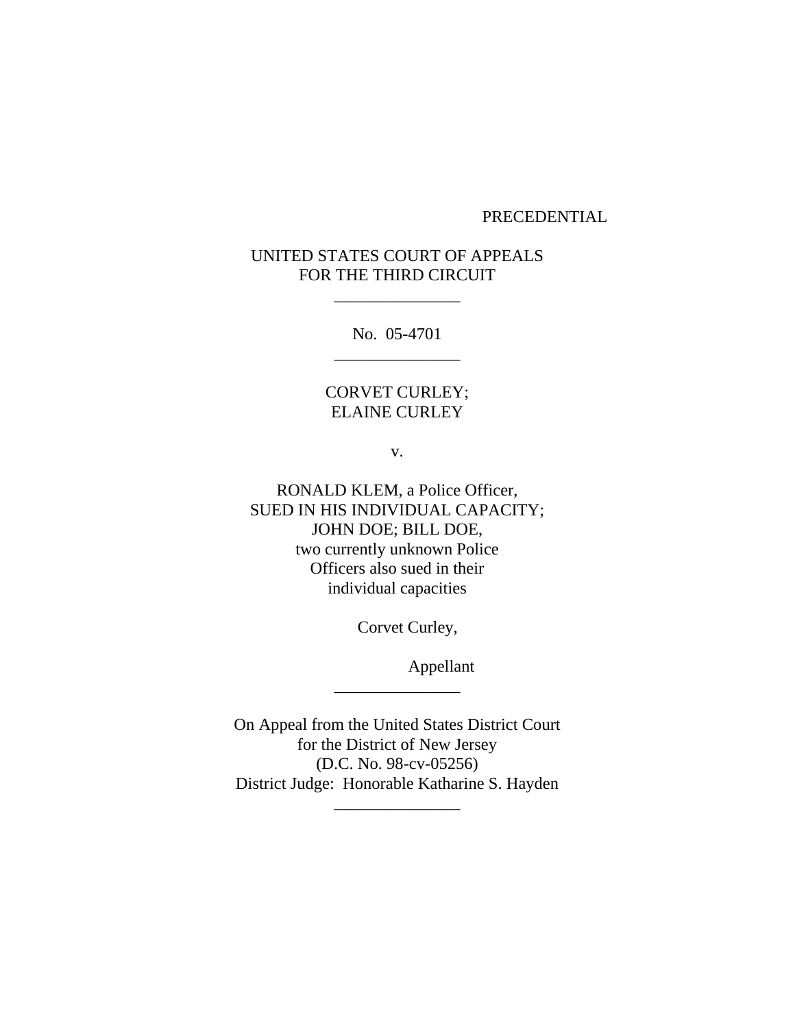PRECEDENTIAL

UNITED STATES COURT OF APPEALS
FOR THE THIRD CIRCUIT

---

No. 05-4701

---

CORVET CURLEY;
ELAINE CURLEY

v.

RONALD KLEM, a Police Officer,
SUED IN HIS INDIVIDUAL CAPACITY;
JOHN DOE; BILL DOE,
two currently unknown Police
Officers also sued in their
individual capacities

Corvet Curley,

Appellant

---

On Appeal from the United States District Court
for the District of New Jersey
(D.C. No. 98-cv-05256)
District Judge: Honorable Katharine S. Hayden

---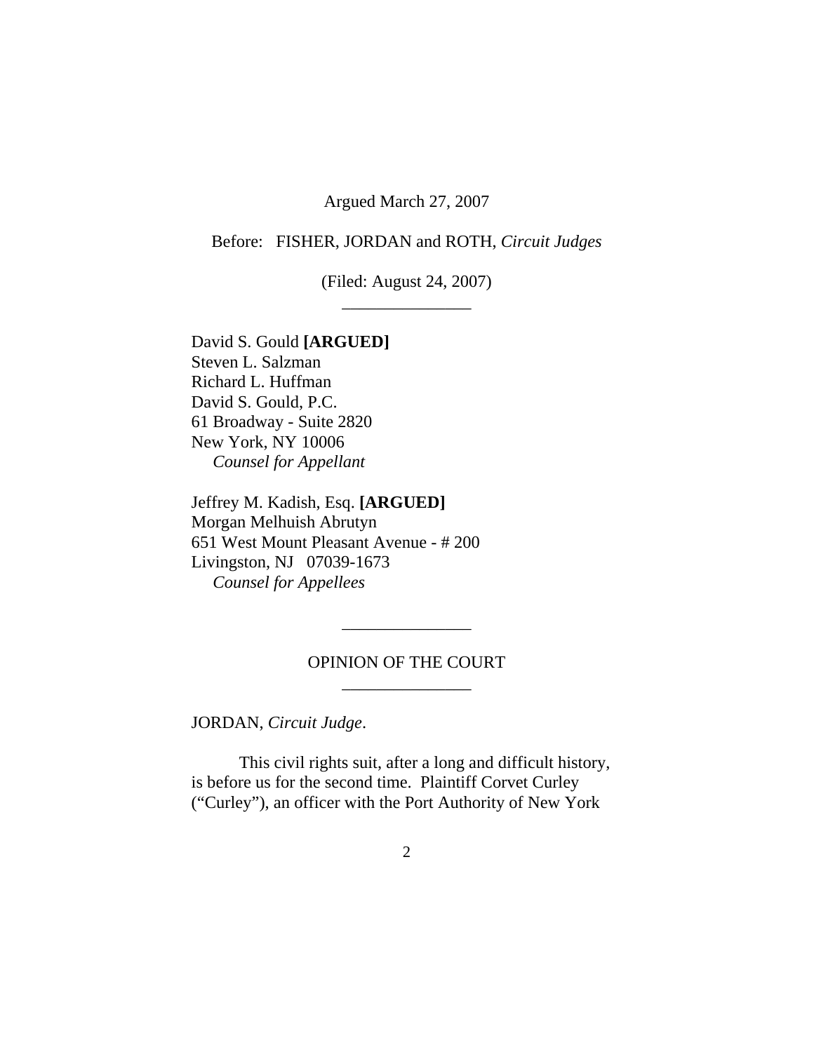Argued March 27, 2007

Before: FISHER, JORDAN and ROTH, *Circuit Judges*

(Filed: August 24, 2007)

_______________

David S. Gould **[ARGUED]**
Steven L. Salzman
Richard L. Huffman
David S. Gould, P.C.
61 Broadway - Suite 2820
New York, NY 10006
*Counsel for Appellant*

Jeffrey M. Kadish, Esq. **[ARGUED]**
Morgan Melhuish Abrutyn
651 West Mount Pleasant Avenue - # 200
Livingston, NJ 07039-1673
*Counsel for Appellees*

_______________

OPINION OF THE COURT

_______________

JORDAN, *Circuit Judge*.

This civil rights suit, after a long and difficult history, is before us for the second time. Plaintiff Corvet Curley ("Curley"), an officer with the Port Authority of New York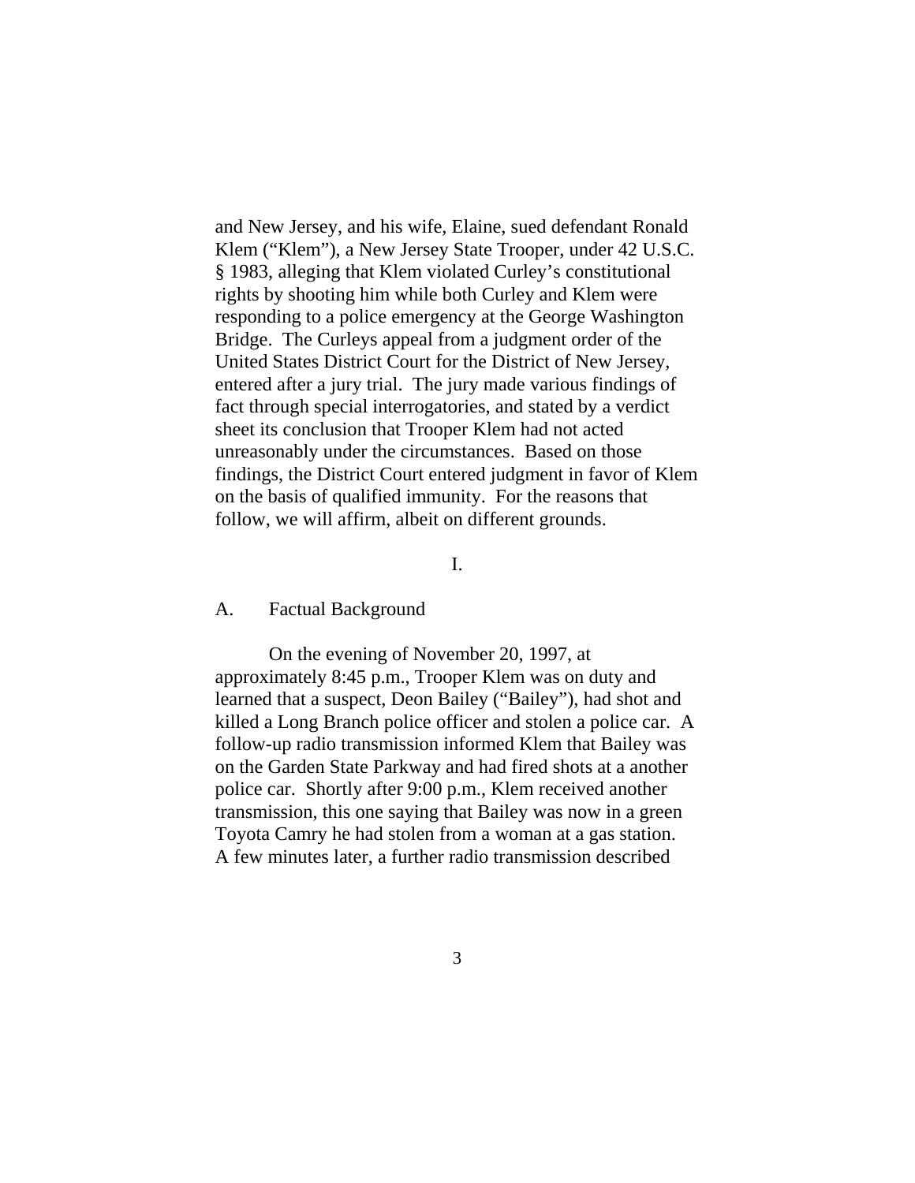and New Jersey, and his wife, Elaine, sued defendant Ronald Klem ("Klem"), a New Jersey State Trooper, under 42 U.S.C. § 1983, alleging that Klem violated Curley's constitutional rights by shooting him while both Curley and Klem were responding to a police emergency at the George Washington Bridge. The Curleys appeal from a judgment order of the United States District Court for the District of New Jersey, entered after a jury trial. The jury made various findings of fact through special interrogatories, and stated by a verdict sheet its conclusion that Trooper Klem had not acted unreasonably under the circumstances. Based on those findings, the District Court entered judgment in favor of Klem on the basis of qualified immunity. For the reasons that follow, we will affirm, albeit on different grounds.

## I.

### A. Factual Background

On the evening of November 20, 1997, at approximately 8:45 p.m., Trooper Klem was on duty and learned that a suspect, Deon Bailey ("Bailey"), had shot and killed a Long Branch police officer and stolen a police car. A follow-up radio transmission informed Klem that Bailey was on the Garden State Parkway and had fired shots at a another police car. Shortly after 9:00 p.m., Klem received another transmission, this one saying that Bailey was now in a green Toyota Camry he had stolen from a woman at a gas station. A few minutes later, a further radio transmission described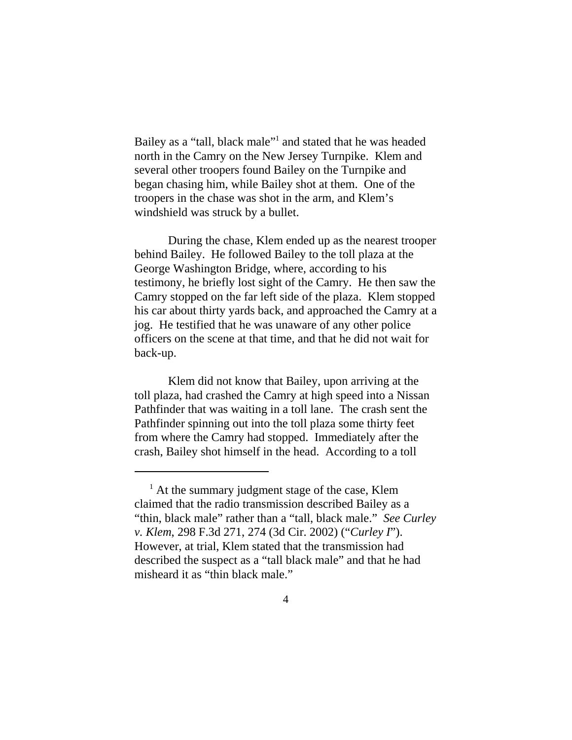Bailey as a "tall, black male"[1] and stated that he was headed north in the Camry on the New Jersey Turnpike. Klem and several other troopers found Bailey on the Turnpike and began chasing him, while Bailey shot at them. One of the troopers in the chase was shot in the arm, and Klem's windshield was struck by a bullet.

During the chase, Klem ended up as the nearest trooper behind Bailey. He followed Bailey to the toll plaza at the George Washington Bridge, where, according to his testimony, he briefly lost sight of the Camry. He then saw the Camry stopped on the far left side of the plaza. Klem stopped his car about thirty yards back, and approached the Camry at a jog. He testified that he was unaware of any other police officers on the scene at that time, and that he did not wait for back-up.

Klem did not know that Bailey, upon arriving at the toll plaza, had crashed the Camry at high speed into a Nissan Pathfinder that was waiting in a toll lane. The crash sent the Pathfinder spinning out into the toll plaza some thirty feet from where the Camry had stopped. Immediately after the crash, Bailey shot himself in the head. According to a toll

---

[1] At the summary judgment stage of the case, Klem claimed that the radio transmission described Bailey as a "thin, black male" rather than a "tall, black male." *See Curley v. Klem*, 298 F.3d 271, 274 (3d Cir. 2002) ("*Curley I*"). However, at trial, Klem stated that the transmission had described the suspect as a "tall black male" and that he had misheard it as "thin black male."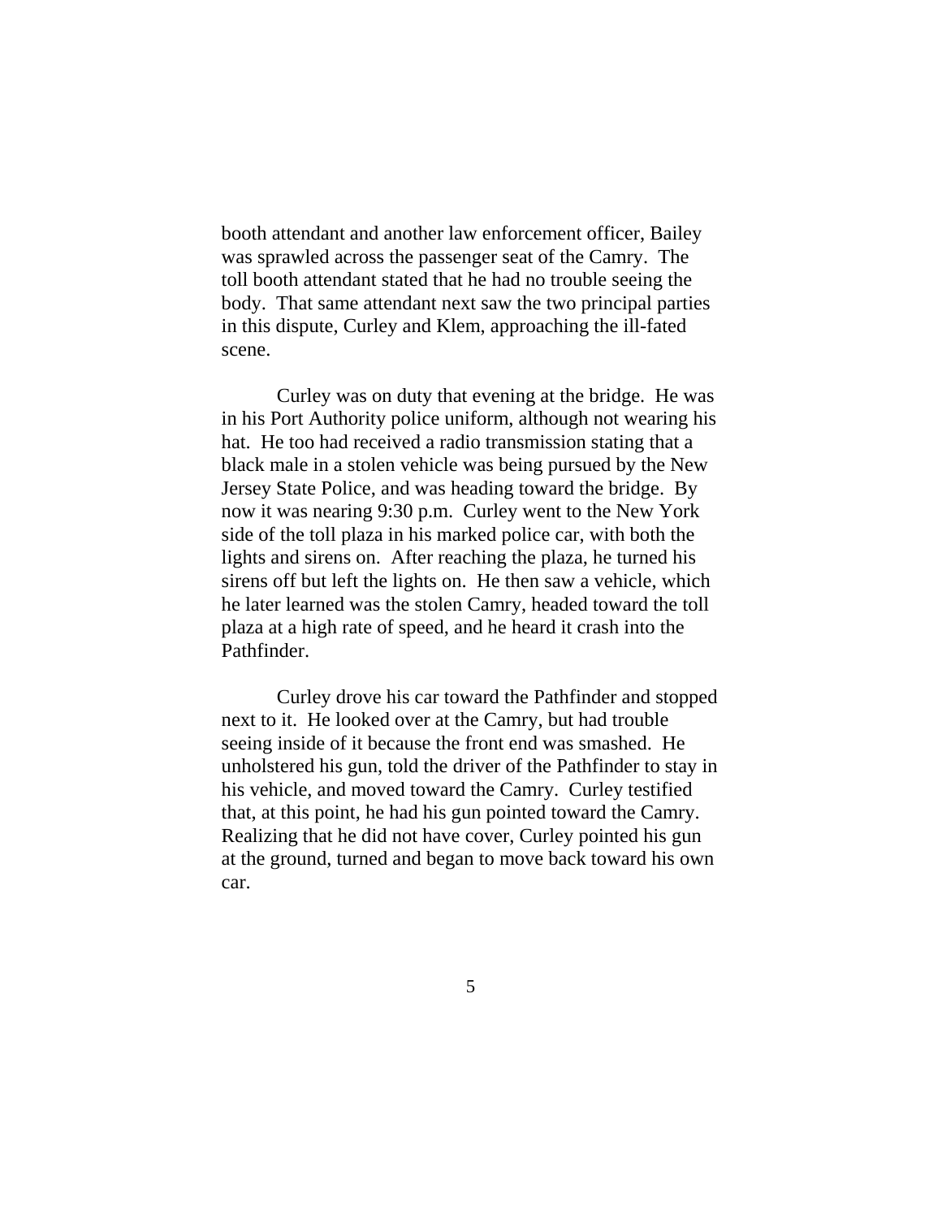booth attendant and another law enforcement officer, Bailey was sprawled across the passenger seat of the Camry. The toll booth attendant stated that he had no trouble seeing the body. That same attendant next saw the two principal parties in this dispute, Curley and Klem, approaching the ill-fated scene.

Curley was on duty that evening at the bridge. He was in his Port Authority police uniform, although not wearing his hat. He too had received a radio transmission stating that a black male in a stolen vehicle was being pursued by the New Jersey State Police, and was heading toward the bridge. By now it was nearing 9:30 p.m. Curley went to the New York side of the toll plaza in his marked police car, with both the lights and sirens on. After reaching the plaza, he turned his sirens off but left the lights on. He then saw a vehicle, which he later learned was the stolen Camry, headed toward the toll plaza at a high rate of speed, and he heard it crash into the Pathfinder.

Curley drove his car toward the Pathfinder and stopped next to it. He looked over at the Camry, but had trouble seeing inside of it because the front end was smashed. He unholstered his gun, told the driver of the Pathfinder to stay in his vehicle, and moved toward the Camry. Curley testified that, at this point, he had his gun pointed toward the Camry. Realizing that he did not have cover, Curley pointed his gun at the ground, turned and began to move back toward his own car.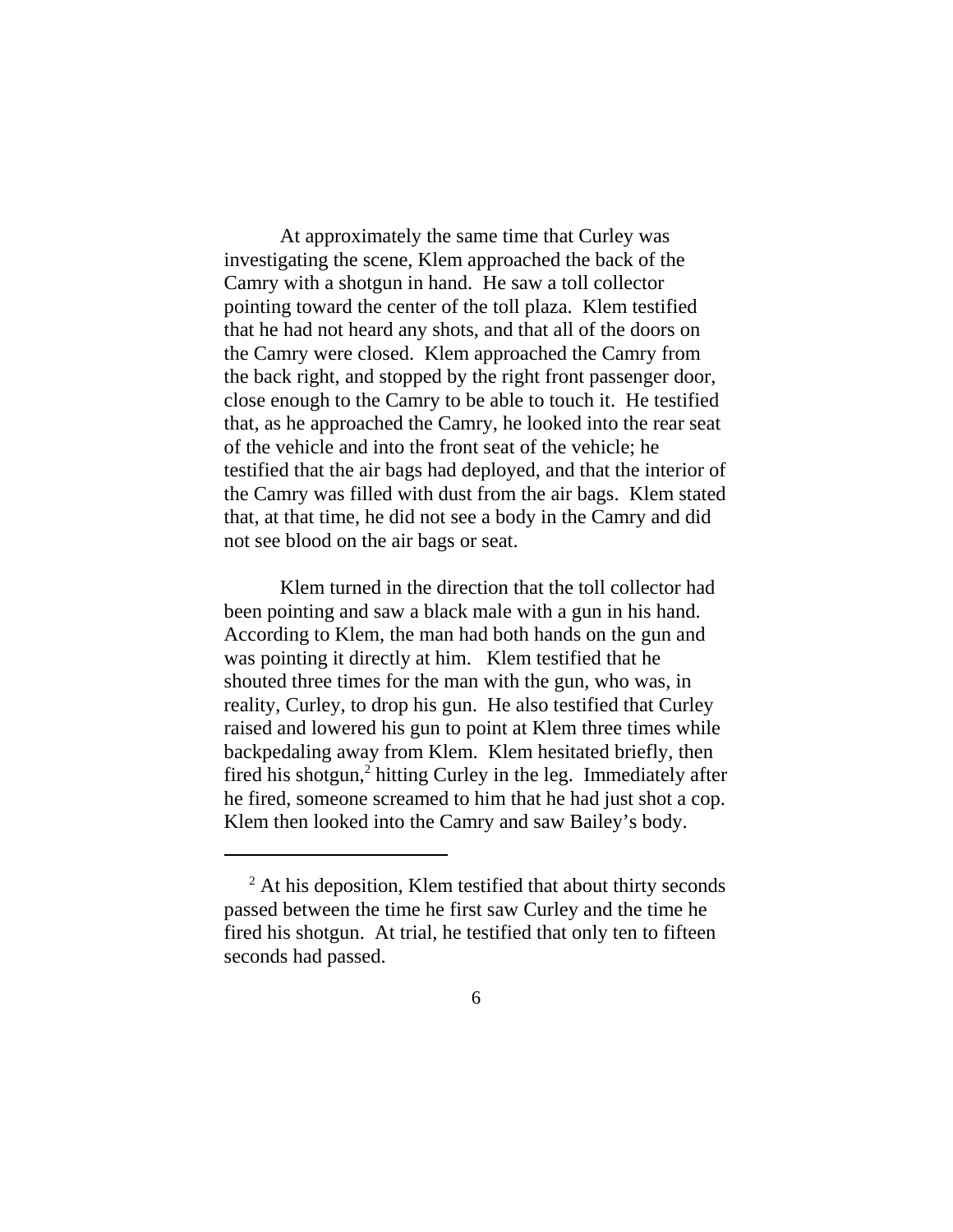At approximately the same time that Curley was investigating the scene, Klem approached the back of the Camry with a shotgun in hand. He saw a toll collector pointing toward the center of the toll plaza. Klem testified that he had not heard any shots, and that all of the doors on the Camry were closed. Klem approached the Camry from the back right, and stopped by the right front passenger door, close enough to the Camry to be able to touch it. He testified that, as he approached the Camry, he looked into the rear seat of the vehicle and into the front seat of the vehicle; he testified that the air bags had deployed, and that the interior of the Camry was filled with dust from the air bags. Klem stated that, at that time, he did not see a body in the Camry and did not see blood on the air bags or seat.

Klem turned in the direction that the toll collector had been pointing and saw a black male with a gun in his hand. According to Klem, the man had both hands on the gun and was pointing it directly at him. Klem testified that he shouted three times for the man with the gun, who was, in reality, Curley, to drop his gun. He also testified that Curley raised and lowered his gun to point at Klem three times while backpedaling away from Klem. Klem hesitated briefly, then fired his shotgun,[2] hitting Curley in the leg. Immediately after he fired, someone screamed to him that he had just shot a cop. Klem then looked into the Camry and saw Bailey's body.

---

[2] At his deposition, Klem testified that about thirty seconds passed between the time he first saw Curley and the time he fired his shotgun. At trial, he testified that only ten to fifteen seconds had passed.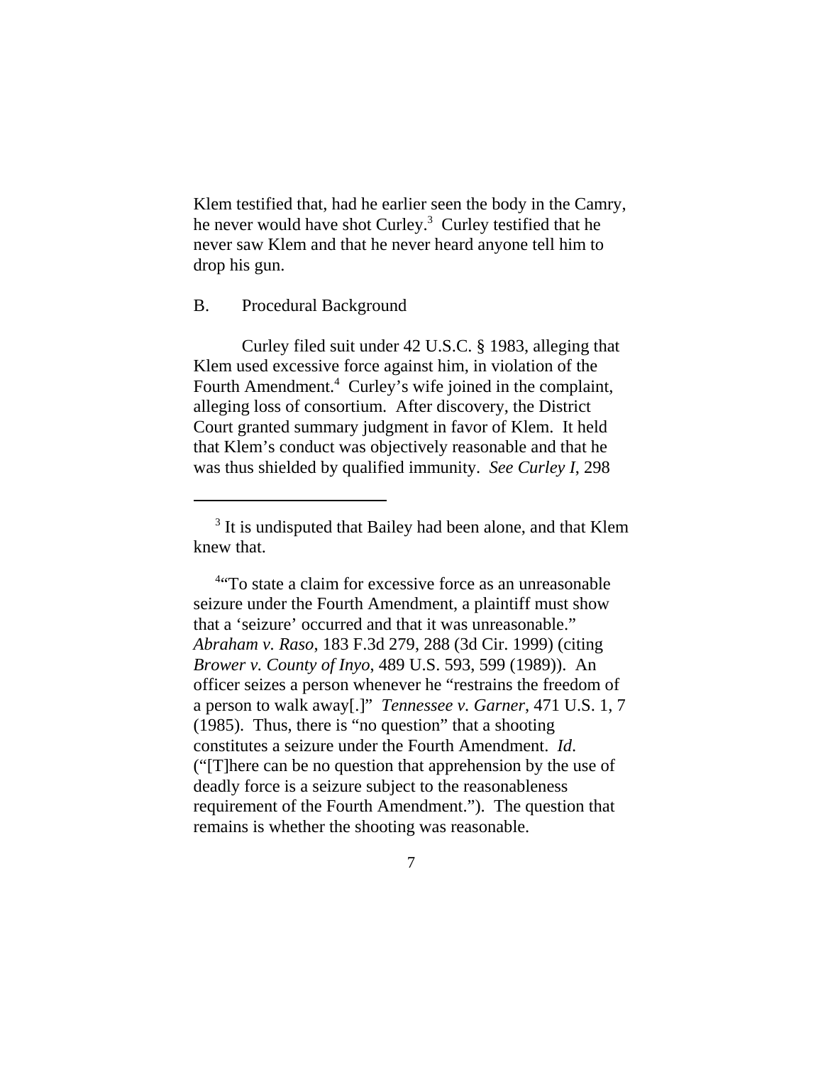Klem testified that, had he earlier seen the body in the Camry, he never would have shot Curley.[3] Curley testified that he never saw Klem and that he never heard anyone tell him to drop his gun.

B. Procedural Background

Curley filed suit under 42 U.S.C. § 1983, alleging that Klem used excessive force against him, in violation of the Fourth Amendment.[4] Curley's wife joined in the complaint, alleging loss of consortium. After discovery, the District Court granted summary judgment in favor of Klem. It held that Klem's conduct was objectively reasonable and that he was thus shielded by qualified immunity. *See Curley I*, 298

---

[3] It is undisputed that Bailey had been alone, and that Klem knew that.

[4] "To state a claim for excessive force as an unreasonable seizure under the Fourth Amendment, a plaintiff must show that a 'seizure' occurred and that it was unreasonable." *Abraham v. Raso*, 183 F.3d 279, 288 (3d Cir. 1999) (citing *Brower v. County of Inyo*, 489 U.S. 593, 599 (1989)). An officer seizes a person whenever he "restrains the freedom of a person to walk away[.]" *Tennessee v. Garner*, 471 U.S. 1, 7 (1985). Thus, there is "no question" that a shooting constitutes a seizure under the Fourth Amendment. *Id*. ("[T]here can be no question that apprehension by the use of deadly force is a seizure subject to the reasonableness requirement of the Fourth Amendment."). The question that remains is whether the shooting was reasonable.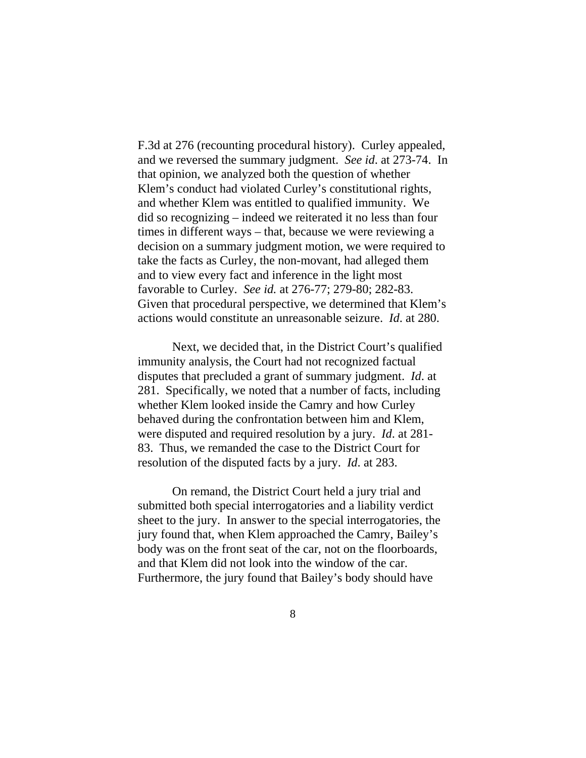F.3d at 276 (recounting procedural history). Curley appealed, and we reversed the summary judgment. *See id*. at 273-74. In that opinion, we analyzed both the question of whether Klem's conduct had violated Curley's constitutional rights, and whether Klem was entitled to qualified immunity. We did so recognizing – indeed we reiterated it no less than four times in different ways – that, because we were reviewing a decision on a summary judgment motion, we were required to take the facts as Curley, the non-movant, had alleged them and to view every fact and inference in the light most favorable to Curley. *See id.* at 276-77; 279-80; 282-83. Given that procedural perspective, we determined that Klem's actions would constitute an unreasonable seizure. *Id*. at 280.

Next, we decided that, in the District Court's qualified immunity analysis, the Court had not recognized factual disputes that precluded a grant of summary judgment. *Id*. at 281. Specifically, we noted that a number of facts, including whether Klem looked inside the Camry and how Curley behaved during the confrontation between him and Klem, were disputed and required resolution by a jury. *Id*. at 281-83. Thus, we remanded the case to the District Court for resolution of the disputed facts by a jury. *Id*. at 283.

On remand, the District Court held a jury trial and submitted both special interrogatories and a liability verdict sheet to the jury. In answer to the special interrogatories, the jury found that, when Klem approached the Camry, Bailey's body was on the front seat of the car, not on the floorboards, and that Klem did not look into the window of the car. Furthermore, the jury found that Bailey's body should have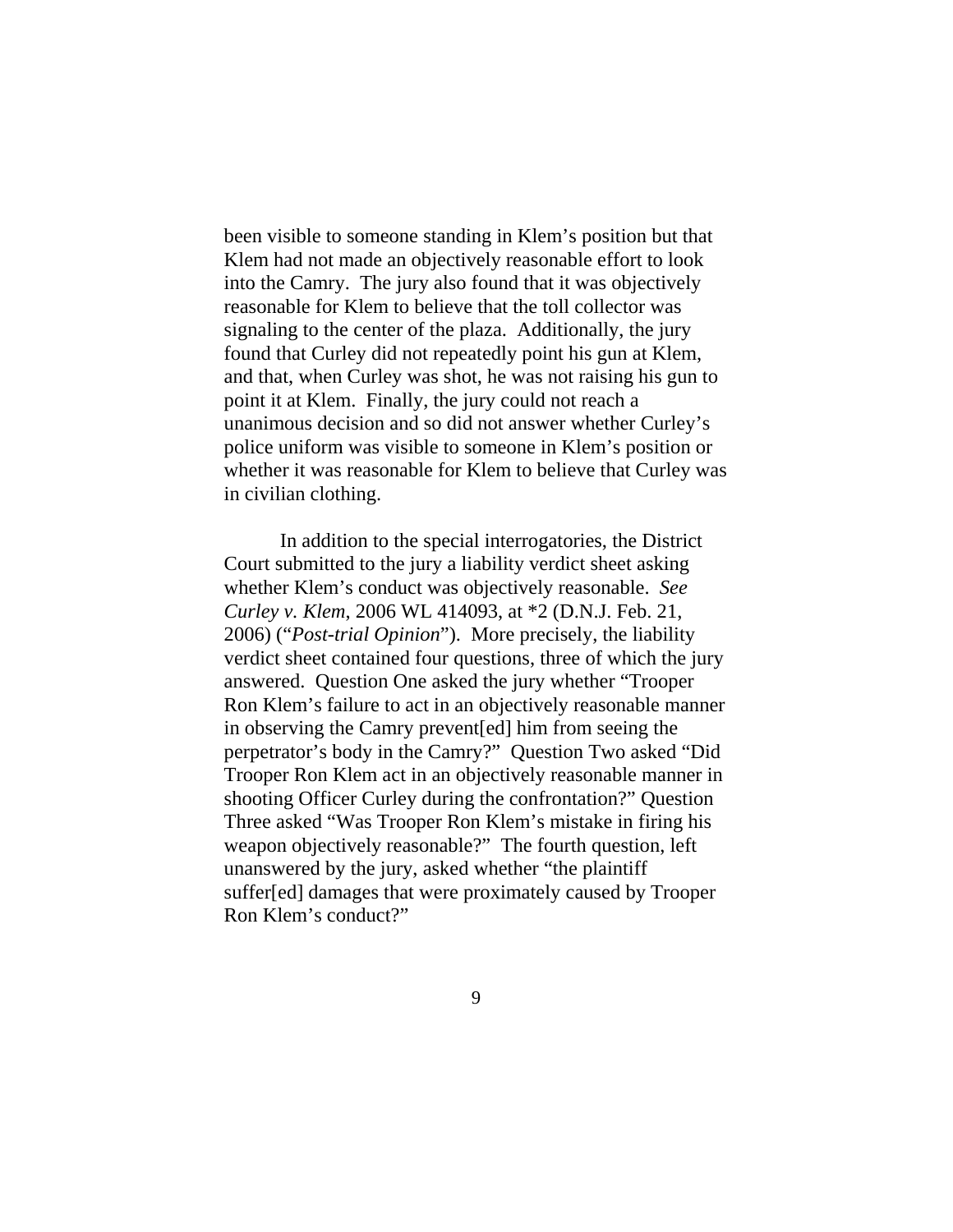been visible to someone standing in Klem's position but that Klem had not made an objectively reasonable effort to look into the Camry. The jury also found that it was objectively reasonable for Klem to believe that the toll collector was signaling to the center of the plaza. Additionally, the jury found that Curley did not repeatedly point his gun at Klem, and that, when Curley was shot, he was not raising his gun to point it at Klem. Finally, the jury could not reach a unanimous decision and so did not answer whether Curley's police uniform was visible to someone in Klem's position or whether it was reasonable for Klem to believe that Curley was in civilian clothing.

In addition to the special interrogatories, the District Court submitted to the jury a liability verdict sheet asking whether Klem's conduct was objectively reasonable. *See Curley v. Klem*, 2006 WL 414093, at *2 (D.N.J. Feb. 21, 2006) ("*Post-trial Opinion*"). More precisely, the liability verdict sheet contained four questions, three of which the jury answered. Question One asked the jury whether "Trooper Ron Klem's failure to act in an objectively reasonable manner in observing the Camry prevent[ed] him from seeing the perpetrator's body in the Camry?" Question Two asked "Did Trooper Ron Klem act in an objectively reasonable manner in shooting Officer Curley during the confrontation?" Question Three asked "Was Trooper Ron Klem's mistake in firing his weapon objectively reasonable?" The fourth question, left unanswered by the jury, asked whether "the plaintiff suffer[ed] damages that were proximately caused by Trooper Ron Klem's conduct?"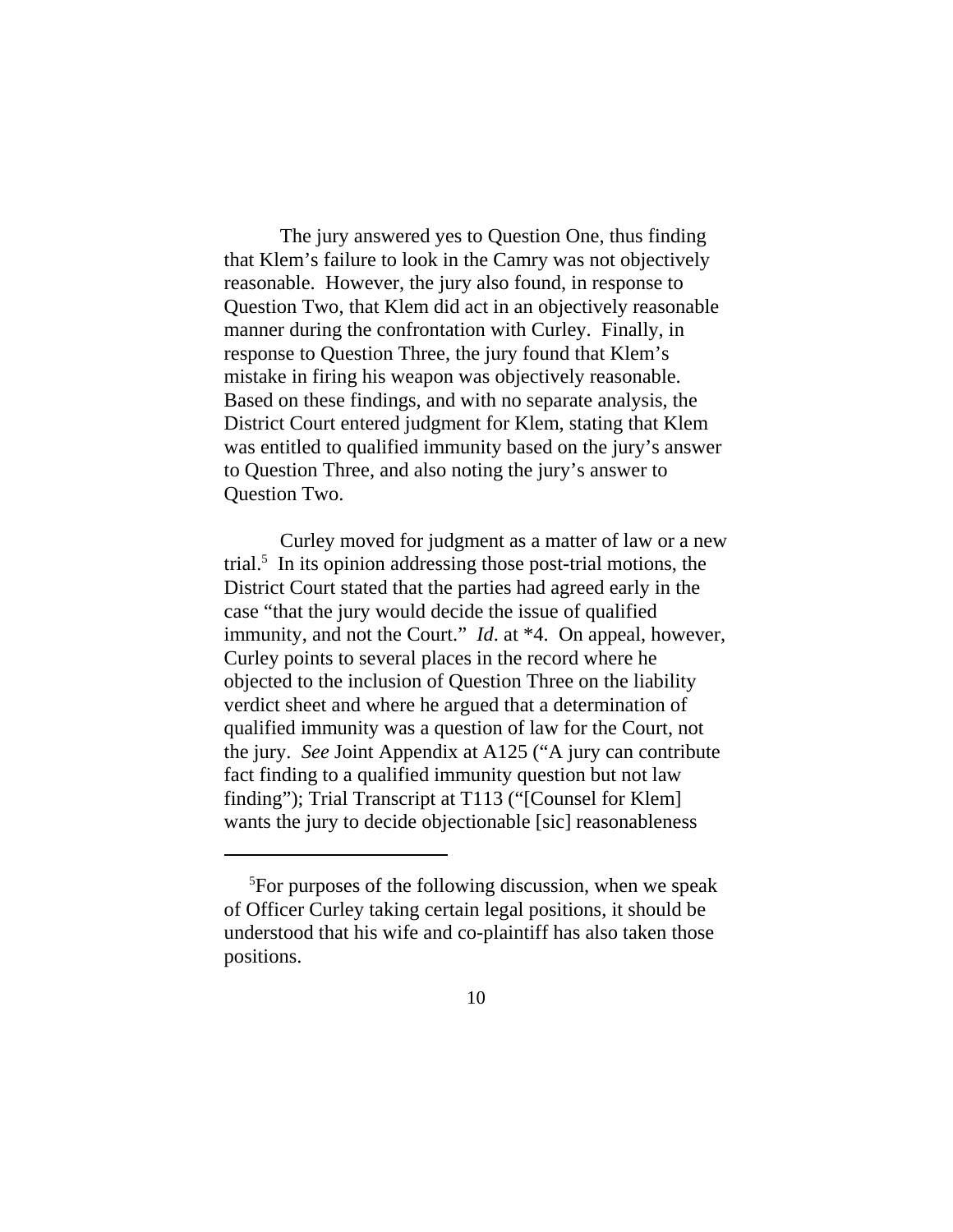The jury answered yes to Question One, thus finding that Klem's failure to look in the Camry was not objectively reasonable. However, the jury also found, in response to Question Two, that Klem did act in an objectively reasonable manner during the confrontation with Curley. Finally, in response to Question Three, the jury found that Klem's mistake in firing his weapon was objectively reasonable. Based on these findings, and with no separate analysis, the District Court entered judgment for Klem, stating that Klem was entitled to qualified immunity based on the jury's answer to Question Three, and also noting the jury's answer to Question Two.

Curley moved for judgment as a matter of law or a new trial.[5] In its opinion addressing those post-trial motions, the District Court stated that the parties had agreed early in the case "that the jury would decide the issue of qualified immunity, and not the Court." *Id*. at *4. On appeal, however, Curley points to several places in the record where he objected to the inclusion of Question Three on the liability verdict sheet and where he argued that a determination of qualified immunity was a question of law for the Court, not the jury. *See* Joint Appendix at A125 ("A jury can contribute fact finding to a qualified immunity question but not law finding"); Trial Transcript at T113 ("[Counsel for Klem] wants the jury to decide objectionable [sic] reasonableness

---

[5]For purposes of the following discussion, when we speak of Officer Curley taking certain legal positions, it should be understood that his wife and co-plaintiff has also taken those positions.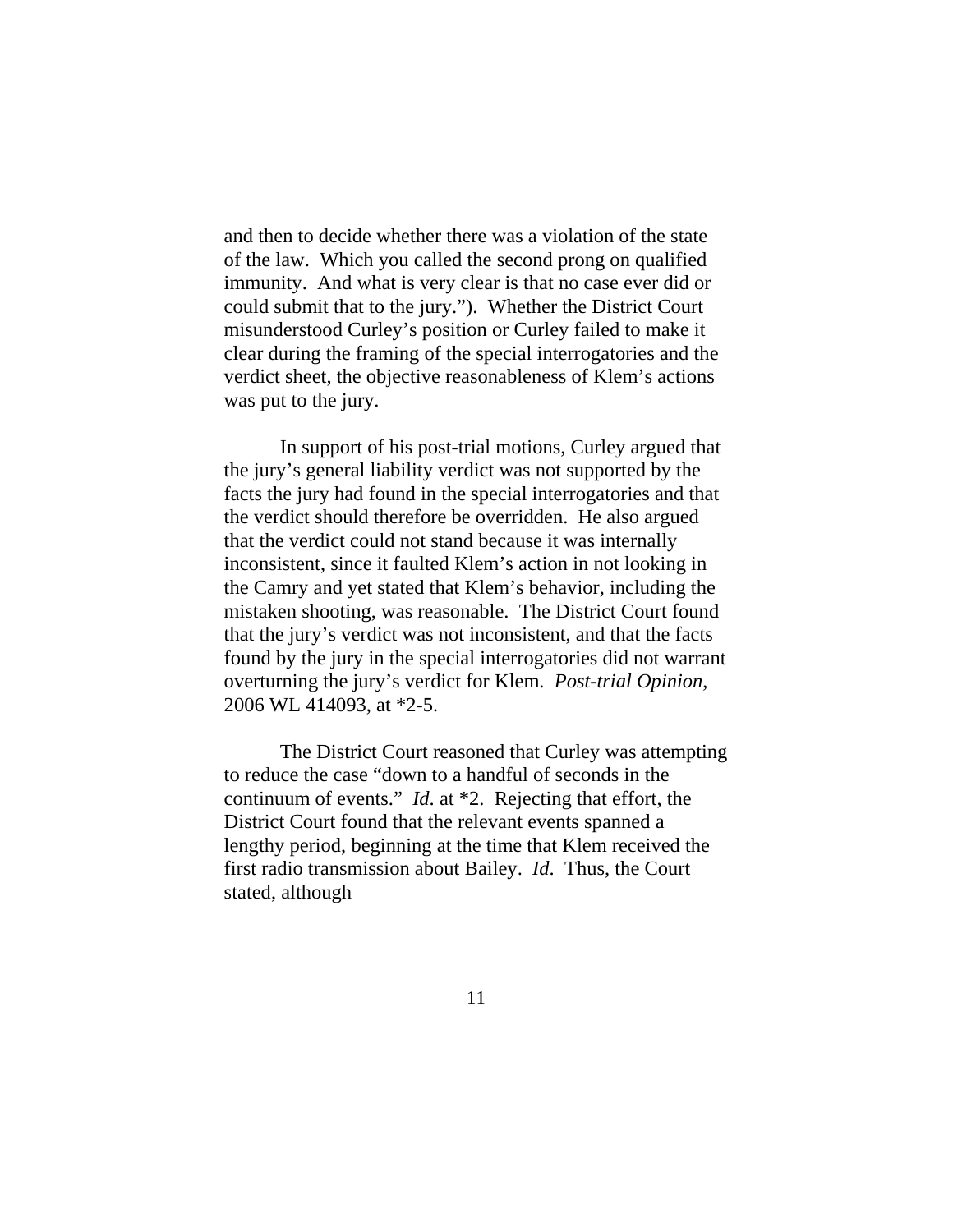and then to decide whether there was a violation of the state of the law. Which you called the second prong on qualified immunity. And what is very clear is that no case ever did or could submit that to the jury."). Whether the District Court misunderstood Curley's position or Curley failed to make it clear during the framing of the special interrogatories and the verdict sheet, the objective reasonableness of Klem's actions was put to the jury.

In support of his post-trial motions, Curley argued that the jury's general liability verdict was not supported by the facts the jury had found in the special interrogatories and that the verdict should therefore be overridden. He also argued that the verdict could not stand because it was internally inconsistent, since it faulted Klem's action in not looking in the Camry and yet stated that Klem's behavior, including the mistaken shooting, was reasonable. The District Court found that the jury's verdict was not inconsistent, and that the facts found by the jury in the special interrogatories did not warrant overturning the jury's verdict for Klem. *Post-trial Opinion*, 2006 WL 414093, at *2-5.

The District Court reasoned that Curley was attempting to reduce the case "down to a handful of seconds in the continuum of events." *Id*. at *2. Rejecting that effort, the District Court found that the relevant events spanned a lengthy period, beginning at the time that Klem received the first radio transmission about Bailey. *Id*. Thus, the Court stated, although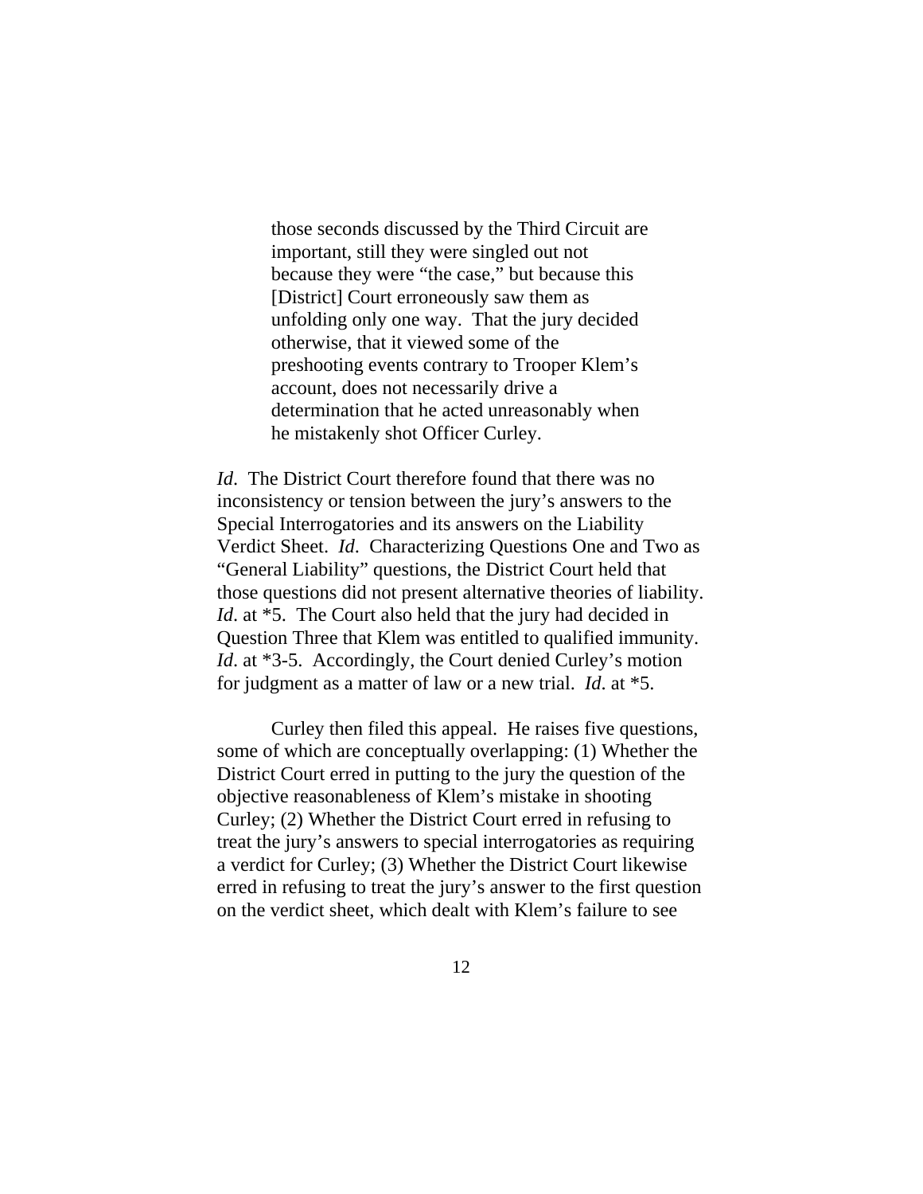> those seconds discussed by the Third Circuit are important, still they were singled out not because they were "the case," but because this [District] Court erroneously saw them as unfolding only one way. That the jury decided otherwise, that it viewed some of the preshooting events contrary to Trooper Klem's account, does not necessarily drive a determination that he acted unreasonably when he mistakenly shot Officer Curley.

*Id*. The District Court therefore found that there was no inconsistency or tension between the jury's answers to the Special Interrogatories and its answers on the Liability Verdict Sheet. *Id*. Characterizing Questions One and Two as "General Liability" questions, the District Court held that those questions did not present alternative theories of liability. *Id*. at *5. The Court also held that the jury had decided in Question Three that Klem was entitled to qualified immunity. *Id*. at *3-5. Accordingly, the Court denied Curley's motion for judgment as a matter of law or a new trial. *Id*. at *5.

Curley then filed this appeal. He raises five questions, some of which are conceptually overlapping: (1) Whether the District Court erred in putting to the jury the question of the objective reasonableness of Klem's mistake in shooting Curley; (2) Whether the District Court erred in refusing to treat the jury's answers to special interrogatories as requiring a verdict for Curley; (3) Whether the District Court likewise erred in refusing to treat the jury's answer to the first question on the verdict sheet, which dealt with Klem's failure to see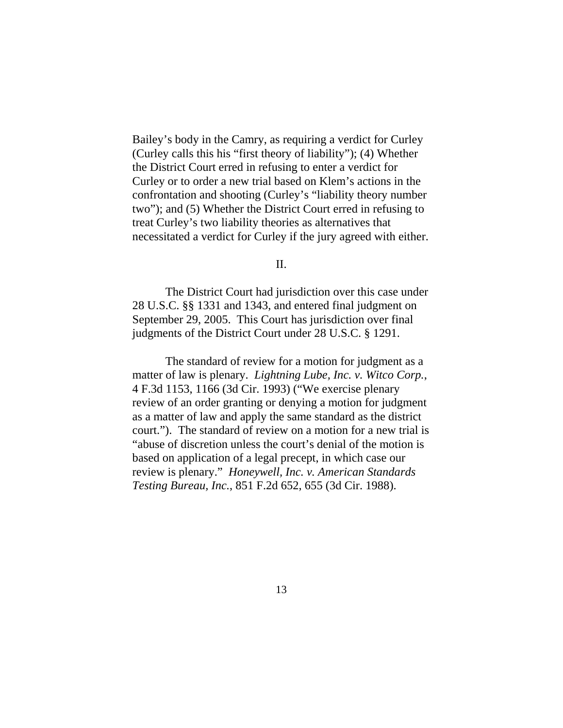Bailey's body in the Camry, as requiring a verdict for Curley (Curley calls this his "first theory of liability"); (4) Whether the District Court erred in refusing to enter a verdict for Curley or to order a new trial based on Klem's actions in the confrontation and shooting (Curley's "liability theory number two"); and (5) Whether the District Court erred in refusing to treat Curley's two liability theories as alternatives that necessitated a verdict for Curley if the jury agreed with either.

## II.

The District Court had jurisdiction over this case under 28 U.S.C. §§ 1331 and 1343, and entered final judgment on September 29, 2005. This Court has jurisdiction over final judgments of the District Court under 28 U.S.C. § 1291.

The standard of review for a motion for judgment as a matter of law is plenary. *Lightning Lube, Inc. v. Witco Corp.*, 4 F.3d 1153, 1166 (3d Cir. 1993) ("We exercise plenary review of an order granting or denying a motion for judgment as a matter of law and apply the same standard as the district court."). The standard of review on a motion for a new trial is "abuse of discretion unless the court's denial of the motion is based on application of a legal precept, in which case our review is plenary." *Honeywell, Inc. v. American Standards Testing Bureau, Inc.*, 851 F.2d 652, 655 (3d Cir. 1988).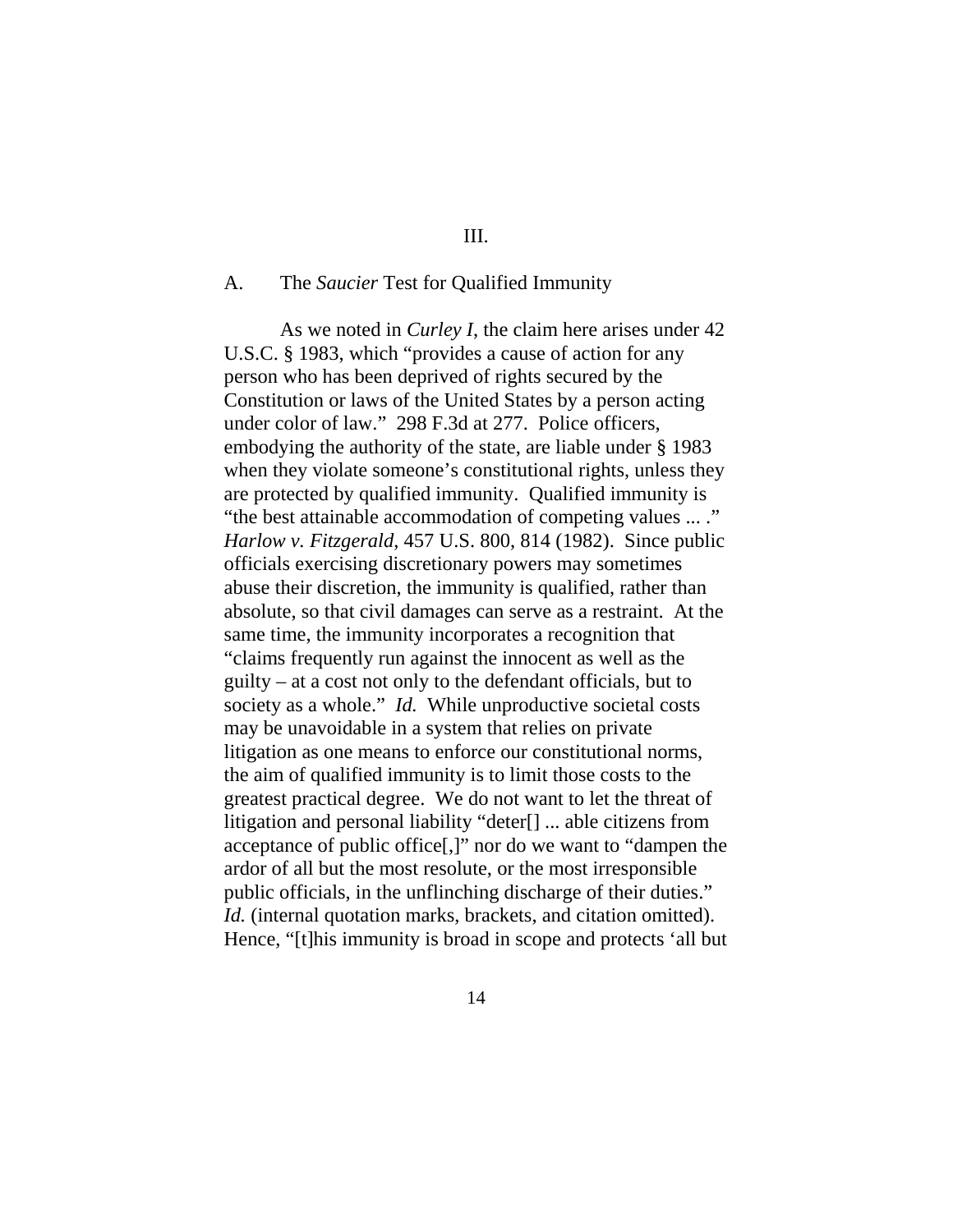III.

## A. The *Saucier* Test for Qualified Immunity

As we noted in *Curley I*, the claim here arises under 42 U.S.C. § 1983, which "provides a cause of action for any person who has been deprived of rights secured by the Constitution or laws of the United States by a person acting under color of law." 298 F.3d at 277. Police officers, embodying the authority of the state, are liable under § 1983 when they violate someone's constitutional rights, unless they are protected by qualified immunity. Qualified immunity is "the best attainable accommodation of competing values ... ." *Harlow v. Fitzgerald*, 457 U.S. 800, 814 (1982). Since public officials exercising discretionary powers may sometimes abuse their discretion, the immunity is qualified, rather than absolute, so that civil damages can serve as a restraint. At the same time, the immunity incorporates a recognition that "claims frequently run against the innocent as well as the guilty – at a cost not only to the defendant officials, but to society as a whole." *Id.* While unproductive societal costs may be unavoidable in a system that relies on private litigation as one means to enforce our constitutional norms, the aim of qualified immunity is to limit those costs to the greatest practical degree. We do not want to let the threat of litigation and personal liability "deter[] ... able citizens from acceptance of public office[,]" nor do we want to "dampen the ardor of all but the most resolute, or the most irresponsible public officials, in the unflinching discharge of their duties." *Id.* (internal quotation marks, brackets, and citation omitted). Hence, "[t]his immunity is broad in scope and protects 'all but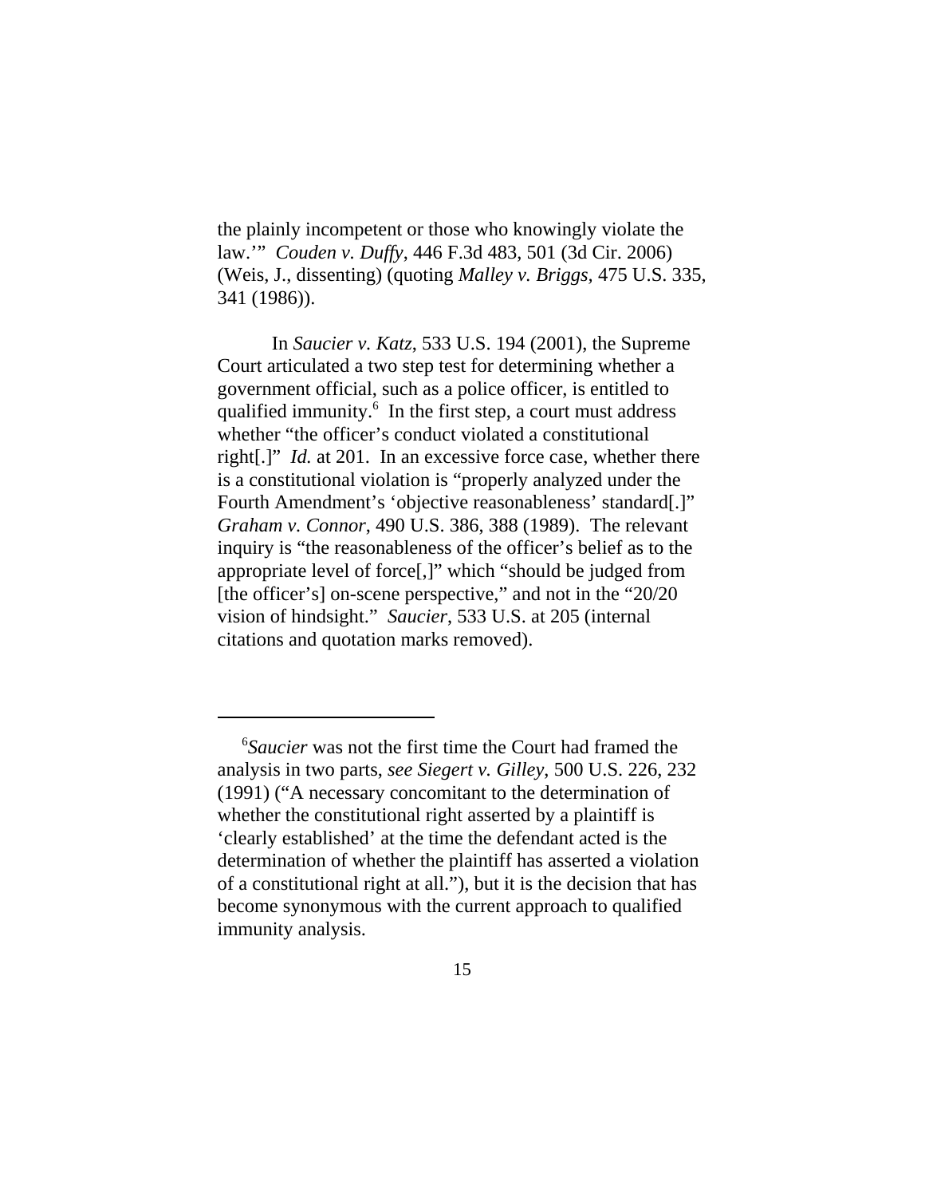the plainly incompetent or those who knowingly violate the law.'" *Couden v. Duffy*, 446 F.3d 483, 501 (3d Cir. 2006) (Weis, J., dissenting) (quoting *Malley v. Briggs*, 475 U.S. 335, 341 (1986)).

In *Saucier v. Katz*, 533 U.S. 194 (2001), the Supreme Court articulated a two step test for determining whether a government official, such as a police officer, is entitled to qualified immunity.[6] In the first step, a court must address whether "the officer's conduct violated a constitutional right[.]" *Id.* at 201. In an excessive force case, whether there is a constitutional violation is "properly analyzed under the Fourth Amendment's 'objective reasonableness' standard[.]" *Graham v. Connor*, 490 U.S. 386, 388 (1989). The relevant inquiry is "the reasonableness of the officer's belief as to the appropriate level of force[,]" which "should be judged from [the officer's] on-scene perspective," and not in the "20/20 vision of hindsight." *Saucier*, 533 U.S. at 205 (internal citations and quotation marks removed).

---

[6]*Saucier* was not the first time the Court had framed the analysis in two parts, *see Siegert v. Gilley*, 500 U.S. 226, 232 (1991) ("A necessary concomitant to the determination of whether the constitutional right asserted by a plaintiff is 'clearly established' at the time the defendant acted is the determination of whether the plaintiff has asserted a violation of a constitutional right at all."), but it is the decision that has become synonymous with the current approach to qualified immunity analysis.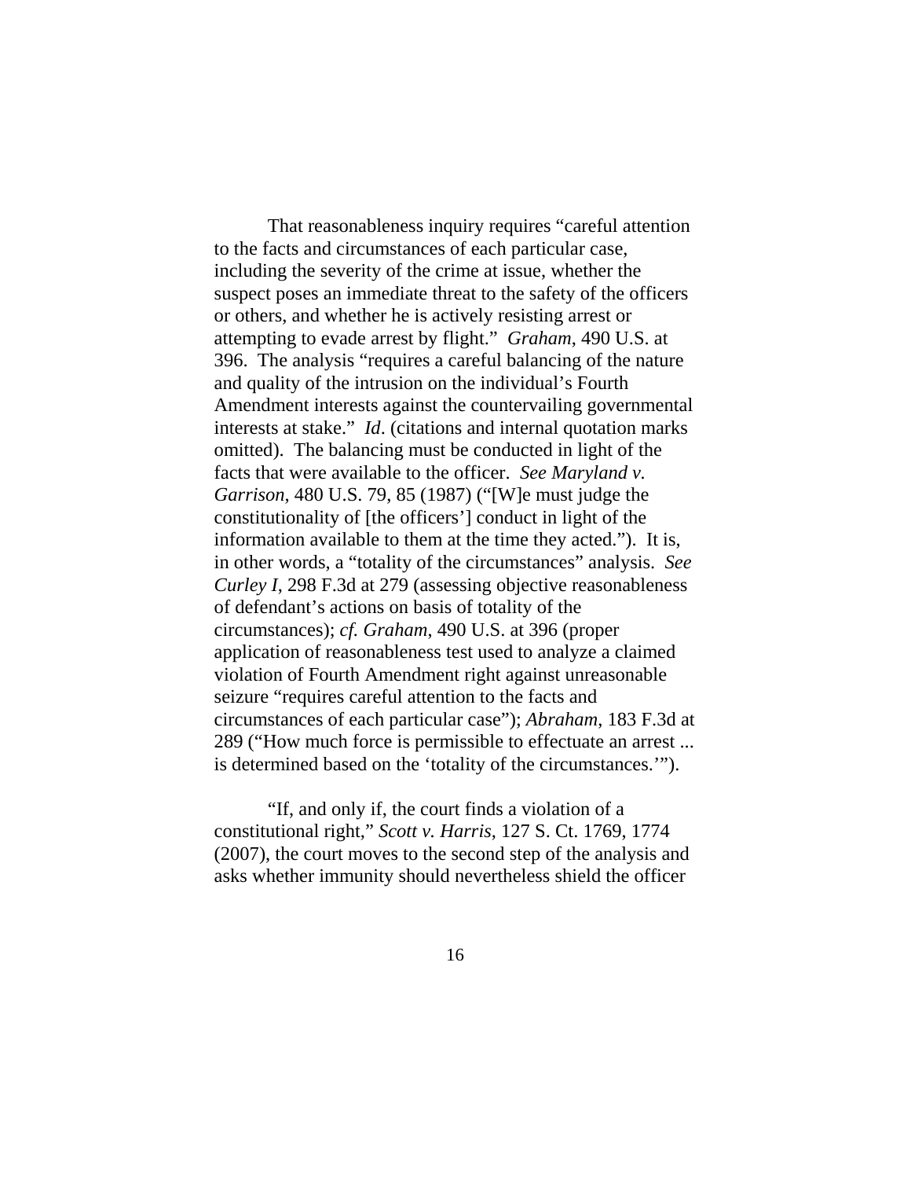That reasonableness inquiry requires "careful attention to the facts and circumstances of each particular case, including the severity of the crime at issue, whether the suspect poses an immediate threat to the safety of the officers or others, and whether he is actively resisting arrest or attempting to evade arrest by flight." *Graham*, 490 U.S. at 396. The analysis "requires a careful balancing of the nature and quality of the intrusion on the individual's Fourth Amendment interests against the countervailing governmental interests at stake." *Id*. (citations and internal quotation marks omitted). The balancing must be conducted in light of the facts that were available to the officer. *See Maryland v. Garrison*, 480 U.S. 79, 85 (1987) ("[W]e must judge the constitutionality of [the officers'] conduct in light of the information available to them at the time they acted."). It is, in other words, a "totality of the circumstances" analysis. *See Curley I*, 298 F.3d at 279 (assessing objective reasonableness of defendant's actions on basis of totality of the circumstances); *cf. Graham*, 490 U.S. at 396 (proper application of reasonableness test used to analyze a claimed violation of Fourth Amendment right against unreasonable seizure "requires careful attention to the facts and circumstances of each particular case"); *Abraham*, 183 F.3d at 289 ("How much force is permissible to effectuate an arrest ... is determined based on the 'totality of the circumstances.'").

"If, and only if, the court finds a violation of a constitutional right," *Scott v. Harris*, 127 S. Ct. 1769, 1774 (2007), the court moves to the second step of the analysis and asks whether immunity should nevertheless shield the officer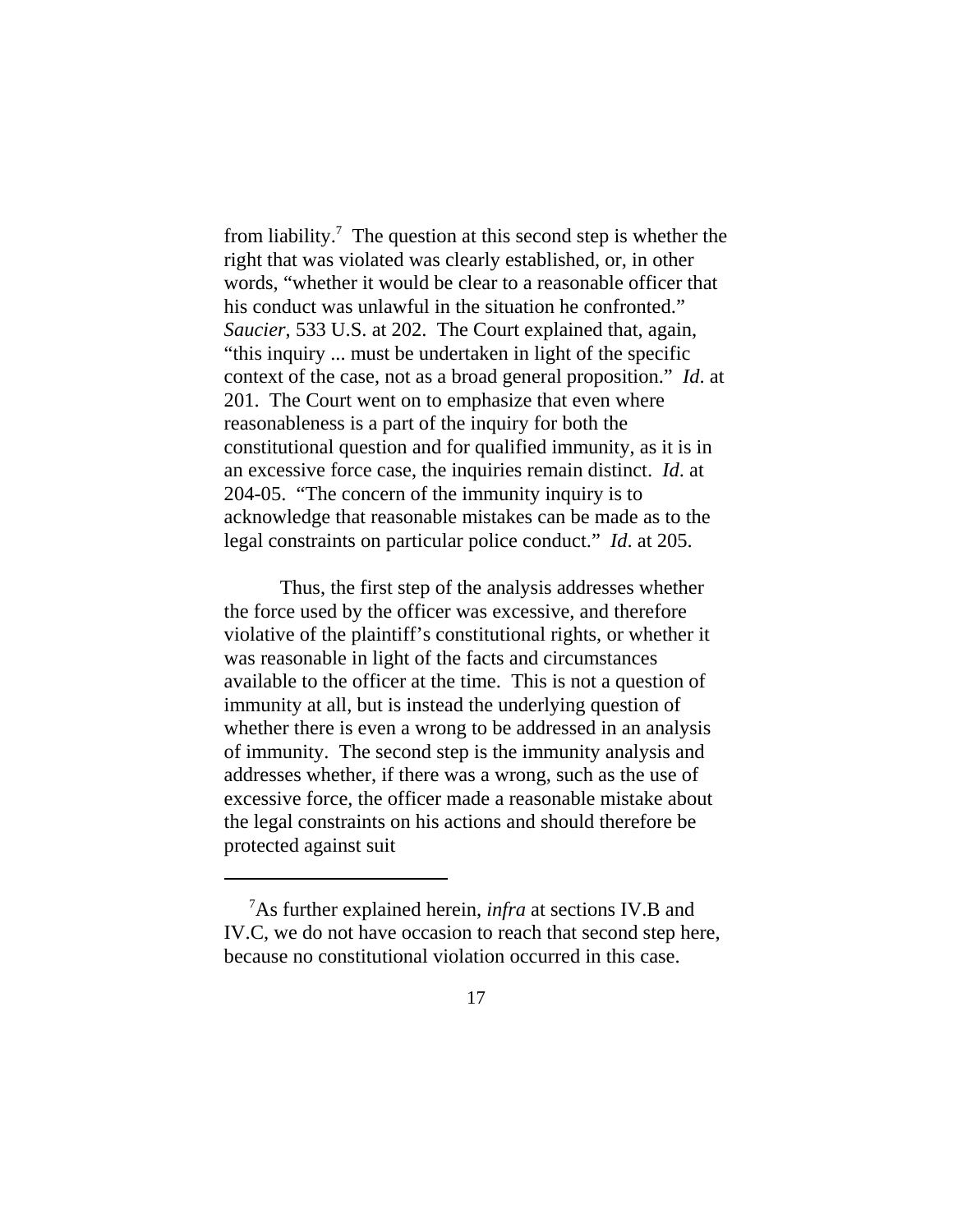from liability.[7] The question at this second step is whether the right that was violated was clearly established, or, in other words, "whether it would be clear to a reasonable officer that his conduct was unlawful in the situation he confronted." *Saucier*, 533 U.S. at 202. The Court explained that, again, "this inquiry ... must be undertaken in light of the specific context of the case, not as a broad general proposition." *Id*. at 201. The Court went on to emphasize that even where reasonableness is a part of the inquiry for both the constitutional question and for qualified immunity, as it is in an excessive force case, the inquiries remain distinct. *Id*. at 204-05. "The concern of the immunity inquiry is to acknowledge that reasonable mistakes can be made as to the legal constraints on particular police conduct." *Id*. at 205.

Thus, the first step of the analysis addresses whether the force used by the officer was excessive, and therefore violative of the plaintiff's constitutional rights, or whether it was reasonable in light of the facts and circumstances available to the officer at the time. This is not a question of immunity at all, but is instead the underlying question of whether there is even a wrong to be addressed in an analysis of immunity. The second step is the immunity analysis and addresses whether, if there was a wrong, such as the use of excessive force, the officer made a reasonable mistake about the legal constraints on his actions and should therefore be protected against suit

---

[7]As further explained herein, *infra* at sections IV.B and IV.C, we do not have occasion to reach that second step here, because no constitutional violation occurred in this case.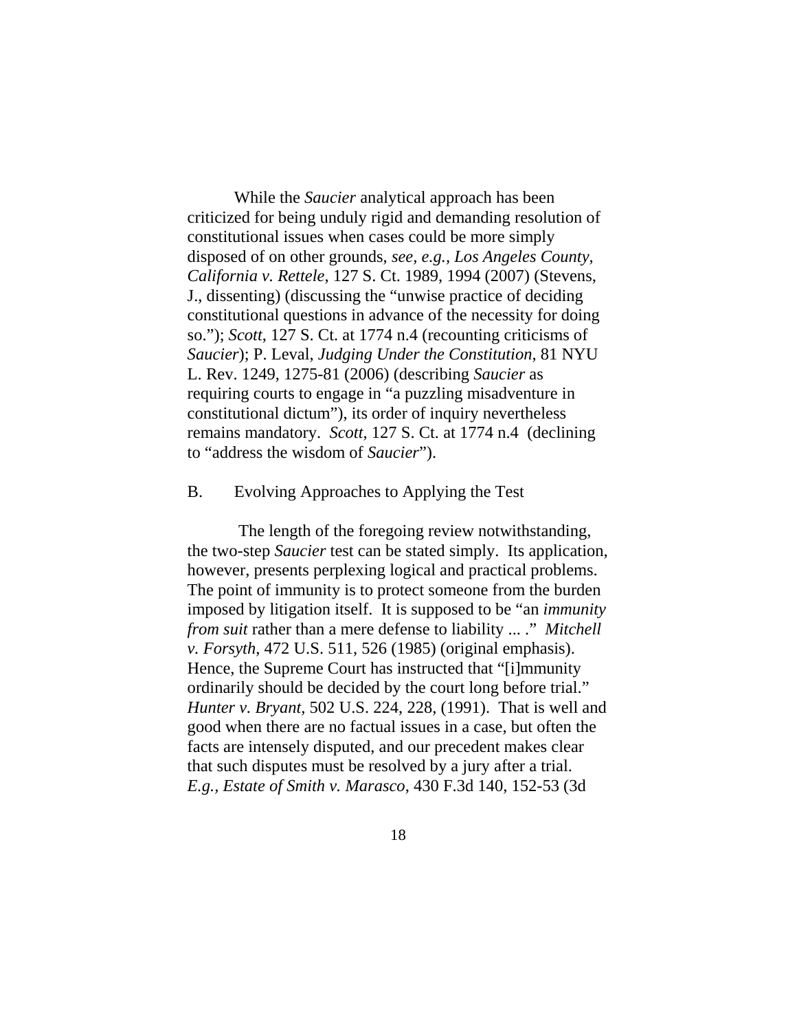While the *Saucier* analytical approach has been criticized for being unduly rigid and demanding resolution of constitutional issues when cases could be more simply disposed of on other grounds, *see, e.g.*, *Los Angeles County, California v. Rettele*, 127 S. Ct. 1989, 1994 (2007) (Stevens, J., dissenting) (discussing the "unwise practice of deciding constitutional questions in advance of the necessity for doing so."); *Scott*, 127 S. Ct. at 1774 n.4 (recounting criticisms of *Saucier*); P. Leval, *Judging Under the Constitution*, 81 NYU L. Rev. 1249, 1275-81 (2006) (describing *Saucier* as requiring courts to engage in "a puzzling misadventure in constitutional dictum"), its order of inquiry nevertheless remains mandatory. *Scott*, 127 S. Ct. at 1774 n.4 (declining to "address the wisdom of *Saucier*").

## B. Evolving Approaches to Applying the Test

The length of the foregoing review notwithstanding, the two-step *Saucier* test can be stated simply. Its application, however, presents perplexing logical and practical problems. The point of immunity is to protect someone from the burden imposed by litigation itself. It is supposed to be "an *immunity from suit* rather than a mere defense to liability ... ." *Mitchell v. Forsyth*, 472 U.S. 511, 526 (1985) (original emphasis). Hence, the Supreme Court has instructed that "[i]mmunity ordinarily should be decided by the court long before trial." *Hunter v. Bryant*, 502 U.S. 224, 228, (1991). That is well and good when there are no factual issues in a case, but often the facts are intensely disputed, and our precedent makes clear that such disputes must be resolved by a jury after a trial. *E.g., Estate of Smith v. Marasco*, 430 F.3d 140, 152-53 (3d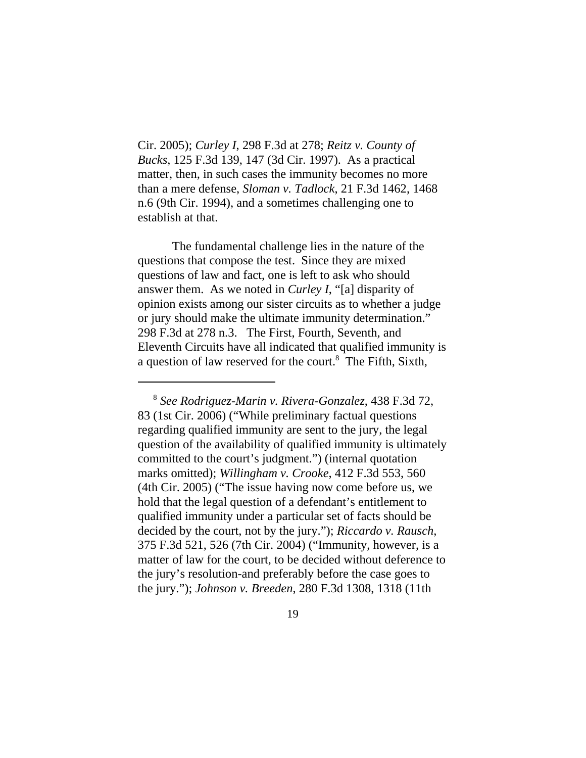Cir. 2005); *Curley I*, 298 F.3d at 278; *Reitz v. County of Bucks*, 125 F.3d 139, 147 (3d Cir. 1997). As a practical matter, then, in such cases the immunity becomes no more than a mere defense, *Sloman v. Tadlock*, 21 F.3d 1462, 1468 n.6 (9th Cir. 1994), and a sometimes challenging one to establish at that.

The fundamental challenge lies in the nature of the questions that compose the test. Since they are mixed questions of law and fact, one is left to ask who should answer them. As we noted in *Curley I*, "[a] disparity of opinion exists among our sister circuits as to whether a judge or jury should make the ultimate immunity determination." 298 F.3d at 278 n.3. The First, Fourth, Seventh, and Eleventh Circuits have all indicated that qualified immunity is a question of law reserved for the court.[8] The Fifth, Sixth,

---

[8] *See Rodriguez-Marin v. Rivera-Gonzalez*, 438 F.3d 72, 83 (1st Cir. 2006) ("While preliminary factual questions regarding qualified immunity are sent to the jury, the legal question of the availability of qualified immunity is ultimately committed to the court's judgment.") (internal quotation marks omitted); *Willingham v. Crooke*, 412 F.3d 553, 560 (4th Cir. 2005) ("The issue having now come before us, we hold that the legal question of a defendant's entitlement to qualified immunity under a particular set of facts should be decided by the court, not by the jury."); *Riccardo v. Rausch*, 375 F.3d 521, 526 (7th Cir. 2004) ("Immunity, however, is a matter of law for the court, to be decided without deference to the jury's resolution-and preferably before the case goes to the jury."); *Johnson v. Breeden*, 280 F.3d 1308, 1318 (11th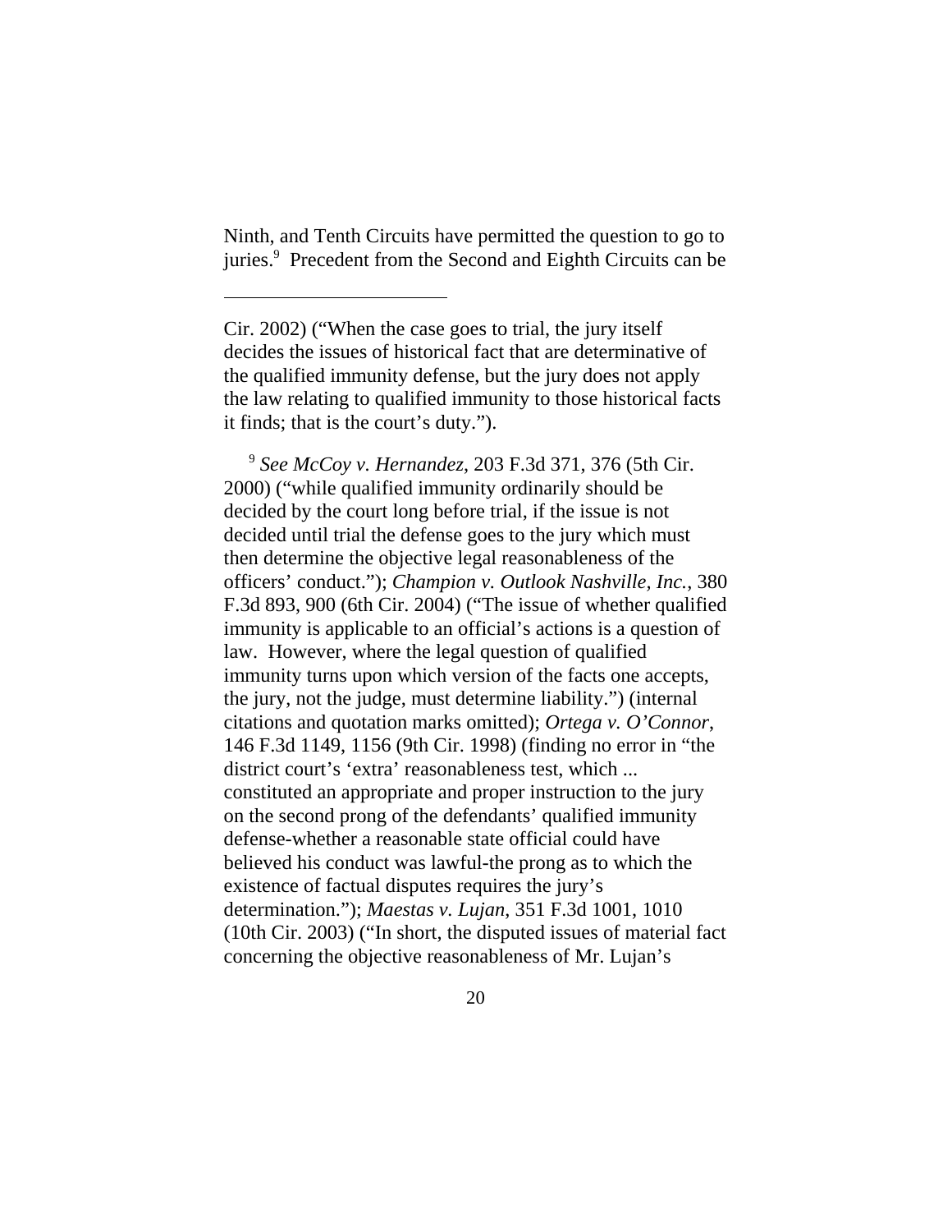Ninth, and Tenth Circuits have permitted the question to go to juries.[9] Precedent from the Second and Eighth Circuits can be

---

Cir. 2002) ("When the case goes to trial, the jury itself decides the issues of historical fact that are determinative of the qualified immunity defense, but the jury does not apply the law relating to qualified immunity to those historical facts it finds; that is the court's duty.").

[9] *See McCoy v. Hernandez*, 203 F.3d 371, 376 (5th Cir. 2000) ("while qualified immunity ordinarily should be decided by the court long before trial, if the issue is not decided until trial the defense goes to the jury which must then determine the objective legal reasonableness of the officers' conduct."); *Champion v. Outlook Nashville, Inc.*, 380 F.3d 893, 900 (6th Cir. 2004) ("The issue of whether qualified immunity is applicable to an official's actions is a question of law. However, where the legal question of qualified immunity turns upon which version of the facts one accepts, the jury, not the judge, must determine liability.") (internal citations and quotation marks omitted); *Ortega v. O'Connor*, 146 F.3d 1149, 1156 (9th Cir. 1998) (finding no error in "the district court's 'extra' reasonableness test, which ... constituted an appropriate and proper instruction to the jury on the second prong of the defendants' qualified immunity defense-whether a reasonable state official could have believed his conduct was lawful-the prong as to which the existence of factual disputes requires the jury's determination."); *Maestas v. Lujan*, 351 F.3d 1001, 1010 (10th Cir. 2003) ("In short, the disputed issues of material fact concerning the objective reasonableness of Mr. Lujan's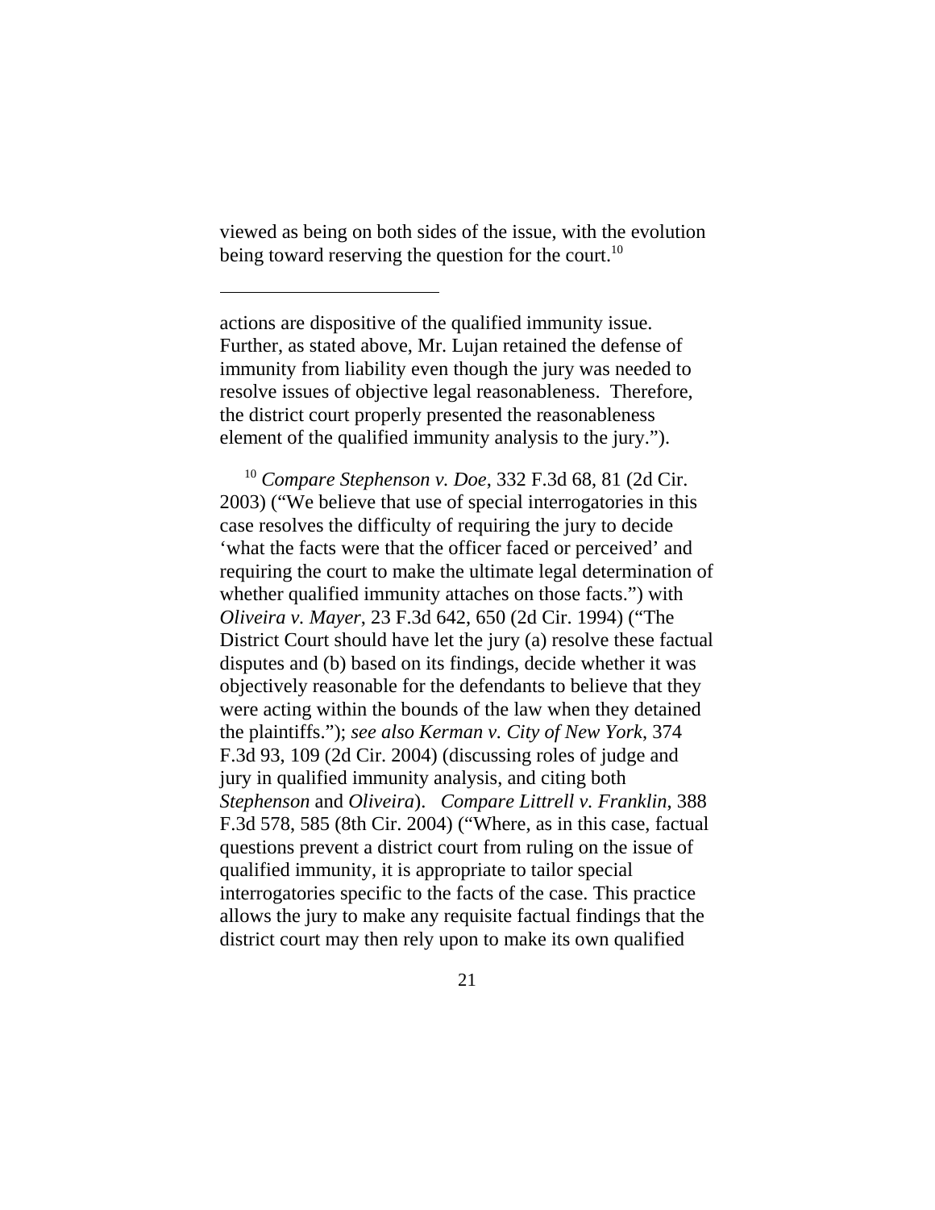viewed as being on both sides of the issue, with the evolution being toward reserving the question for the court.[10]

---

actions are dispositive of the qualified immunity issue. Further, as stated above, Mr. Lujan retained the defense of immunity from liability even though the jury was needed to resolve issues of objective legal reasonableness. Therefore, the district court properly presented the reasonableness element of the qualified immunity analysis to the jury.").

[10] *Compare Stephenson v. Doe*, 332 F.3d 68, 81 (2d Cir. 2003) ("We believe that use of special interrogatories in this case resolves the difficulty of requiring the jury to decide 'what the facts were that the officer faced or perceived' and requiring the court to make the ultimate legal determination of whether qualified immunity attaches on those facts.") with *Oliveira v. Mayer*, 23 F.3d 642, 650 (2d Cir. 1994) ("The District Court should have let the jury (a) resolve these factual disputes and (b) based on its findings, decide whether it was objectively reasonable for the defendants to believe that they were acting within the bounds of the law when they detained the plaintiffs."); *see also Kerman v. City of New York*, 374 F.3d 93, 109 (2d Cir. 2004) (discussing roles of judge and jury in qualified immunity analysis, and citing both *Stephenson* and *Oliveira*). *Compare Littrell v. Franklin*, 388 F.3d 578, 585 (8th Cir. 2004) ("Where, as in this case, factual questions prevent a district court from ruling on the issue of qualified immunity, it is appropriate to tailor special interrogatories specific to the facts of the case. This practice allows the jury to make any requisite factual findings that the district court may then rely upon to make its own qualified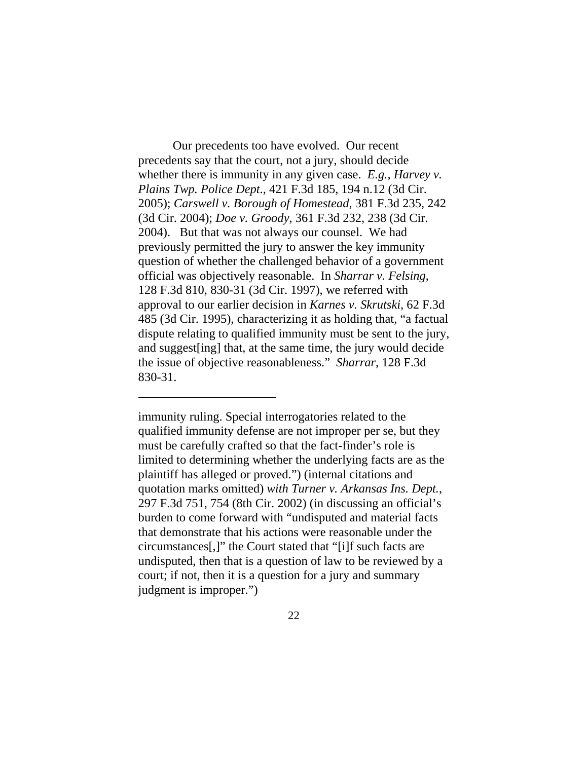Our precedents too have evolved. Our recent precedents say that the court, not a jury, should decide whether there is immunity in any given case. *E.g.*, *Harvey v. Plains Twp. Police Dept*., 421 F.3d 185, 194 n.12 (3d Cir. 2005); *Carswell v. Borough of Homestead*, 381 F.3d 235, 242 (3d Cir. 2004); *Doe v. Groody*, 361 F.3d 232, 238 (3d Cir. 2004). But that was not always our counsel. We had previously permitted the jury to answer the key immunity question of whether the challenged behavior of a government official was objectively reasonable. In *Sharrar v. Felsing*, 128 F.3d 810, 830-31 (3d Cir. 1997), we referred with approval to our earlier decision in *Karnes v. Skrutski*, 62 F.3d 485 (3d Cir. 1995), characterizing it as holding that, "a factual dispute relating to qualified immunity must be sent to the jury, and suggest[ing] that, at the same time, the jury would decide the issue of objective reasonableness." *Sharrar*, 128 F.3d 830-31.

---

immunity ruling. Special interrogatories related to the qualified immunity defense are not improper per se, but they must be carefully crafted so that the fact-finder's role is limited to determining whether the underlying facts are as the plaintiff has alleged or proved.") (internal citations and quotation marks omitted) *with Turner v. Arkansas Ins. Dept.*, 297 F.3d 751, 754 (8th Cir. 2002) (in discussing an official's burden to come forward with "undisputed and material facts that demonstrate that his actions were reasonable under the circumstances[,]" the Court stated that "[i]f such facts are undisputed, then that is a question of law to be reviewed by a court; if not, then it is a question for a jury and summary judgment is improper.")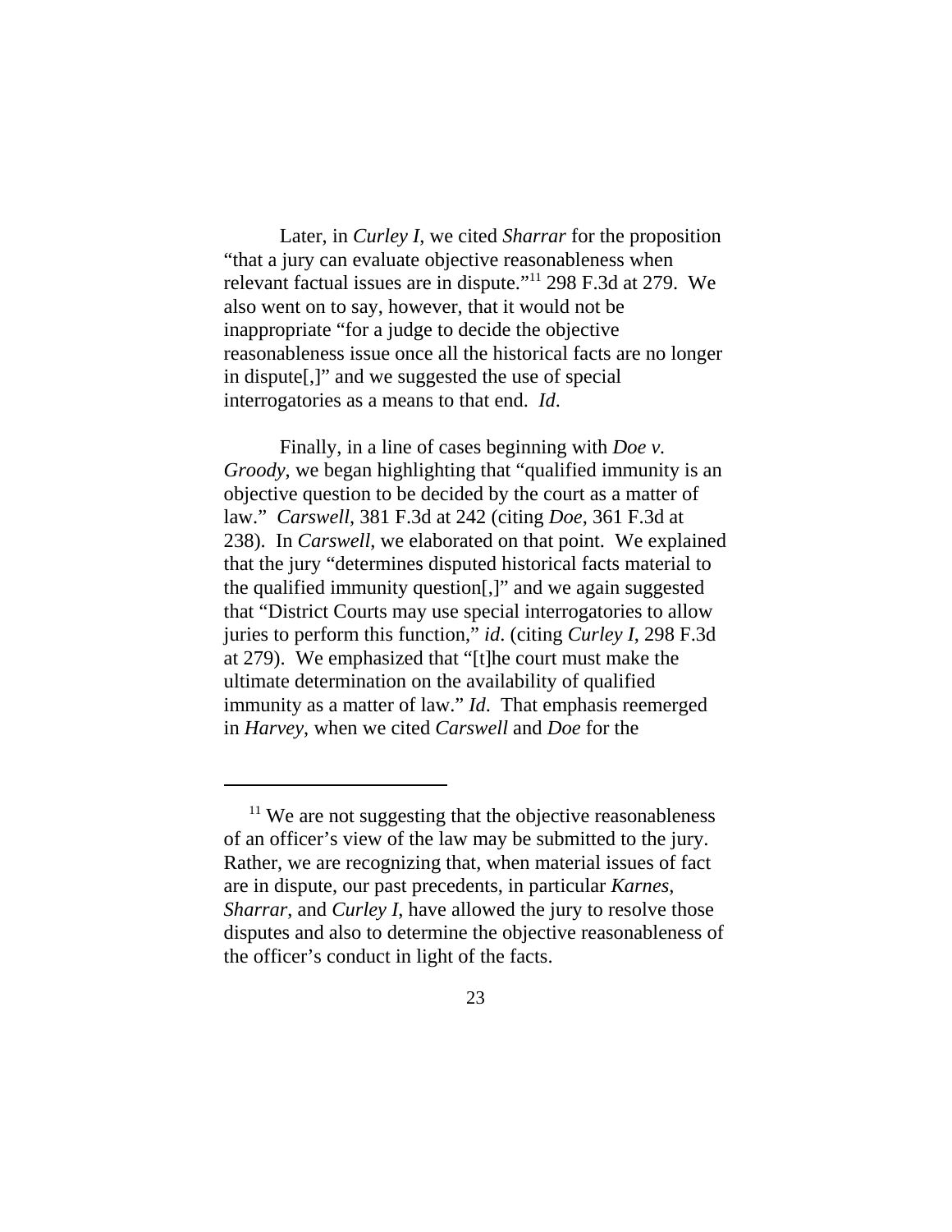Later, in *Curley I*, we cited *Sharrar* for the proposition "that a jury can evaluate objective reasonableness when relevant factual issues are in dispute."[11] 298 F.3d at 279. We also went on to say, however, that it would not be inappropriate "for a judge to decide the objective reasonableness issue once all the historical facts are no longer in dispute[,]" and we suggested the use of special interrogatories as a means to that end. *Id*.

Finally, in a line of cases beginning with *Doe v. Groody*, we began highlighting that "qualified immunity is an objective question to be decided by the court as a matter of law." *Carswell*, 381 F.3d at 242 (citing *Doe*, 361 F.3d at 238). In *Carswell*, we elaborated on that point. We explained that the jury "determines disputed historical facts material to the qualified immunity question[,]" and we again suggested that "District Courts may use special interrogatories to allow juries to perform this function," *id*. (citing *Curley I*, 298 F.3d at 279). We emphasized that "[t]he court must make the ultimate determination on the availability of qualified immunity as a matter of law." *Id*. That emphasis reemerged in *Harvey*, when we cited *Carswell* and *Doe* for the

---

[11] We are not suggesting that the objective reasonableness of an officer's view of the law may be submitted to the jury. Rather, we are recognizing that, when material issues of fact are in dispute, our past precedents, in particular *Karnes*, *Sharrar*, and *Curley I*, have allowed the jury to resolve those disputes and also to determine the objective reasonableness of the officer's conduct in light of the facts.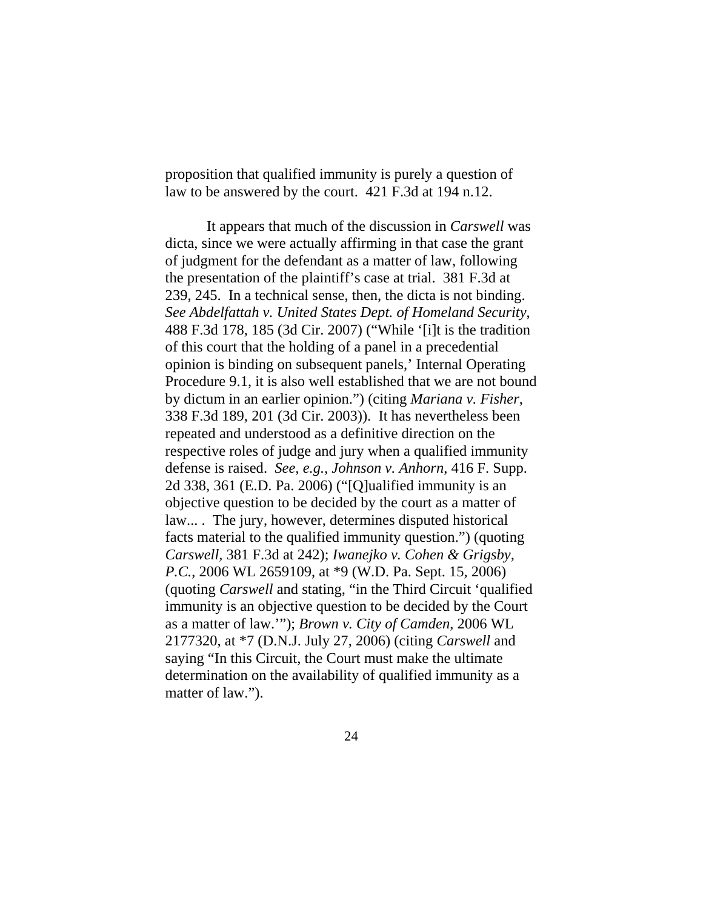proposition that qualified immunity is purely a question of law to be answered by the court. 421 F.3d at 194 n.12.

It appears that much of the discussion in *Carswell* was dicta, since we were actually affirming in that case the grant of judgment for the defendant as a matter of law, following the presentation of the plaintiff's case at trial. 381 F.3d at 239, 245. In a technical sense, then, the dicta is not binding. *See Abdelfattah v. United States Dept. of Homeland Security*, 488 F.3d 178, 185 (3d Cir. 2007) ("While '[i]t is the tradition of this court that the holding of a panel in a precedential opinion is binding on subsequent panels,' Internal Operating Procedure 9.1, it is also well established that we are not bound by dictum in an earlier opinion.") (citing *Mariana v. Fisher*, 338 F.3d 189, 201 (3d Cir. 2003)). It has nevertheless been repeated and understood as a definitive direction on the respective roles of judge and jury when a qualified immunity defense is raised. *See, e.g.*, *Johnson v. Anhorn*, 416 F. Supp. 2d 338, 361 (E.D. Pa. 2006) ("[Q]ualified immunity is an objective question to be decided by the court as a matter of law... . The jury, however, determines disputed historical facts material to the qualified immunity question.") (quoting *Carswell*, 381 F.3d at 242); *Iwanejko v. Cohen & Grigsby, P.C.*, 2006 WL 2659109, at *9 (W.D. Pa. Sept. 15, 2006) (quoting *Carswell* and stating, "in the Third Circuit 'qualified immunity is an objective question to be decided by the Court as a matter of law.'"); *Brown v. City of Camden*, 2006 WL 2177320, at *7 (D.N.J. July 27, 2006) (citing *Carswell* and saying "In this Circuit, the Court must make the ultimate determination on the availability of qualified immunity as a matter of law.").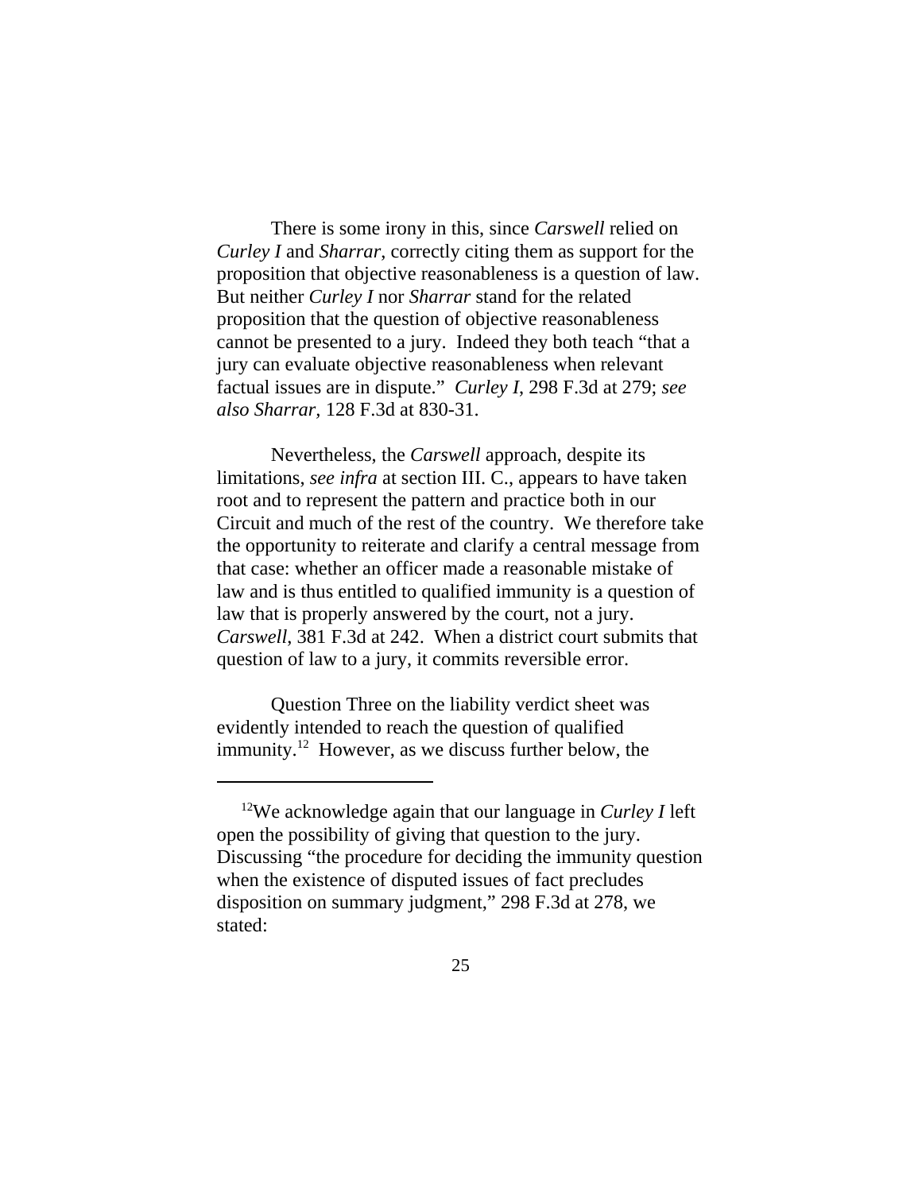There is some irony in this, since *Carswell* relied on *Curley I* and *Sharrar*, correctly citing them as support for the proposition that objective reasonableness is a question of law. But neither *Curley I* nor *Sharrar* stand for the related proposition that the question of objective reasonableness cannot be presented to a jury. Indeed they both teach "that a jury can evaluate objective reasonableness when relevant factual issues are in dispute." *Curley I*, 298 F.3d at 279; *see also Sharrar*, 128 F.3d at 830-31.

Nevertheless, the *Carswell* approach, despite its limitations, *see infra* at section III. C., appears to have taken root and to represent the pattern and practice both in our Circuit and much of the rest of the country. We therefore take the opportunity to reiterate and clarify a central message from that case: whether an officer made a reasonable mistake of law and is thus entitled to qualified immunity is a question of law that is properly answered by the court, not a jury. *Carswell*, 381 F.3d at 242. When a district court submits that question of law to a jury, it commits reversible error.

Question Three on the liability verdict sheet was evidently intended to reach the question of qualified immunity.[12] However, as we discuss further below, the

---

[12]We acknowledge again that our language in *Curley I* left open the possibility of giving that question to the jury. Discussing "the procedure for deciding the immunity question when the existence of disputed issues of fact precludes disposition on summary judgment," 298 F.3d at 278, we stated: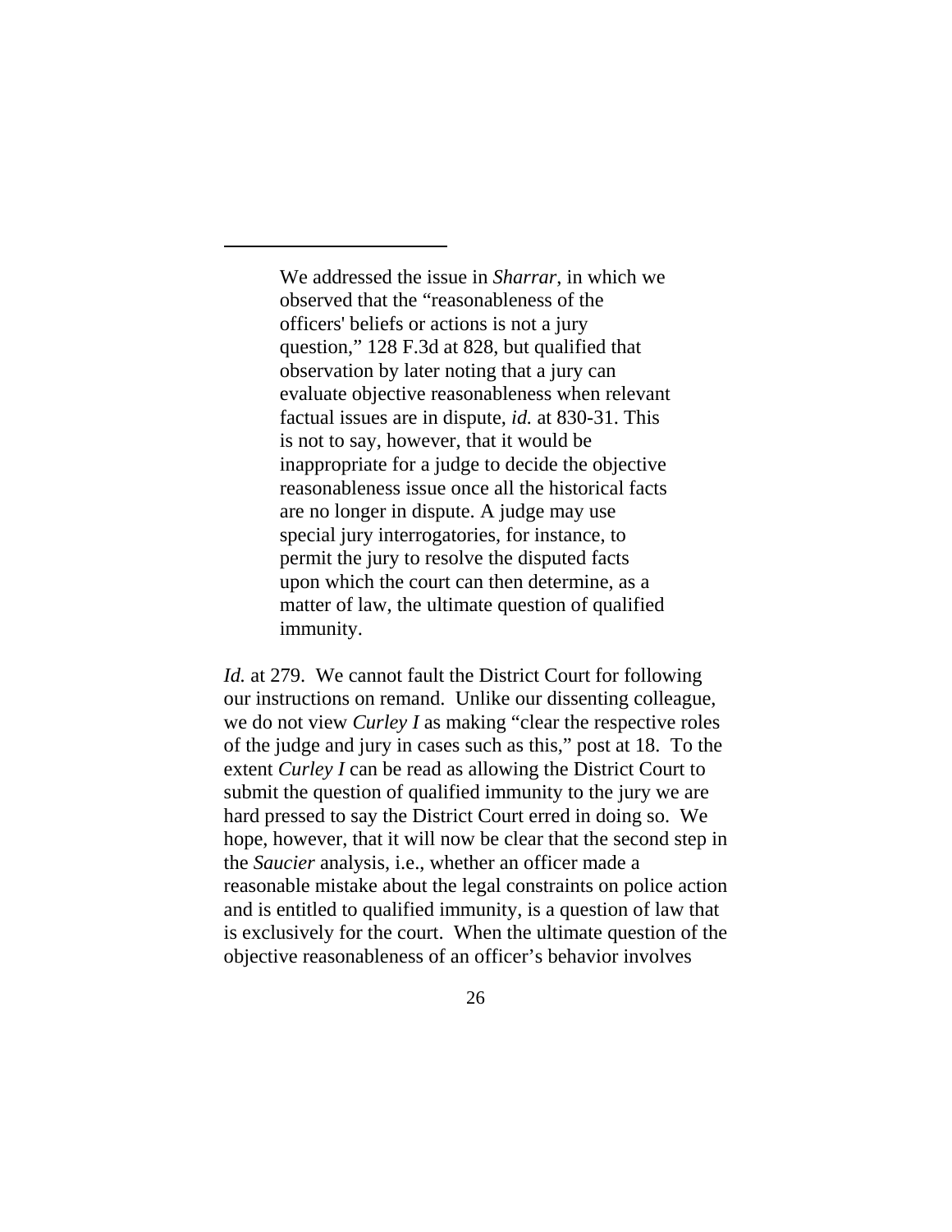> We addressed the issue in *Sharrar*, in which we observed that the "reasonableness of the officers' beliefs or actions is not a jury question," 128 F.3d at 828, but qualified that observation by later noting that a jury can evaluate objective reasonableness when relevant factual issues are in dispute, *id.* at 830-31. This is not to say, however, that it would be inappropriate for a judge to decide the objective reasonableness issue once all the historical facts are no longer in dispute. A judge may use special jury interrogatories, for instance, to permit the jury to resolve the disputed facts upon which the court can then determine, as a matter of law, the ultimate question of qualified immunity.

*Id.* at 279. We cannot fault the District Court for following our instructions on remand. Unlike our dissenting colleague, we do not view *Curley I* as making "clear the respective roles of the judge and jury in cases such as this," post at 18. To the extent *Curley I* can be read as allowing the District Court to submit the question of qualified immunity to the jury we are hard pressed to say the District Court erred in doing so. We hope, however, that it will now be clear that the second step in the *Saucier* analysis, i.e., whether an officer made a reasonable mistake about the legal constraints on police action and is entitled to qualified immunity, is a question of law that is exclusively for the court. When the ultimate question of the objective reasonableness of an officer's behavior involves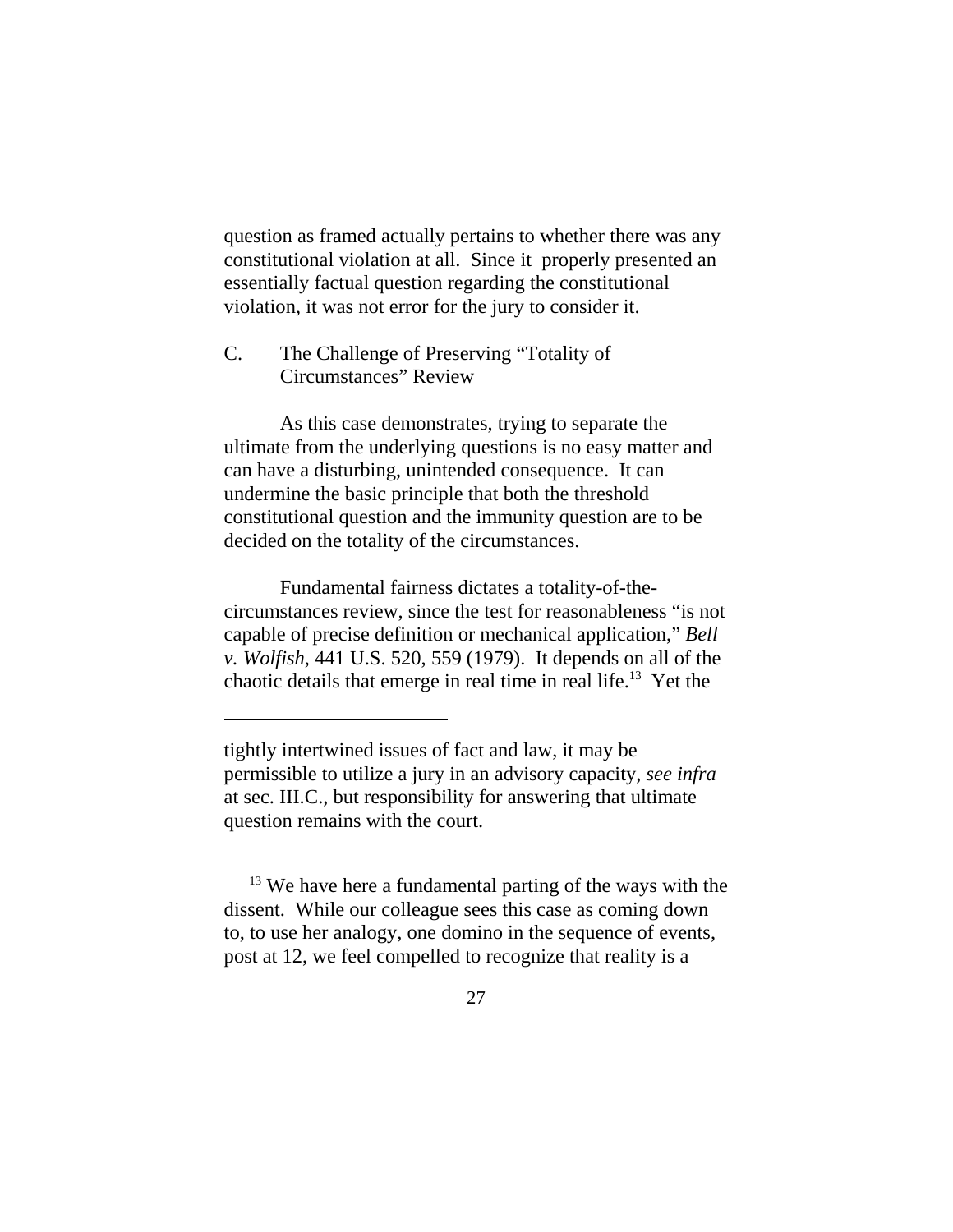question as framed actually pertains to whether there was any constitutional violation at all. Since it properly presented an essentially factual question regarding the constitutional violation, it was not error for the jury to consider it.

### C. The Challenge of Preserving "Totality of Circumstances" Review

As this case demonstrates, trying to separate the ultimate from the underlying questions is no easy matter and can have a disturbing, unintended consequence. It can undermine the basic principle that both the threshold constitutional question and the immunity question are to be decided on the totality of the circumstances.

Fundamental fairness dictates a totality-of-the-circumstances review, since the test for reasonableness "is not capable of precise definition or mechanical application," *Bell v. Wolfish*, 441 U.S. 520, 559 (1979). It depends on all of the chaotic details that emerge in real time in real life.[13] Yet the

---

tightly intertwined issues of fact and law, it may be permissible to utilize a jury in an advisory capacity, *see infra* at sec. III.C., but responsibility for answering that ultimate question remains with the court.

[13] We have here a fundamental parting of the ways with the dissent. While our colleague sees this case as coming down to, to use her analogy, one domino in the sequence of events, post at 12, we feel compelled to recognize that reality is a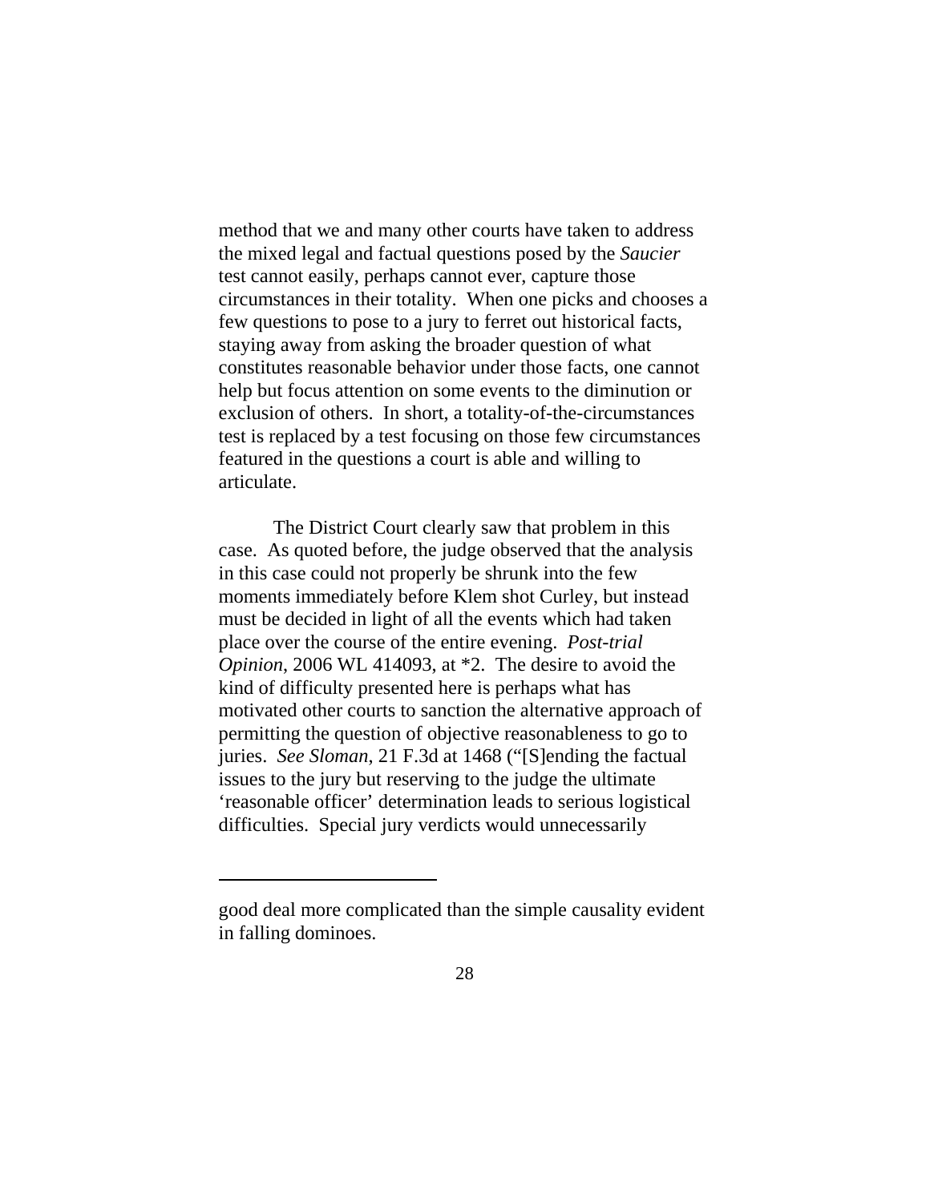method that we and many other courts have taken to address the mixed legal and factual questions posed by the *Saucier* test cannot easily, perhaps cannot ever, capture those circumstances in their totality. When one picks and chooses a few questions to pose to a jury to ferret out historical facts, staying away from asking the broader question of what constitutes reasonable behavior under those facts, one cannot help but focus attention on some events to the diminution or exclusion of others. In short, a totality-of-the-circumstances test is replaced by a test focusing on those few circumstances featured in the questions a court is able and willing to articulate.

The District Court clearly saw that problem in this case. As quoted before, the judge observed that the analysis in this case could not properly be shrunk into the few moments immediately before Klem shot Curley, but instead must be decided in light of all the events which had taken place over the course of the entire evening. *Post-trial Opinion*, 2006 WL 414093, at *2. The desire to avoid the kind of difficulty presented here is perhaps what has motivated other courts to sanction the alternative approach of permitting the question of objective reasonableness to go to juries. *See Sloman*, 21 F.3d at 1468 ("[S]ending the factual issues to the jury but reserving to the judge the ultimate 'reasonable officer' determination leads to serious logistical difficulties. Special jury verdicts would unnecessarily

---

good deal more complicated than the simple causality evident in falling dominoes.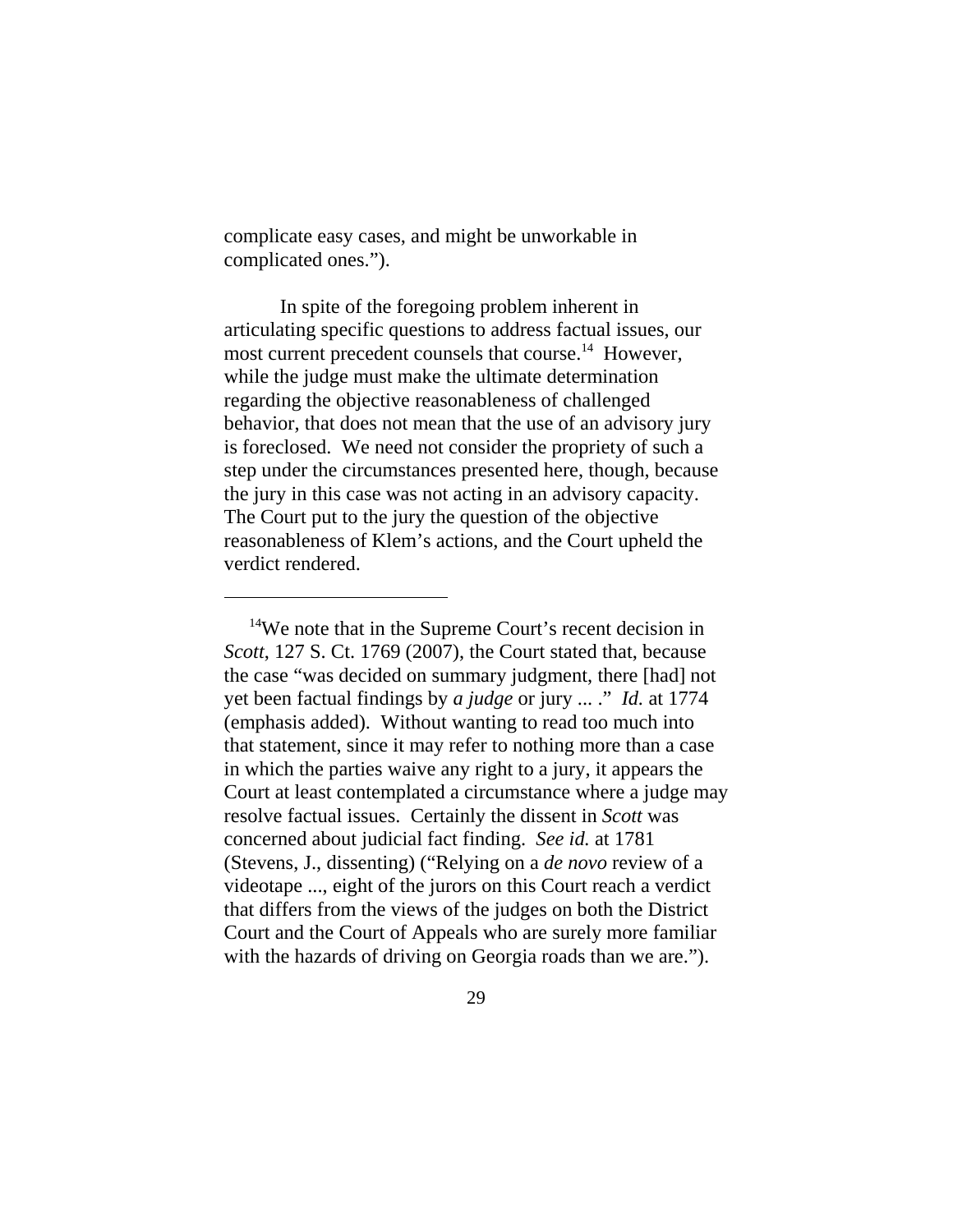complicate easy cases, and might be unworkable in complicated ones.").

In spite of the foregoing problem inherent in articulating specific questions to address factual issues, our most current precedent counsels that course.[14] However, while the judge must make the ultimate determination regarding the objective reasonableness of challenged behavior, that does not mean that the use of an advisory jury is foreclosed. We need not consider the propriety of such a step under the circumstances presented here, though, because the jury in this case was not acting in an advisory capacity. The Court put to the jury the question of the objective reasonableness of Klem's actions, and the Court upheld the verdict rendered.

---

[14]We note that in the Supreme Court's recent decision in *Scott*, 127 S. Ct. 1769 (2007), the Court stated that, because the case "was decided on summary judgment, there [had] not yet been factual findings by *a judge* or jury ... ." *Id.* at 1774 (emphasis added). Without wanting to read too much into that statement, since it may refer to nothing more than a case in which the parties waive any right to a jury, it appears the Court at least contemplated a circumstance where a judge may resolve factual issues. Certainly the dissent in *Scott* was concerned about judicial fact finding. *See id.* at 1781 (Stevens, J., dissenting) ("Relying on a *de novo* review of a videotape ..., eight of the jurors on this Court reach a verdict that differs from the views of the judges on both the District Court and the Court of Appeals who are surely more familiar with the hazards of driving on Georgia roads than we are.").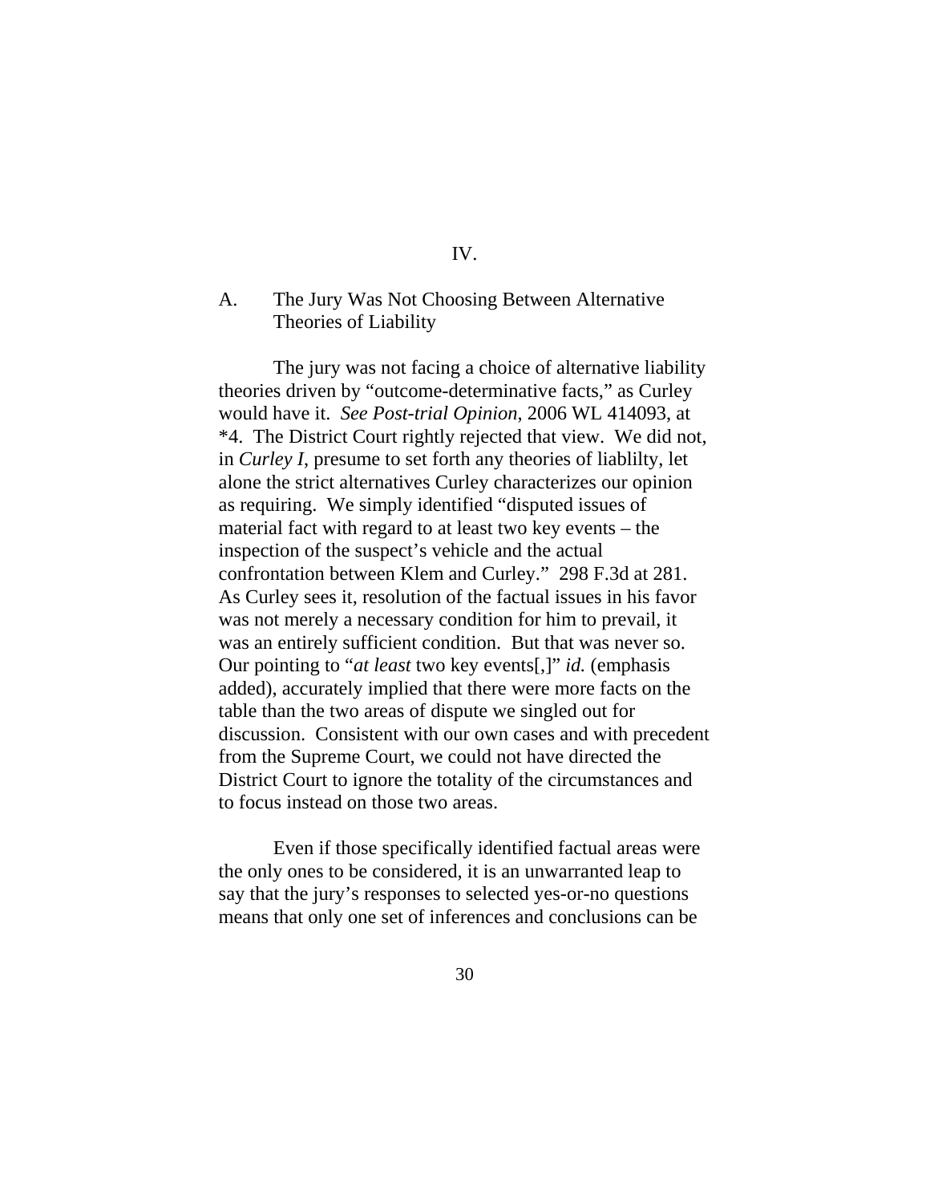# IV.

## A. The Jury Was Not Choosing Between Alternative Theories of Liability

The jury was not facing a choice of alternative liability theories driven by "outcome-determinative facts," as Curley would have it. *See Post-trial Opinion*, 2006 WL 414093, at *4. The District Court rightly rejected that view. We did not, in *Curley I*, presume to set forth any theories of liablilty, let alone the strict alternatives Curley characterizes our opinion as requiring. We simply identified "disputed issues of material fact with regard to at least two key events – the inspection of the suspect's vehicle and the actual confrontation between Klem and Curley." 298 F.3d at 281. As Curley sees it, resolution of the factual issues in his favor was not merely a necessary condition for him to prevail, it was an entirely sufficient condition. But that was never so. Our pointing to "*at least* two key events[,]" *id.* (emphasis added), accurately implied that there were more facts on the table than the two areas of dispute we singled out for discussion. Consistent with our own cases and with precedent from the Supreme Court, we could not have directed the District Court to ignore the totality of the circumstances and to focus instead on those two areas.

Even if those specifically identified factual areas were the only ones to be considered, it is an unwarranted leap to say that the jury's responses to selected yes-or-no questions means that only one set of inferences and conclusions can be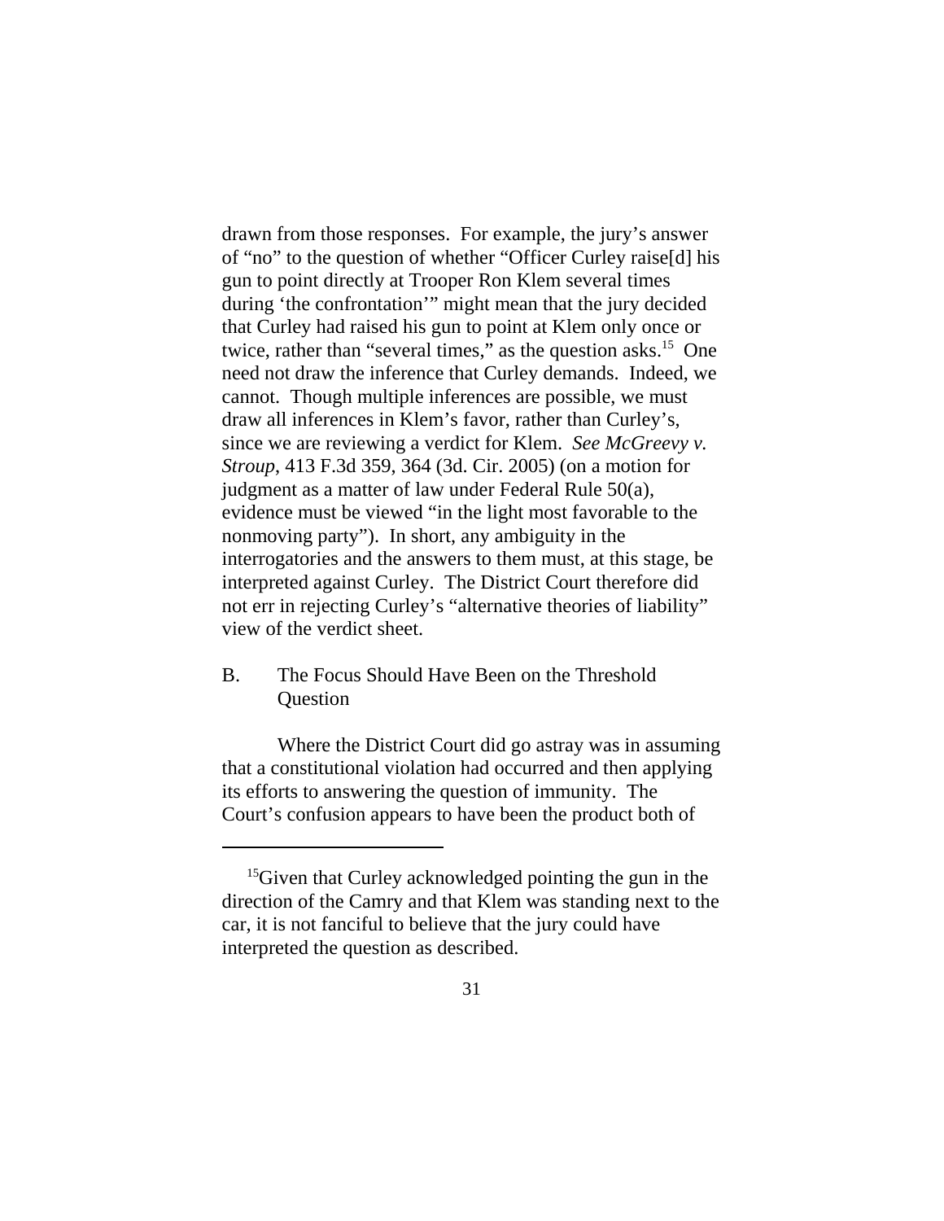drawn from those responses. For example, the jury's answer of "no" to the question of whether "Officer Curley raise[d] his gun to point directly at Trooper Ron Klem several times during 'the confrontation'" might mean that the jury decided that Curley had raised his gun to point at Klem only once or twice, rather than "several times," as the question asks.[15] One need not draw the inference that Curley demands. Indeed, we cannot. Though multiple inferences are possible, we must draw all inferences in Klem's favor, rather than Curley's, since we are reviewing a verdict for Klem. *See McGreevy v. Stroup*, 413 F.3d 359, 364 (3d. Cir. 2005) (on a motion for judgment as a matter of law under Federal Rule 50(a), evidence must be viewed "in the light most favorable to the nonmoving party"). In short, any ambiguity in the interrogatories and the answers to them must, at this stage, be interpreted against Curley. The District Court therefore did not err in rejecting Curley's "alternative theories of liability" view of the verdict sheet.

## B. The Focus Should Have Been on the Threshold Question

Where the District Court did go astray was in assuming that a constitutional violation had occurred and then applying its efforts to answering the question of immunity. The Court's confusion appears to have been the product both of

---

[15] Given that Curley acknowledged pointing the gun in the direction of the Camry and that Klem was standing next to the car, it is not fanciful to believe that the jury could have interpreted the question as described.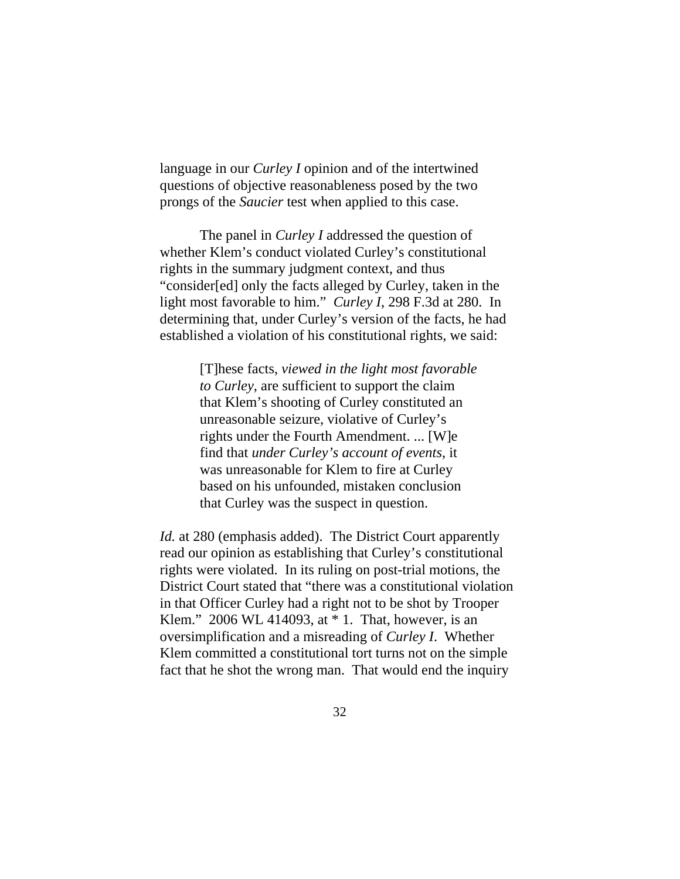language in our *Curley I* opinion and of the intertwined questions of objective reasonableness posed by the two prongs of the *Saucier* test when applied to this case.

The panel in *Curley I* addressed the question of whether Klem's conduct violated Curley's constitutional rights in the summary judgment context, and thus "consider[ed] only the facts alleged by Curley, taken in the light most favorable to him." *Curley I*, 298 F.3d at 280. In determining that, under Curley's version of the facts, he had established a violation of his constitutional rights, we said:

> [T]hese facts, *viewed in the light most favorable to Curley*, are sufficient to support the claim that Klem's shooting of Curley constituted an unreasonable seizure, violative of Curley's rights under the Fourth Amendment. ... [W]e find that *under Curley's account of events*, it was unreasonable for Klem to fire at Curley based on his unfounded, mistaken conclusion that Curley was the suspect in question.

*Id.* at 280 (emphasis added). The District Court apparently read our opinion as establishing that Curley's constitutional rights were violated. In its ruling on post-trial motions, the District Court stated that "there was a constitutional violation in that Officer Curley had a right not to be shot by Trooper Klem." 2006 WL 414093, at * 1. That, however, is an oversimplification and a misreading of *Curley I*. Whether Klem committed a constitutional tort turns not on the simple fact that he shot the wrong man. That would end the inquiry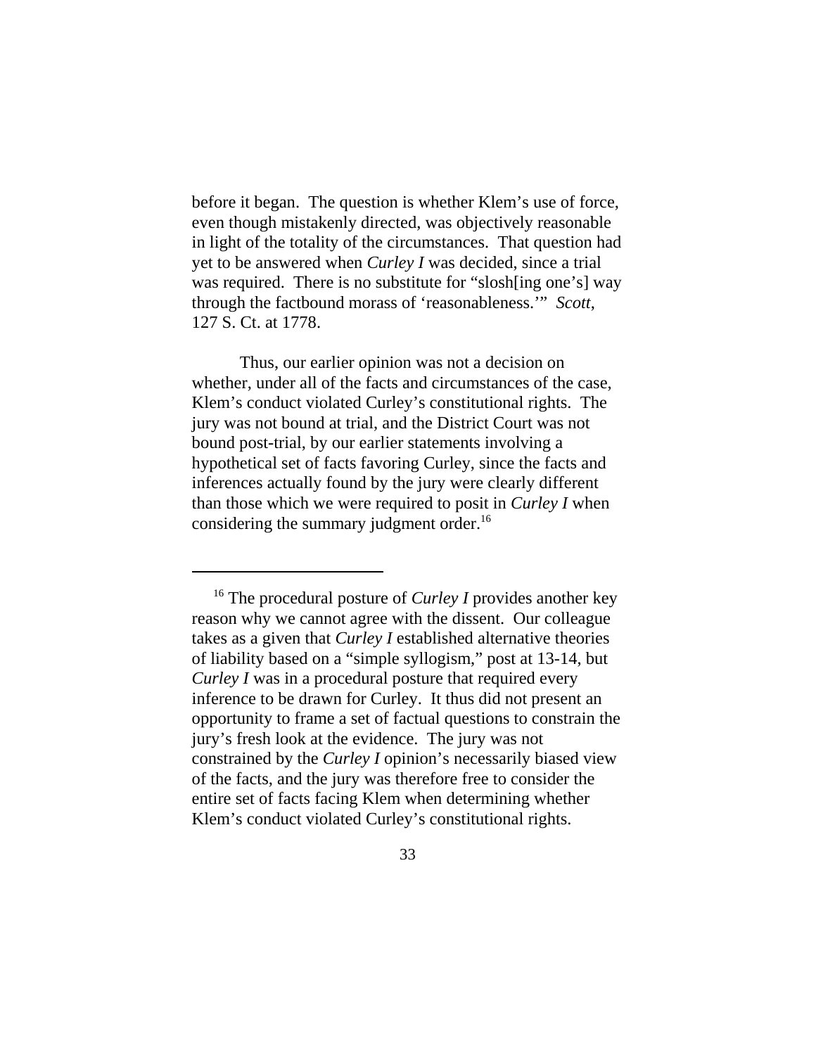before it began. The question is whether Klem's use of force, even though mistakenly directed, was objectively reasonable in light of the totality of the circumstances. That question had yet to be answered when *Curley I* was decided, since a trial was required. There is no substitute for "slosh[ing one's] way through the factbound morass of 'reasonableness.'" *Scott*, 127 S. Ct. at 1778.

Thus, our earlier opinion was not a decision on whether, under all of the facts and circumstances of the case, Klem's conduct violated Curley's constitutional rights. The jury was not bound at trial, and the District Court was not bound post-trial, by our earlier statements involving a hypothetical set of facts favoring Curley, since the facts and inferences actually found by the jury were clearly different than those which we were required to posit in *Curley I* when considering the summary judgment order.[16]

---

[16] The procedural posture of *Curley I* provides another key reason why we cannot agree with the dissent. Our colleague takes as a given that *Curley I* established alternative theories of liability based on a "simple syllogism," post at 13-14, but *Curley I* was in a procedural posture that required every inference to be drawn for Curley. It thus did not present an opportunity to frame a set of factual questions to constrain the jury's fresh look at the evidence. The jury was not constrained by the *Curley I* opinion's necessarily biased view of the facts, and the jury was therefore free to consider the entire set of facts facing Klem when determining whether Klem's conduct violated Curley's constitutional rights.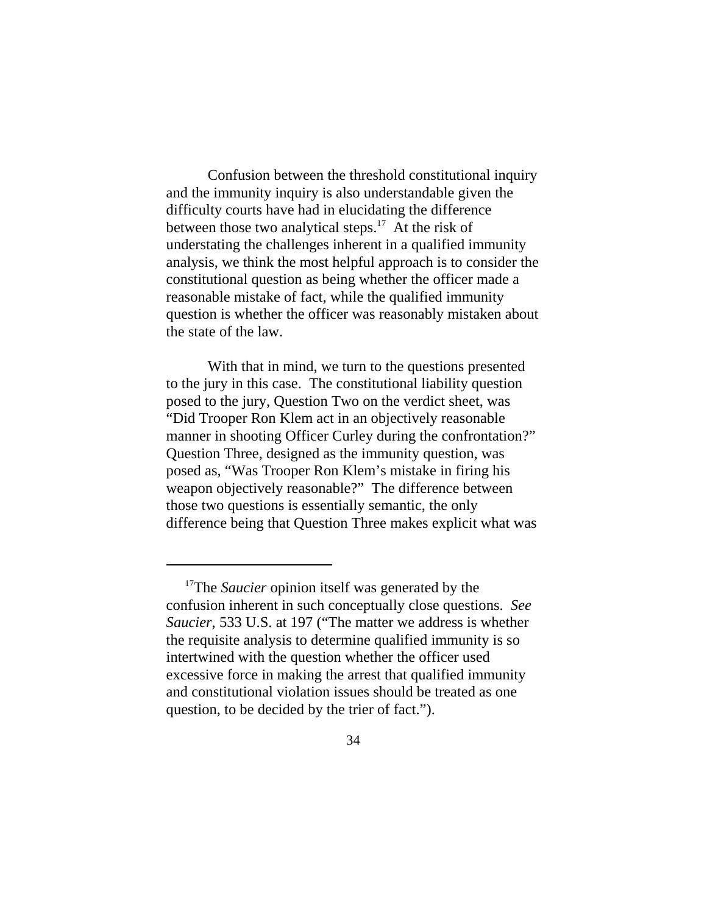Confusion between the threshold constitutional inquiry and the immunity inquiry is also understandable given the difficulty courts have had in elucidating the difference between those two analytical steps.[17] At the risk of understating the challenges inherent in a qualified immunity analysis, we think the most helpful approach is to consider the constitutional question as being whether the officer made a reasonable mistake of fact, while the qualified immunity question is whether the officer was reasonably mistaken about the state of the law.

With that in mind, we turn to the questions presented to the jury in this case. The constitutional liability question posed to the jury, Question Two on the verdict sheet, was "Did Trooper Ron Klem act in an objectively reasonable manner in shooting Officer Curley during the confrontation?" Question Three, designed as the immunity question, was posed as, "Was Trooper Ron Klem's mistake in firing his weapon objectively reasonable?" The difference between those two questions is essentially semantic, the only difference being that Question Three makes explicit what was

---

[17]The *Saucier* opinion itself was generated by the confusion inherent in such conceptually close questions. *See Saucier*, 533 U.S. at 197 ("The matter we address is whether the requisite analysis to determine qualified immunity is so intertwined with the question whether the officer used excessive force in making the arrest that qualified immunity and constitutional violation issues should be treated as one question, to be decided by the trier of fact.").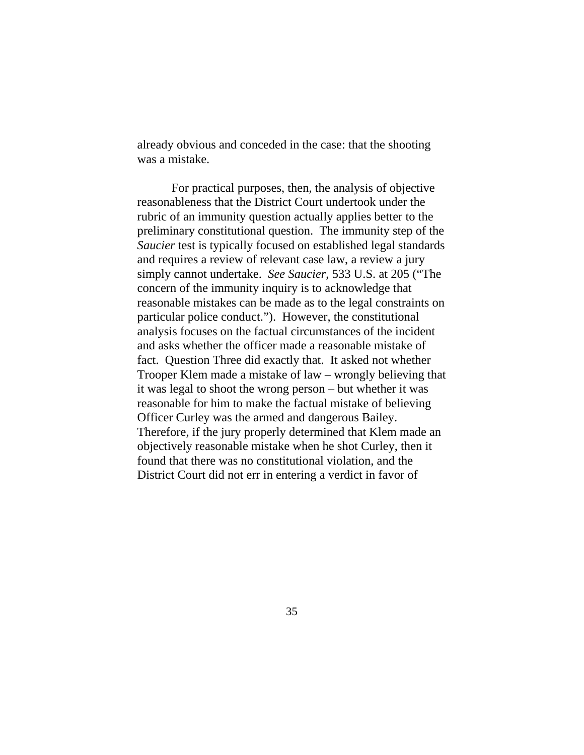already obvious and conceded in the case: that the shooting was a mistake.

For practical purposes, then, the analysis of objective reasonableness that the District Court undertook under the rubric of an immunity question actually applies better to the preliminary constitutional question. The immunity step of the *Saucier* test is typically focused on established legal standards and requires a review of relevant case law, a review a jury simply cannot undertake. *See Saucier*, 533 U.S. at 205 ("The concern of the immunity inquiry is to acknowledge that reasonable mistakes can be made as to the legal constraints on particular police conduct."). However, the constitutional analysis focuses on the factual circumstances of the incident and asks whether the officer made a reasonable mistake of fact. Question Three did exactly that. It asked not whether Trooper Klem made a mistake of law – wrongly believing that it was legal to shoot the wrong person – but whether it was reasonable for him to make the factual mistake of believing Officer Curley was the armed and dangerous Bailey. Therefore, if the jury properly determined that Klem made an objectively reasonable mistake when he shot Curley, then it found that there was no constitutional violation, and the District Court did not err in entering a verdict in favor of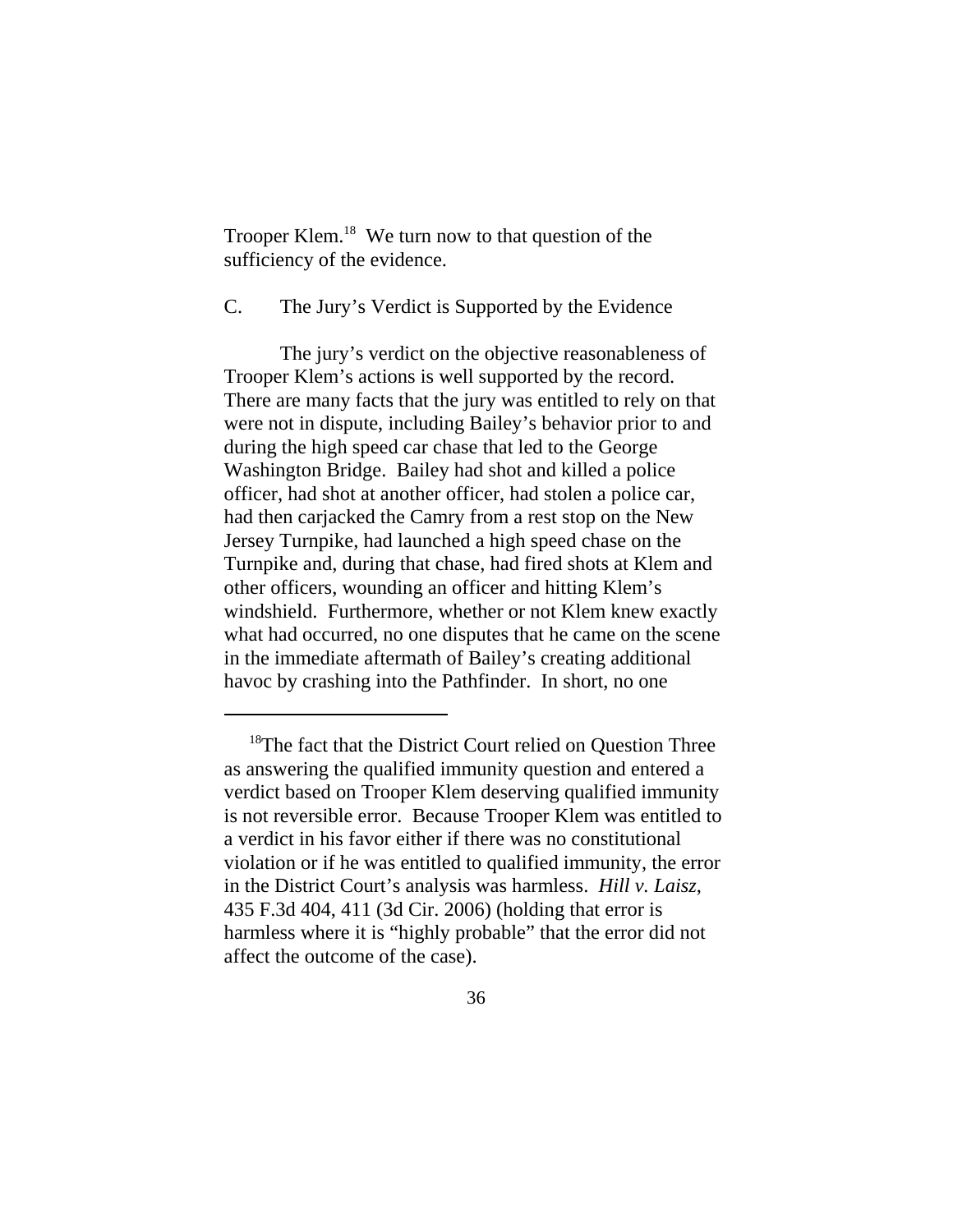Trooper Klem.[18] We turn now to that question of the sufficiency of the evidence.

### C. The Jury's Verdict is Supported by the Evidence

The jury's verdict on the objective reasonableness of Trooper Klem's actions is well supported by the record. There are many facts that the jury was entitled to rely on that were not in dispute, including Bailey's behavior prior to and during the high speed car chase that led to the George Washington Bridge. Bailey had shot and killed a police officer, had shot at another officer, had stolen a police car, had then carjacked the Camry from a rest stop on the New Jersey Turnpike, had launched a high speed chase on the Turnpike and, during that chase, had fired shots at Klem and other officers, wounding an officer and hitting Klem's windshield. Furthermore, whether or not Klem knew exactly what had occurred, no one disputes that he came on the scene in the immediate aftermath of Bailey's creating additional havoc by crashing into the Pathfinder. In short, no one

[18] The fact that the District Court relied on Question Three as answering the qualified immunity question and entered a verdict based on Trooper Klem deserving qualified immunity is not reversible error. Because Trooper Klem was entitled to a verdict in his favor either if there was no constitutional violation or if he was entitled to qualified immunity, the error in the District Court's analysis was harmless. *Hill v. Laisz*, 435 F.3d 404, 411 (3d Cir. 2006) (holding that error is harmless where it is "highly probable" that the error did not affect the outcome of the case).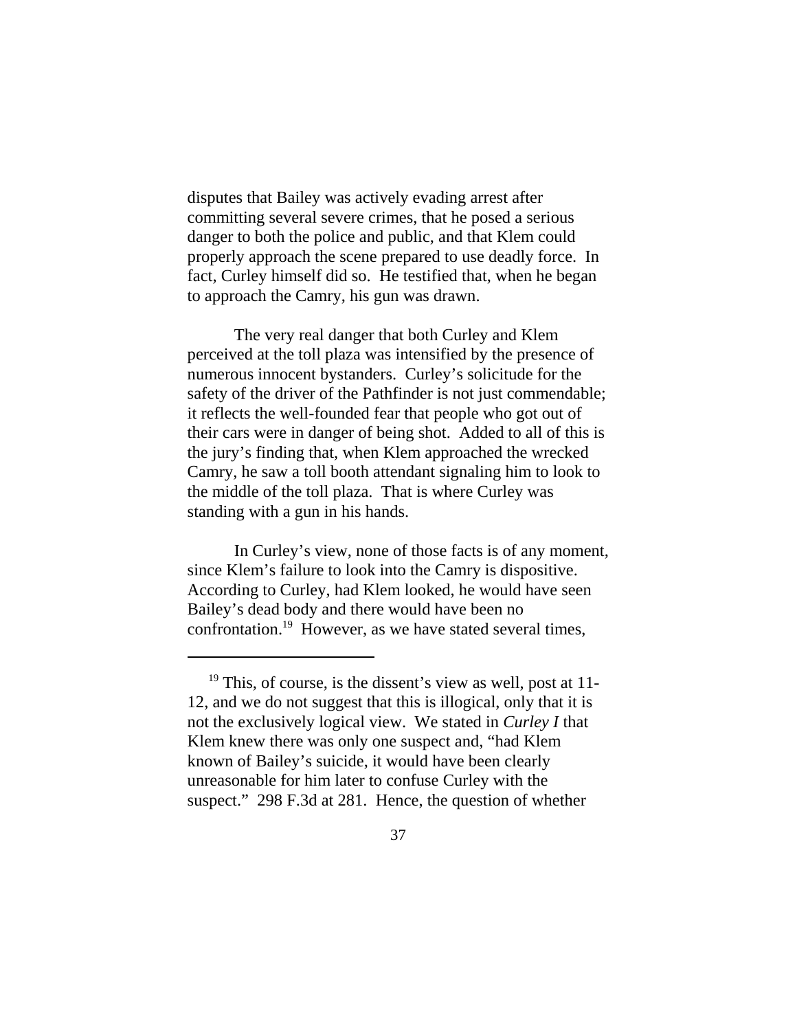disputes that Bailey was actively evading arrest after committing several severe crimes, that he posed a serious danger to both the police and public, and that Klem could properly approach the scene prepared to use deadly force. In fact, Curley himself did so. He testified that, when he began to approach the Camry, his gun was drawn.

The very real danger that both Curley and Klem perceived at the toll plaza was intensified by the presence of numerous innocent bystanders. Curley's solicitude for the safety of the driver of the Pathfinder is not just commendable; it reflects the well-founded fear that people who got out of their cars were in danger of being shot. Added to all of this is the jury's finding that, when Klem approached the wrecked Camry, he saw a toll booth attendant signaling him to look to the middle of the toll plaza. That is where Curley was standing with a gun in his hands.

In Curley's view, none of those facts is of any moment, since Klem's failure to look into the Camry is dispositive. According to Curley, had Klem looked, he would have seen Bailey's dead body and there would have been no confrontation.[19] However, as we have stated several times,

---

[19] This, of course, is the dissent's view as well, post at 11-12, and we do not suggest that this is illogical, only that it is not the exclusively logical view. We stated in *Curley I* that Klem knew there was only one suspect and, "had Klem known of Bailey's suicide, it would have been clearly unreasonable for him later to confuse Curley with the suspect." 298 F.3d at 281. Hence, the question of whether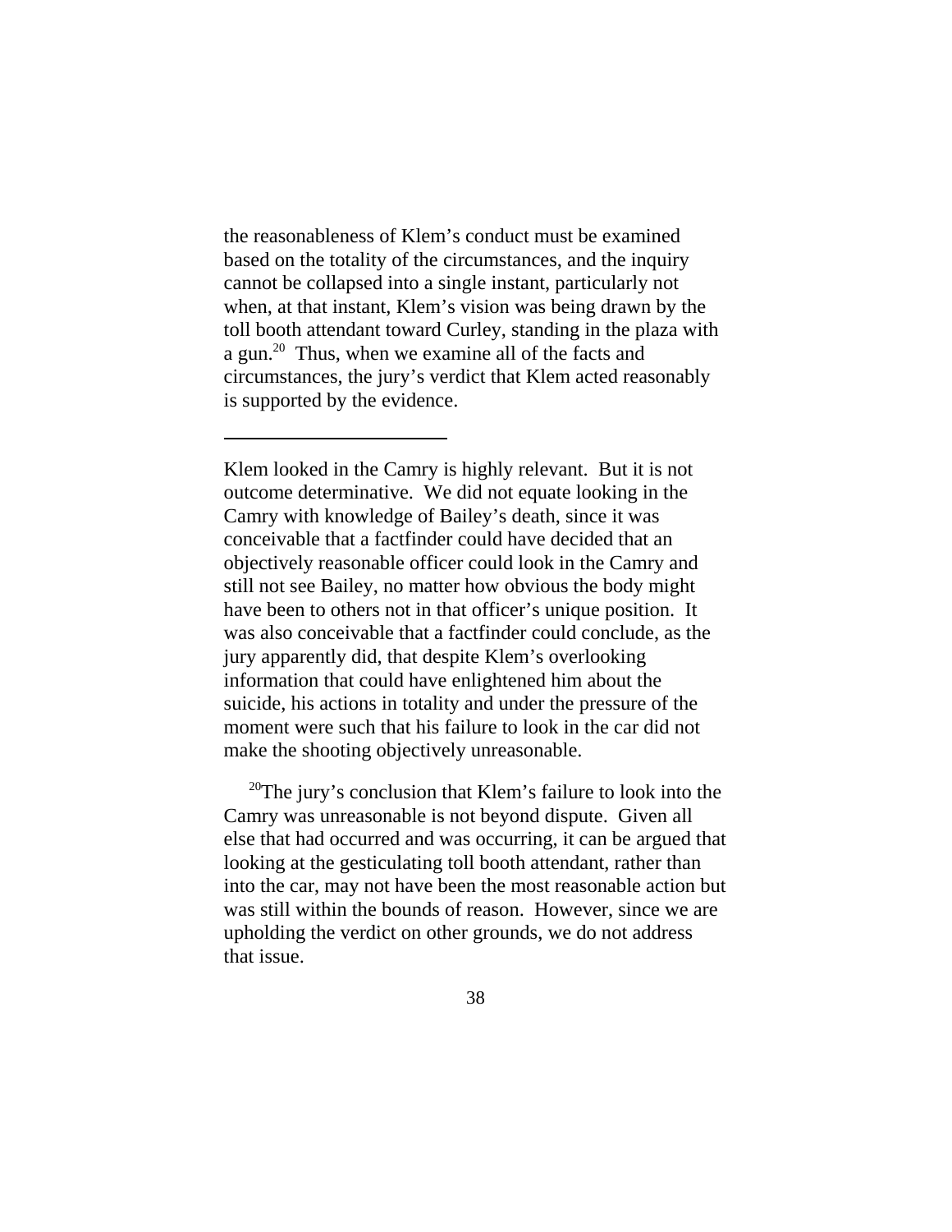the reasonableness of Klem's conduct must be examined based on the totality of the circumstances, and the inquiry cannot be collapsed into a single instant, particularly not when, at that instant, Klem's vision was being drawn by the toll booth attendant toward Curley, standing in the plaza with a gun.[20] Thus, when we examine all of the facts and circumstances, the jury's verdict that Klem acted reasonably is supported by the evidence.

---

Klem looked in the Camry is highly relevant. But it is not outcome determinative. We did not equate looking in the Camry with knowledge of Bailey's death, since it was conceivable that a factfinder could have decided that an objectively reasonable officer could look in the Camry and still not see Bailey, no matter how obvious the body might have been to others not in that officer's unique position. It was also conceivable that a factfinder could conclude, as the jury apparently did, that despite Klem's overlooking information that could have enlightened him about the suicide, his actions in totality and under the pressure of the moment were such that his failure to look in the car did not make the shooting objectively unreasonable.

[20]The jury's conclusion that Klem's failure to look into the Camry was unreasonable is not beyond dispute. Given all else that had occurred and was occurring, it can be argued that looking at the gesticulating toll booth attendant, rather than into the car, may not have been the most reasonable action but was still within the bounds of reason. However, since we are upholding the verdict on other grounds, we do not address that issue.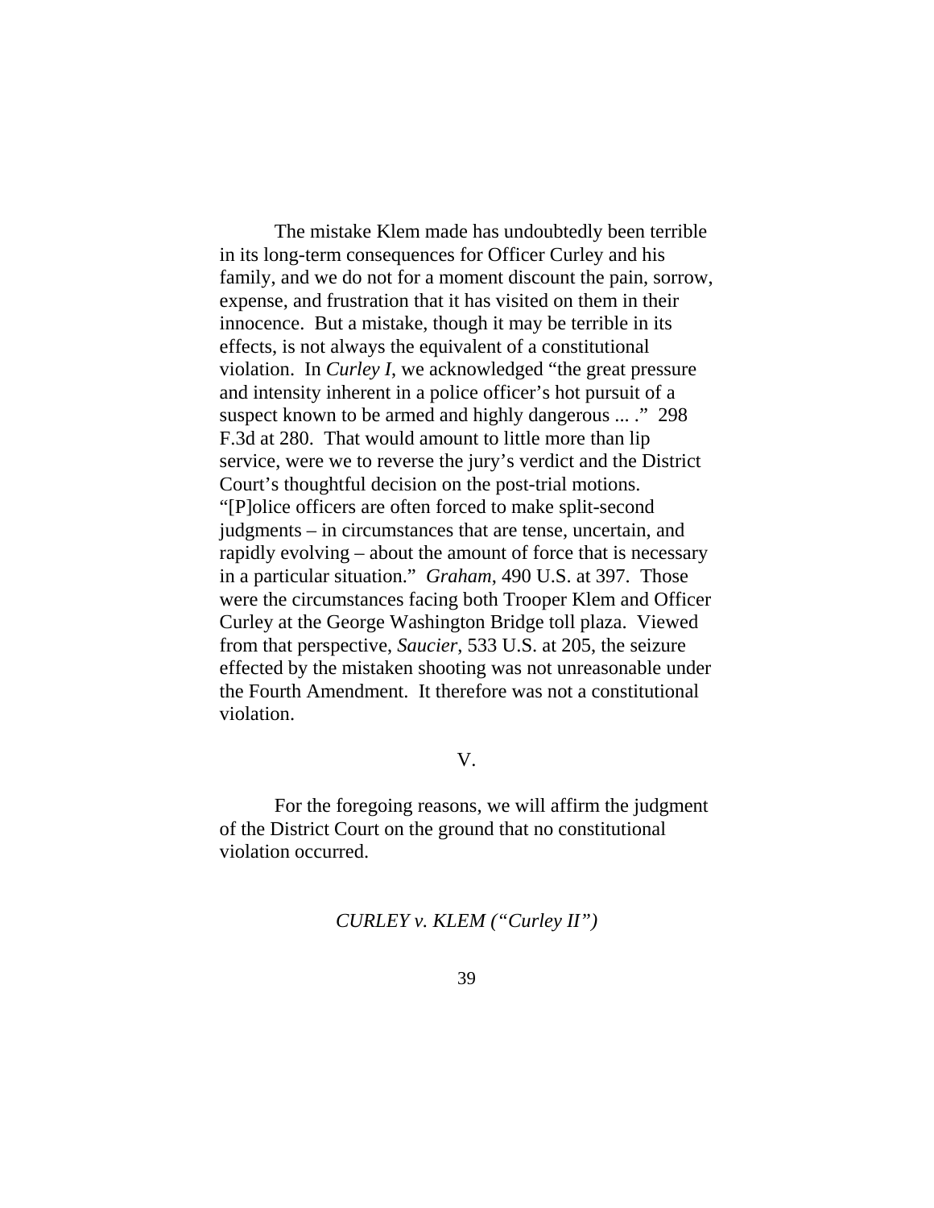The mistake Klem made has undoubtedly been terrible in its long-term consequences for Officer Curley and his family, and we do not for a moment discount the pain, sorrow, expense, and frustration that it has visited on them in their innocence. But a mistake, though it may be terrible in its effects, is not always the equivalent of a constitutional violation. In *Curley I*, we acknowledged "the great pressure and intensity inherent in a police officer's hot pursuit of a suspect known to be armed and highly dangerous ... ." 298 F.3d at 280. That would amount to little more than lip service, were we to reverse the jury's verdict and the District Court's thoughtful decision on the post-trial motions. "[P]olice officers are often forced to make split-second judgments – in circumstances that are tense, uncertain, and rapidly evolving – about the amount of force that is necessary in a particular situation." *Graham*, 490 U.S. at 397. Those were the circumstances facing both Trooper Klem and Officer Curley at the George Washington Bridge toll plaza. Viewed from that perspective, *Saucier*, 533 U.S. at 205, the seizure effected by the mistaken shooting was not unreasonable under the Fourth Amendment. It therefore was not a constitutional violation.

V.

For the foregoing reasons, we will affirm the judgment of the District Court on the ground that no constitutional violation occurred.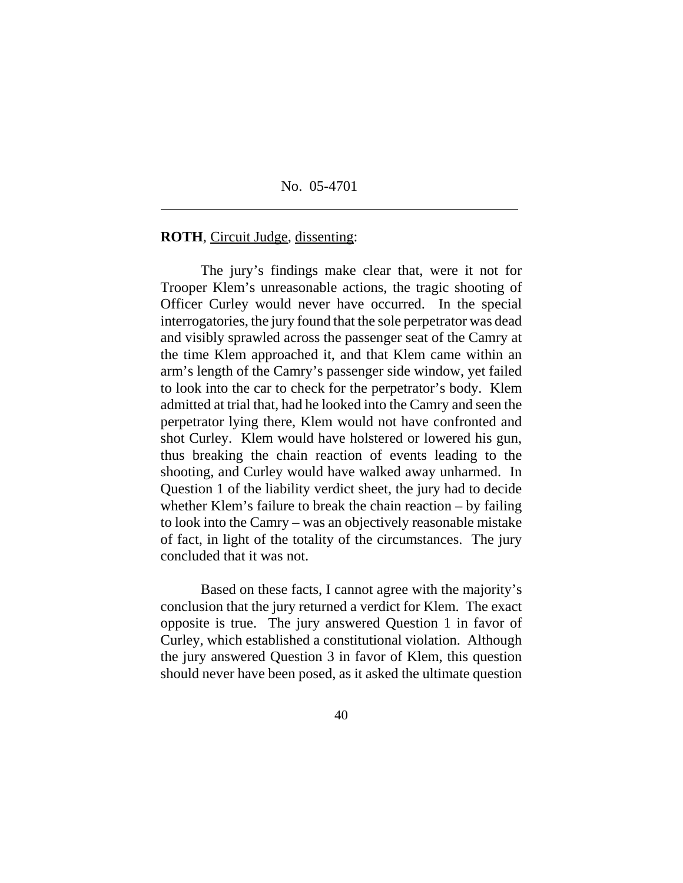No. 05-4701

---

**ROTH**, Circuit Judge, dissenting:

The jury's findings make clear that, were it not for Trooper Klem's unreasonable actions, the tragic shooting of Officer Curley would never have occurred. In the special interrogatories, the jury found that the sole perpetrator was dead and visibly sprawled across the passenger seat of the Camry at the time Klem approached it, and that Klem came within an arm's length of the Camry's passenger side window, yet failed to look into the car to check for the perpetrator's body. Klem admitted at trial that, had he looked into the Camry and seen the perpetrator lying there, Klem would not have confronted and shot Curley. Klem would have holstered or lowered his gun, thus breaking the chain reaction of events leading to the shooting, and Curley would have walked away unharmed. In Question 1 of the liability verdict sheet, the jury had to decide whether Klem's failure to break the chain reaction – by failing to look into the Camry – was an objectively reasonable mistake of fact, in light of the totality of the circumstances. The jury concluded that it was not.

Based on these facts, I cannot agree with the majority's conclusion that the jury returned a verdict for Klem. The exact opposite is true. The jury answered Question 1 in favor of Curley, which established a constitutional violation. Although the jury answered Question 3 in favor of Klem, this question should never have been posed, as it asked the ultimate question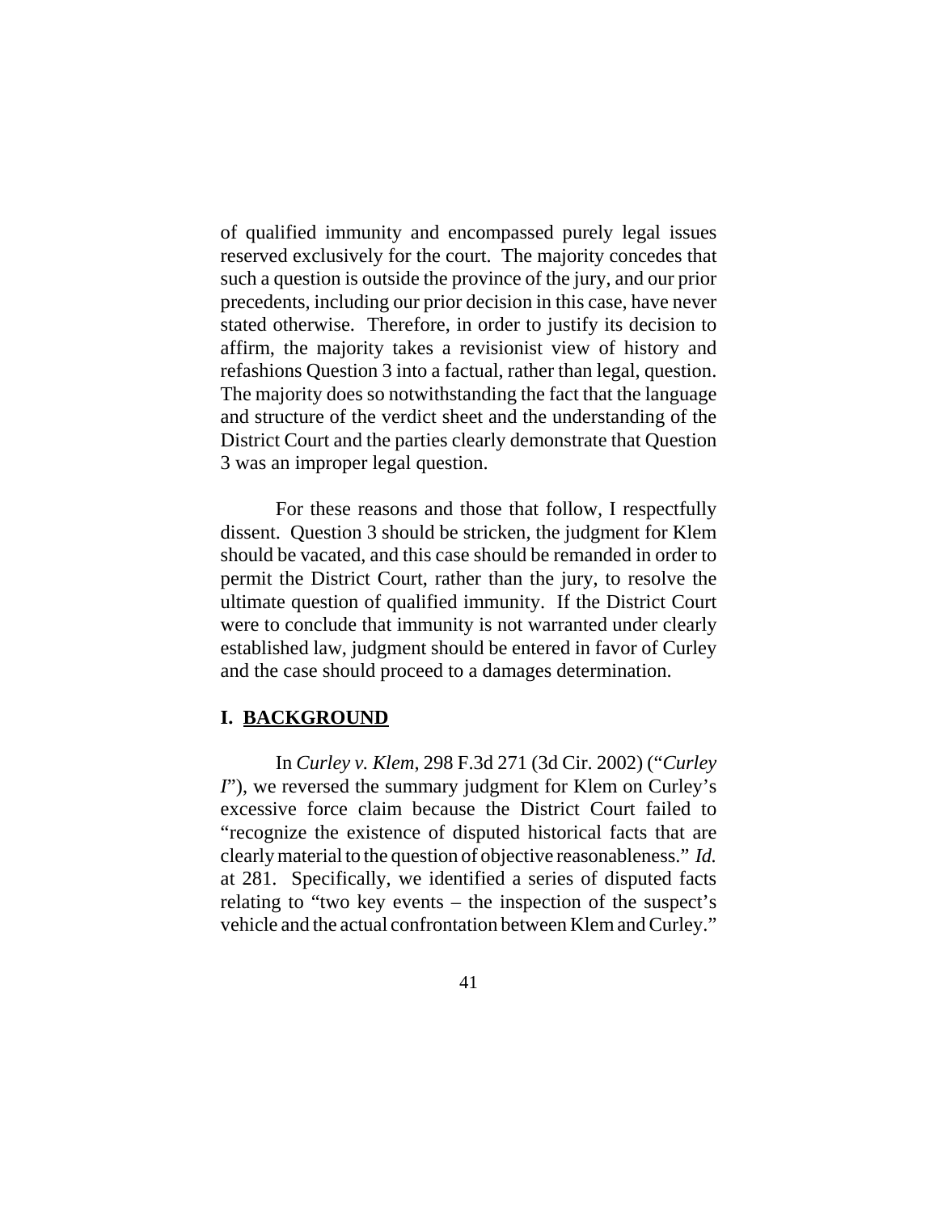of qualified immunity and encompassed purely legal issues reserved exclusively for the court. The majority concedes that such a question is outside the province of the jury, and our prior precedents, including our prior decision in this case, have never stated otherwise. Therefore, in order to justify its decision to affirm, the majority takes a revisionist view of history and refashions Question 3 into a factual, rather than legal, question. The majority does so notwithstanding the fact that the language and structure of the verdict sheet and the understanding of the District Court and the parties clearly demonstrate that Question 3 was an improper legal question.

For these reasons and those that follow, I respectfully dissent. Question 3 should be stricken, the judgment for Klem should be vacated, and this case should be remanded in order to permit the District Court, rather than the jury, to resolve the ultimate question of qualified immunity. If the District Court were to conclude that immunity is not warranted under clearly established law, judgment should be entered in favor of Curley and the case should proceed to a damages determination.

## I. BACKGROUND

In *Curley v. Klem*, 298 F.3d 271 (3d Cir. 2002) ("*Curley I*"), we reversed the summary judgment for Klem on Curley's excessive force claim because the District Court failed to "recognize the existence of disputed historical facts that are clearly material to the question of objective reasonableness." *Id.* at 281. Specifically, we identified a series of disputed facts relating to "two key events – the inspection of the suspect's vehicle and the actual confrontation between Klem and Curley."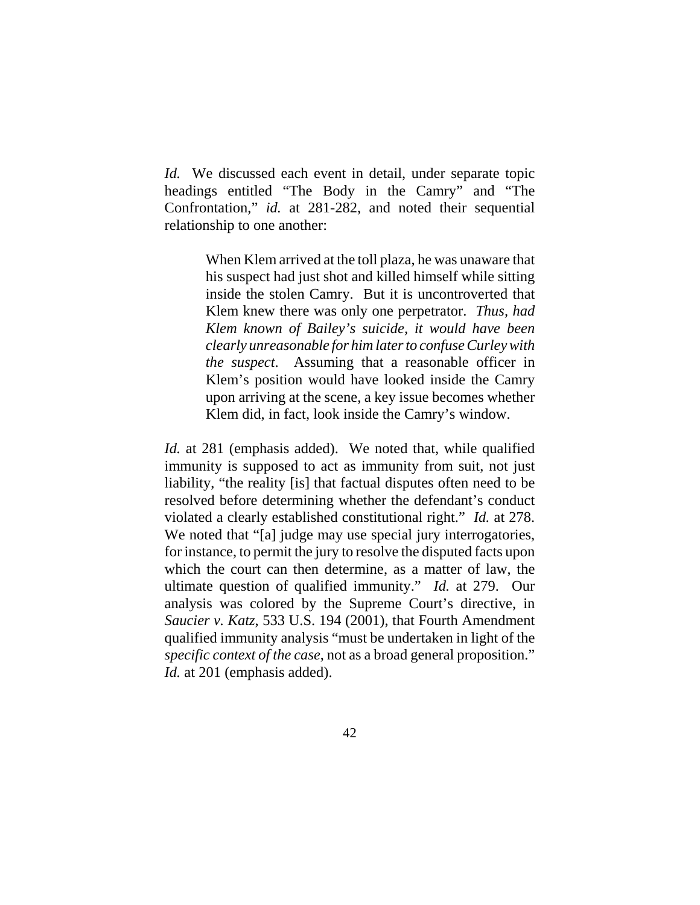*Id.* We discussed each event in detail, under separate topic headings entitled "The Body in the Camry" and "The Confrontation," *id.* at 281-282, and noted their sequential relationship to one another:

> When Klem arrived at the toll plaza, he was unaware that his suspect had just shot and killed himself while sitting inside the stolen Camry. But it is uncontroverted that Klem knew there was only one perpetrator. *Thus, had Klem known of Bailey's suicide, it would have been clearly unreasonable for him later to confuse Curley with the suspect*. Assuming that a reasonable officer in Klem's position would have looked inside the Camry upon arriving at the scene, a key issue becomes whether Klem did, in fact, look inside the Camry's window.

*Id.* at 281 (emphasis added). We noted that, while qualified immunity is supposed to act as immunity from suit, not just liability, "the reality [is] that factual disputes often need to be resolved before determining whether the defendant's conduct violated a clearly established constitutional right." *Id.* at 278. We noted that "[a] judge may use special jury interrogatories, for instance, to permit the jury to resolve the disputed facts upon which the court can then determine, as a matter of law, the ultimate question of qualified immunity." *Id.* at 279. Our analysis was colored by the Supreme Court's directive, in *Saucier v. Katz*, 533 U.S. 194 (2001), that Fourth Amendment qualified immunity analysis "must be undertaken in light of the *specific context of the case*, not as a broad general proposition." *Id.* at 201 (emphasis added).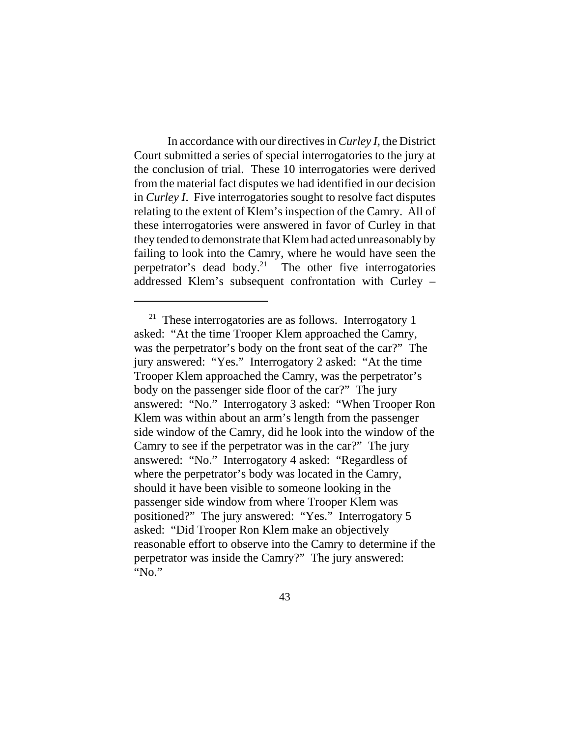In accordance with our directives in *Curley I*, the District Court submitted a series of special interrogatories to the jury at the conclusion of trial. These 10 interrogatories were derived from the material fact disputes we had identified in our decision in *Curley I*. Five interrogatories sought to resolve fact disputes relating to the extent of Klem's inspection of the Camry. All of these interrogatories were answered in favor of Curley in that they tended to demonstrate that Klem had acted unreasonably by failing to look into the Camry, where he would have seen the perpetrator's dead body.[21] The other five interrogatories addressed Klem's subsequent confrontation with Curley –

---

[21] These interrogatories are as follows. Interrogatory 1 asked: "At the time Trooper Klem approached the Camry, was the perpetrator's body on the front seat of the car?" The jury answered: "Yes." Interrogatory 2 asked: "At the time Trooper Klem approached the Camry, was the perpetrator's body on the passenger side floor of the car?" The jury answered: "No." Interrogatory 3 asked: "When Trooper Ron Klem was within about an arm's length from the passenger side window of the Camry, did he look into the window of the Camry to see if the perpetrator was in the car?" The jury answered: "No." Interrogatory 4 asked: "Regardless of where the perpetrator's body was located in the Camry, should it have been visible to someone looking in the passenger side window from where Trooper Klem was positioned?" The jury answered: "Yes." Interrogatory 5 asked: "Did Trooper Ron Klem make an objectively reasonable effort to observe into the Camry to determine if the perpetrator was inside the Camry?" The jury answered: "No."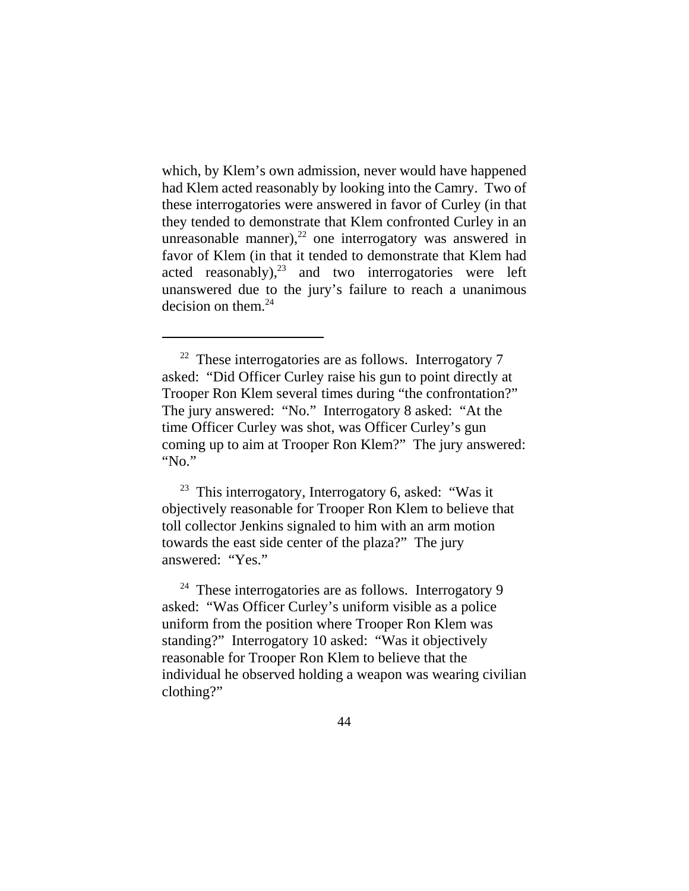which, by Klem's own admission, never would have happened had Klem acted reasonably by looking into the Camry. Two of these interrogatories were answered in favor of Curley (in that they tended to demonstrate that Klem confronted Curley in an unreasonable manner),[22] one interrogatory was answered in favor of Klem (in that it tended to demonstrate that Klem had acted reasonably),[23] and two interrogatories were left unanswered due to the jury's failure to reach a unanimous decision on them.[24]

---

[22] These interrogatories are as follows. Interrogatory 7 asked: "Did Officer Curley raise his gun to point directly at Trooper Ron Klem several times during "the confrontation?" The jury answered: "No." Interrogatory 8 asked: "At the time Officer Curley was shot, was Officer Curley's gun coming up to aim at Trooper Ron Klem?" The jury answered: "No."

[23] This interrogatory, Interrogatory 6, asked: "Was it objectively reasonable for Trooper Ron Klem to believe that toll collector Jenkins signaled to him with an arm motion towards the east side center of the plaza?" The jury answered: "Yes."

[24] These interrogatories are as follows. Interrogatory 9 asked: "Was Officer Curley's uniform visible as a police uniform from the position where Trooper Ron Klem was standing?" Interrogatory 10 asked: "Was it objectively reasonable for Trooper Ron Klem to believe that the individual he observed holding a weapon was wearing civilian clothing?"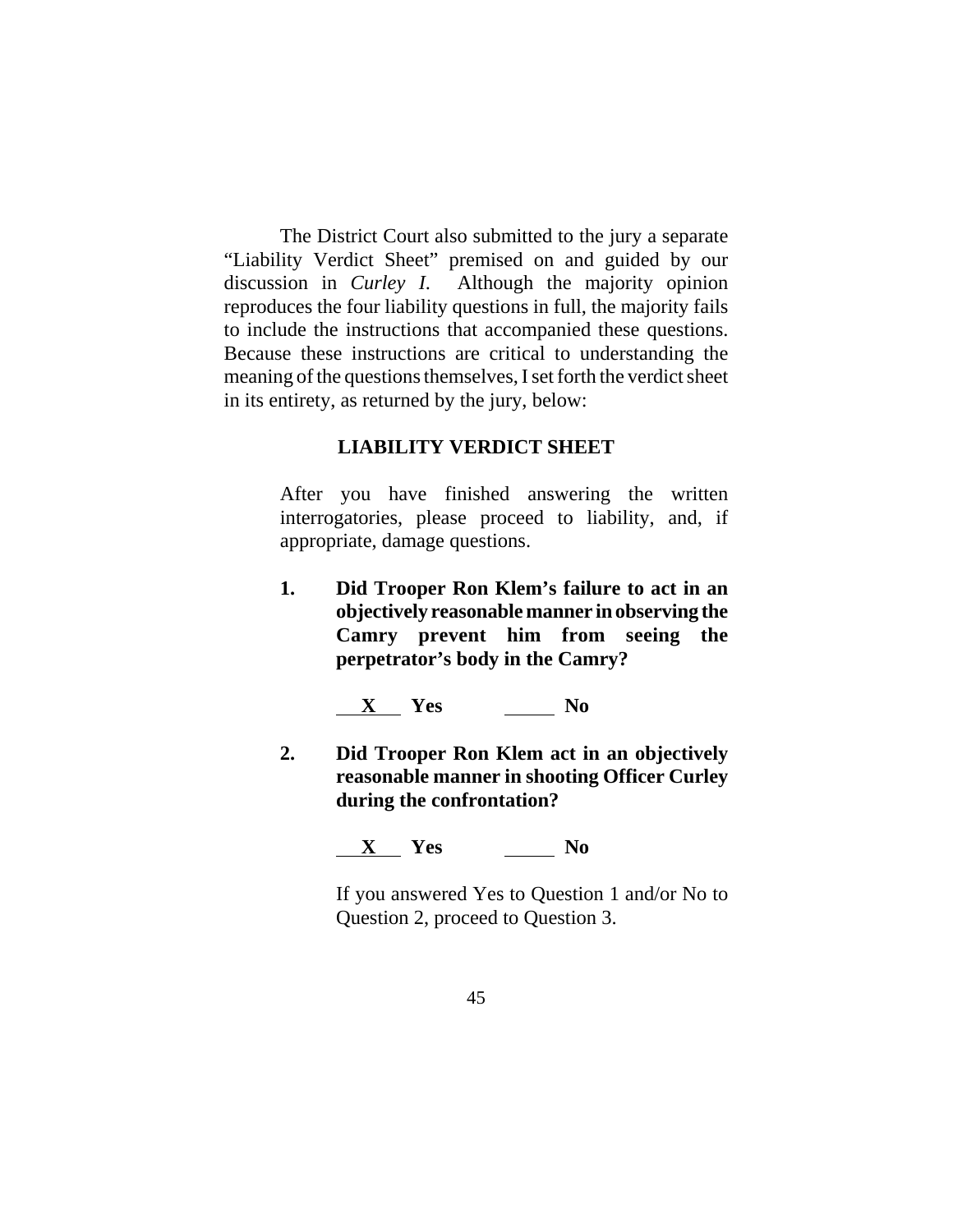The District Court also submitted to the jury a separate "Liability Verdict Sheet" premised on and guided by our discussion in *Curley I*. Although the majority opinion reproduces the four liability questions in full, the majority fails to include the instructions that accompanied these questions. Because these instructions are critical to understanding the meaning of the questions themselves, I set forth the verdict sheet in its entirety, as returned by the jury, below:

**LIABILITY VERDICT SHEET**

> After you have finished answering the written interrogatories, please proceed to liability, and, if appropriate, damage questions.
>
> **1. Did Trooper Ron Klem's failure to act in an objectively reasonable manner in observing the Camry prevent him from seeing the perpetrator's body in the Camry?**
>
> \_\_**X**\_\_ **Yes** \_\_\_\_\_ **No**
>
> **2. Did Trooper Ron Klem act in an objectively reasonable manner in shooting Officer Curley during the confrontation?**
>
> \_\_**X**\_\_ **Yes** \_\_\_\_\_ **No**
>
> If you answered Yes to Question 1 and/or No to Question 2, proceed to Question 3.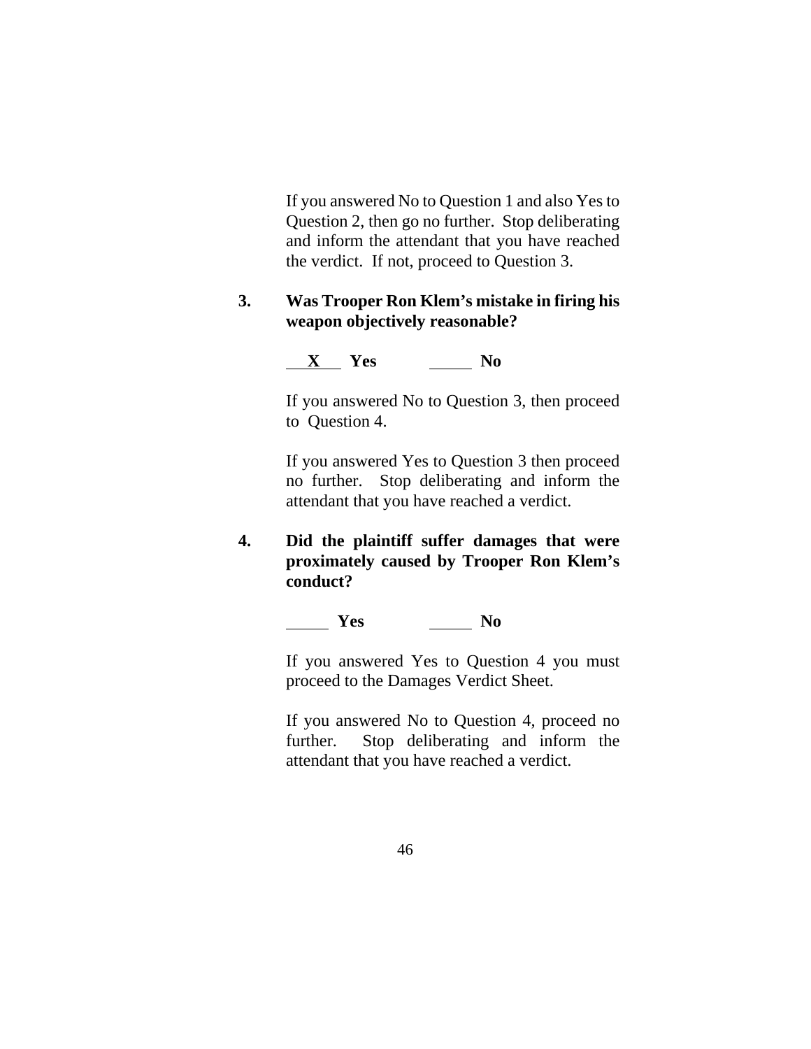If you answered No to Question 1 and also Yes to Question 2, then go no further. Stop deliberating and inform the attendant that you have reached the verdict. If not, proceed to Question 3.

**3. Was Trooper Ron Klem's mistake in firing his weapon objectively reasonable?**

__X__ **Yes** _____ **No**

If you answered No to Question 3, then proceed to Question 4.

If you answered Yes to Question 3 then proceed no further. Stop deliberating and inform the attendant that you have reached a verdict.

**4. Did the plaintiff suffer damages that were proximately caused by Trooper Ron Klem's conduct?**

_____ **Yes** _____ **No**

If you answered Yes to Question 4 you must proceed to the Damages Verdict Sheet.

If you answered No to Question 4, proceed no further. Stop deliberating and inform the attendant that you have reached a verdict.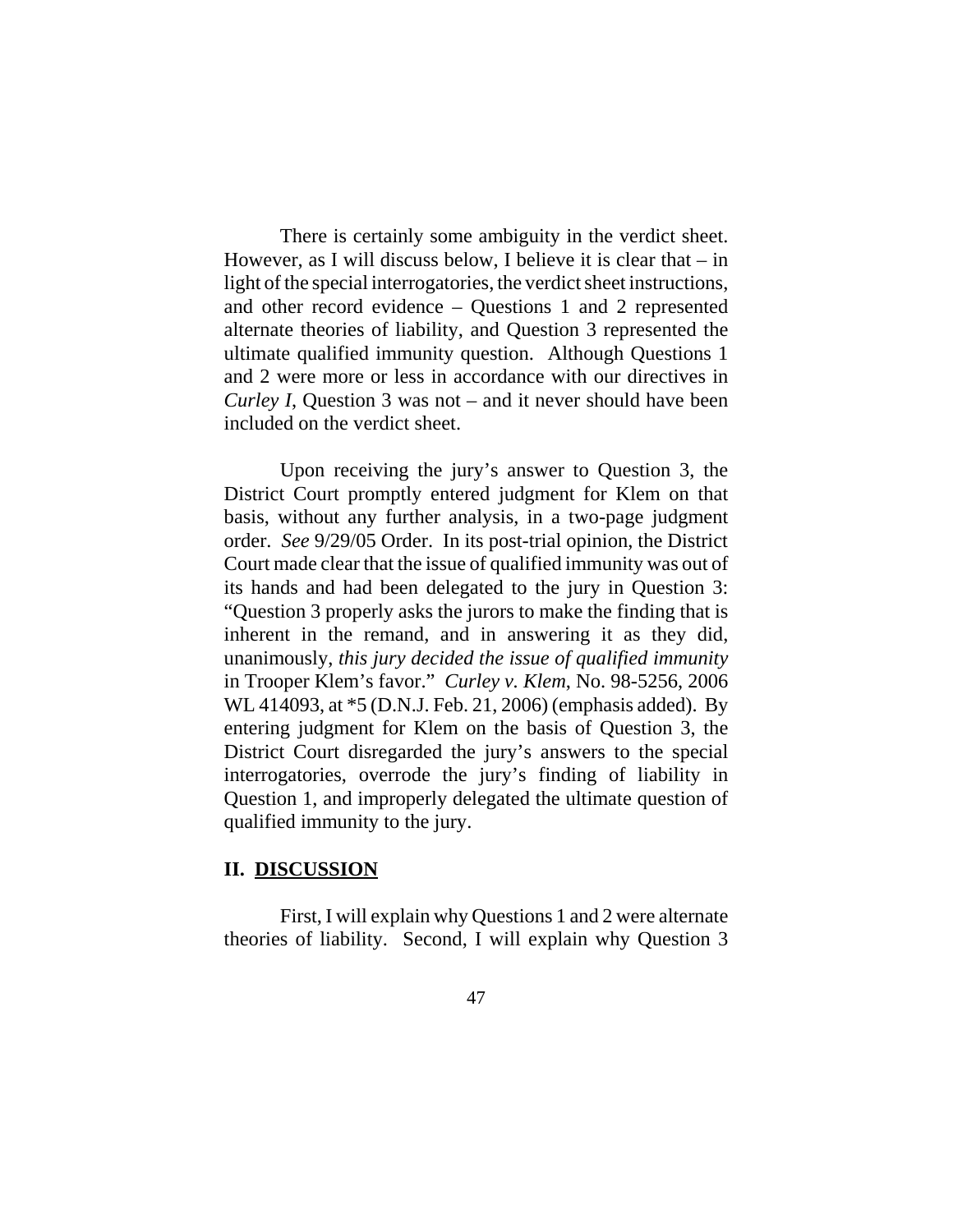There is certainly some ambiguity in the verdict sheet. However, as I will discuss below, I believe it is clear that – in light of the special interrogatories, the verdict sheet instructions, and other record evidence – Questions 1 and 2 represented alternate theories of liability, and Question 3 represented the ultimate qualified immunity question. Although Questions 1 and 2 were more or less in accordance with our directives in *Curley I*, Question 3 was not – and it never should have been included on the verdict sheet.

Upon receiving the jury's answer to Question 3, the District Court promptly entered judgment for Klem on that basis, without any further analysis, in a two-page judgment order. *See* 9/29/05 Order. In its post-trial opinion, the District Court made clear that the issue of qualified immunity was out of its hands and had been delegated to the jury in Question 3: "Question 3 properly asks the jurors to make the finding that is inherent in the remand, and in answering it as they did, unanimously, *this jury decided the issue of qualified immunity* in Trooper Klem's favor." *Curley v. Klem*, No. 98-5256, 2006 WL 414093, at *5 (D.N.J. Feb. 21, 2006) (emphasis added). By entering judgment for Klem on the basis of Question 3, the District Court disregarded the jury's answers to the special interrogatories, overrode the jury's finding of liability in Question 1, and improperly delegated the ultimate question of qualified immunity to the jury.

## II. DISCUSSION

First, I will explain why Questions 1 and 2 were alternate theories of liability. Second, I will explain why Question 3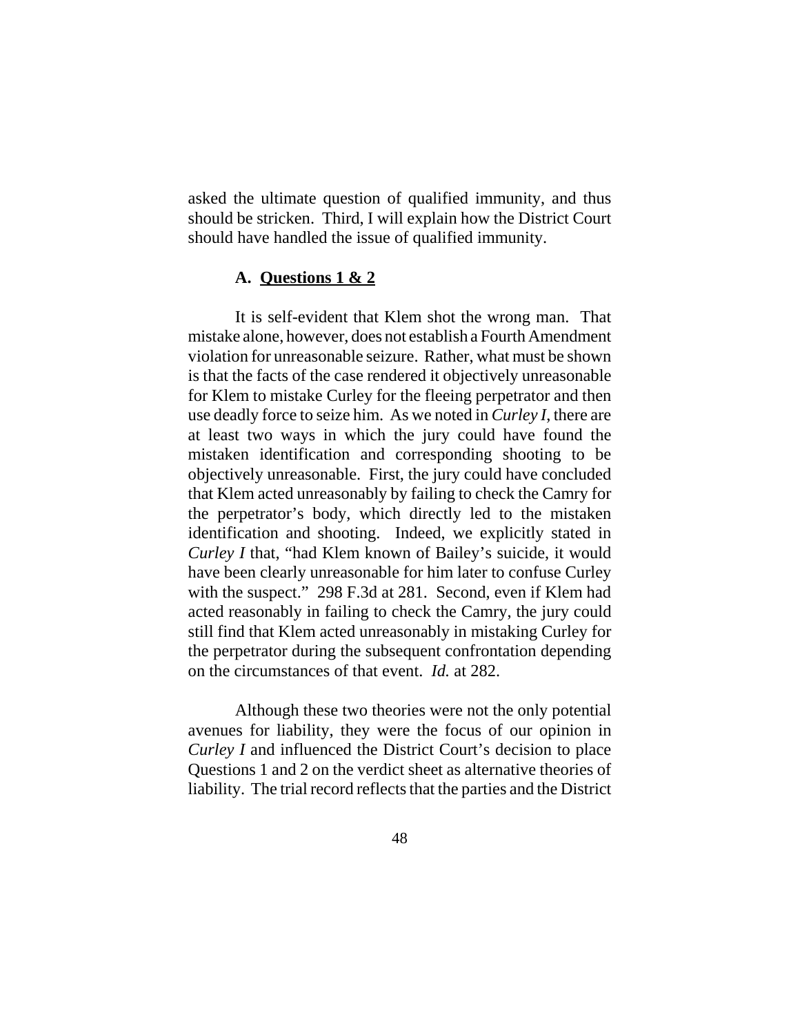asked the ultimate question of qualified immunity, and thus should be stricken. Third, I will explain how the District Court should have handled the issue of qualified immunity.

### A. **Questions 1 & 2**

It is self-evident that Klem shot the wrong man. That mistake alone, however, does not establish a Fourth Amendment violation for unreasonable seizure. Rather, what must be shown is that the facts of the case rendered it objectively unreasonable for Klem to mistake Curley for the fleeing perpetrator and then use deadly force to seize him. As we noted in *Curley I*, there are at least two ways in which the jury could have found the mistaken identification and corresponding shooting to be objectively unreasonable. First, the jury could have concluded that Klem acted unreasonably by failing to check the Camry for the perpetrator's body, which directly led to the mistaken identification and shooting. Indeed, we explicitly stated in *Curley I* that, "had Klem known of Bailey's suicide, it would have been clearly unreasonable for him later to confuse Curley with the suspect." 298 F.3d at 281. Second, even if Klem had acted reasonably in failing to check the Camry, the jury could still find that Klem acted unreasonably in mistaking Curley for the perpetrator during the subsequent confrontation depending on the circumstances of that event. *Id.* at 282.

Although these two theories were not the only potential avenues for liability, they were the focus of our opinion in *Curley I* and influenced the District Court's decision to place Questions 1 and 2 on the verdict sheet as alternative theories of liability. The trial record reflects that the parties and the District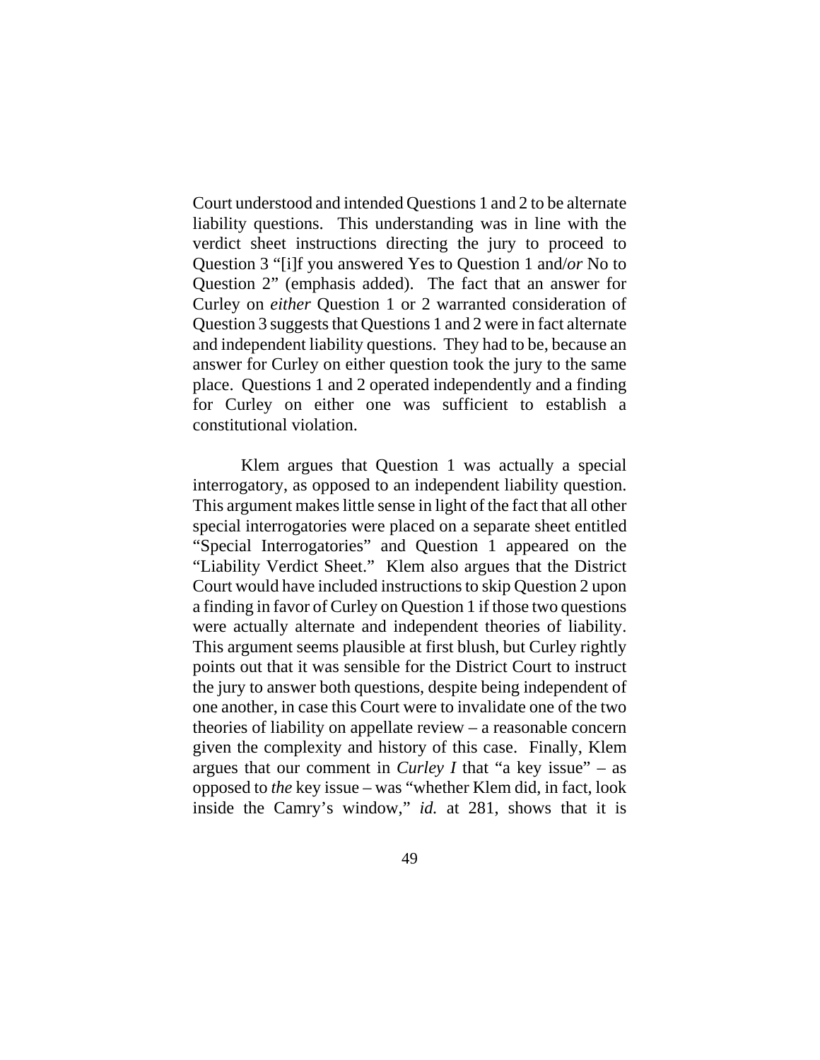Court understood and intended Questions 1 and 2 to be alternate liability questions. This understanding was in line with the verdict sheet instructions directing the jury to proceed to Question 3 "[i]f you answered Yes to Question 1 and/*or* No to Question 2" (emphasis added). The fact that an answer for Curley on *either* Question 1 or 2 warranted consideration of Question 3 suggests that Questions 1 and 2 were in fact alternate and independent liability questions. They had to be, because an answer for Curley on either question took the jury to the same place. Questions 1 and 2 operated independently and a finding for Curley on either one was sufficient to establish a constitutional violation.

Klem argues that Question 1 was actually a special interrogatory, as opposed to an independent liability question. This argument makes little sense in light of the fact that all other special interrogatories were placed on a separate sheet entitled "Special Interrogatories" and Question 1 appeared on the "Liability Verdict Sheet." Klem also argues that the District Court would have included instructions to skip Question 2 upon a finding in favor of Curley on Question 1 if those two questions were actually alternate and independent theories of liability. This argument seems plausible at first blush, but Curley rightly points out that it was sensible for the District Court to instruct the jury to answer both questions, despite being independent of one another, in case this Court were to invalidate one of the two theories of liability on appellate review – a reasonable concern given the complexity and history of this case. Finally, Klem argues that our comment in *Curley I* that "a key issue" – as opposed to *the* key issue – was "whether Klem did, in fact, look inside the Camry's window," *id.* at 281, shows that it is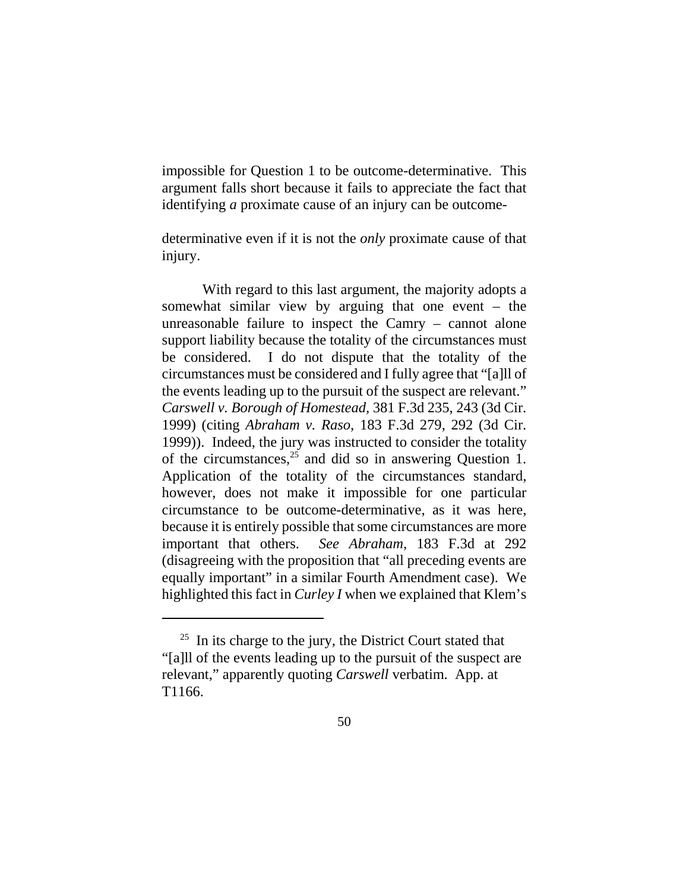impossible for Question 1 to be outcome-determinative. This argument falls short because it fails to appreciate the fact that identifying *a* proximate cause of an injury can be outcome-determinative even if it is not the *only* proximate cause of that injury.

With regard to this last argument, the majority adopts a somewhat similar view by arguing that one event – the unreasonable failure to inspect the Camry – cannot alone support liability because the totality of the circumstances must be considered. I do not dispute that the totality of the circumstances must be considered and I fully agree that "[a]ll of the events leading up to the pursuit of the suspect are relevant." *Carswell v. Borough of Homestead*, 381 F.3d 235, 243 (3d Cir. 1999) (citing *Abraham v. Raso*, 183 F.3d 279, 292 (3d Cir. 1999)). Indeed, the jury was instructed to consider the totality of the circumstances,[25] and did so in answering Question 1. Application of the totality of the circumstances standard, however, does not make it impossible for one particular circumstance to be outcome-determinative, as it was here, because it is entirely possible that some circumstances are more important that others. *See Abraham*, 183 F.3d at 292 (disagreeing with the proposition that "all preceding events are equally important" in a similar Fourth Amendment case). We highlighted this fact in *Curley I* when we explained that Klem's

---

[25] In its charge to the jury, the District Court stated that "[a]ll of the events leading up to the pursuit of the suspect are relevant," apparently quoting *Carswell* verbatim. App. at T1166.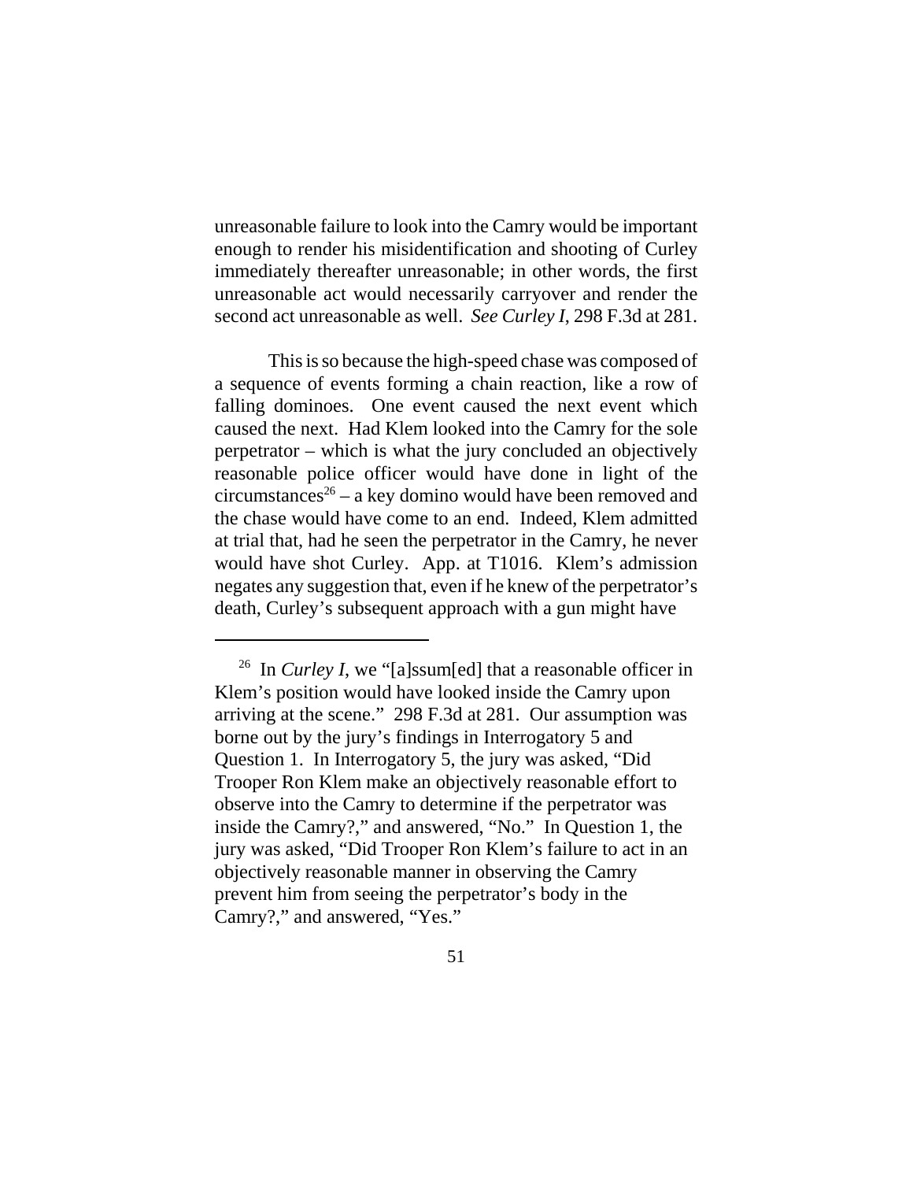unreasonable failure to look into the Camry would be important enough to render his misidentification and shooting of Curley immediately thereafter unreasonable; in other words, the first unreasonable act would necessarily carryover and render the second act unreasonable as well. *See Curley I*, 298 F.3d at 281.

This is so because the high-speed chase was composed of a sequence of events forming a chain reaction, like a row of falling dominoes. One event caused the next event which caused the next. Had Klem looked into the Camry for the sole perpetrator – which is what the jury concluded an objectively reasonable police officer would have done in light of the circumstances[26] – a key domino would have been removed and the chase would have come to an end. Indeed, Klem admitted at trial that, had he seen the perpetrator in the Camry, he never would have shot Curley. App. at T1016. Klem's admission negates any suggestion that, even if he knew of the perpetrator's death, Curley's subsequent approach with a gun might have

---

[26] In *Curley I*, we "[a]ssum[ed] that a reasonable officer in Klem's position would have looked inside the Camry upon arriving at the scene." 298 F.3d at 281. Our assumption was borne out by the jury's findings in Interrogatory 5 and Question 1. In Interrogatory 5, the jury was asked, "Did Trooper Ron Klem make an objectively reasonable effort to observe into the Camry to determine if the perpetrator was inside the Camry?," and answered, "No." In Question 1, the jury was asked, "Did Trooper Ron Klem's failure to act in an objectively reasonable manner in observing the Camry prevent him from seeing the perpetrator's body in the Camry?," and answered, "Yes."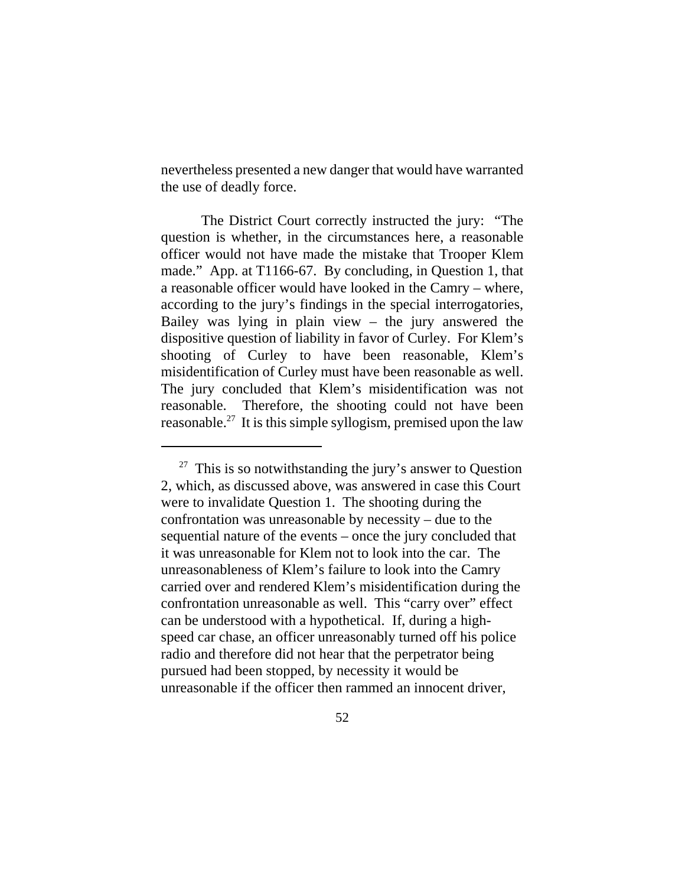nevertheless presented a new danger that would have warranted the use of deadly force.

The District Court correctly instructed the jury: "The question is whether, in the circumstances here, a reasonable officer would not have made the mistake that Trooper Klem made." App. at T1166-67. By concluding, in Question 1, that a reasonable officer would have looked in the Camry – where, according to the jury's findings in the special interrogatories, Bailey was lying in plain view – the jury answered the dispositive question of liability in favor of Curley. For Klem's shooting of Curley to have been reasonable, Klem's misidentification of Curley must have been reasonable as well. The jury concluded that Klem's misidentification was not reasonable. Therefore, the shooting could not have been reasonable.[27] It is this simple syllogism, premised upon the law

---

[27] This is so notwithstanding the jury's answer to Question 2, which, as discussed above, was answered in case this Court were to invalidate Question 1. The shooting during the confrontation was unreasonable by necessity – due to the sequential nature of the events – once the jury concluded that it was unreasonable for Klem not to look into the car. The unreasonableness of Klem's failure to look into the Camry carried over and rendered Klem's misidentification during the confrontation unreasonable as well. This "carry over" effect can be understood with a hypothetical. If, during a high-speed car chase, an officer unreasonably turned off his police radio and therefore did not hear that the perpetrator being pursued had been stopped, by necessity it would be unreasonable if the officer then rammed an innocent driver,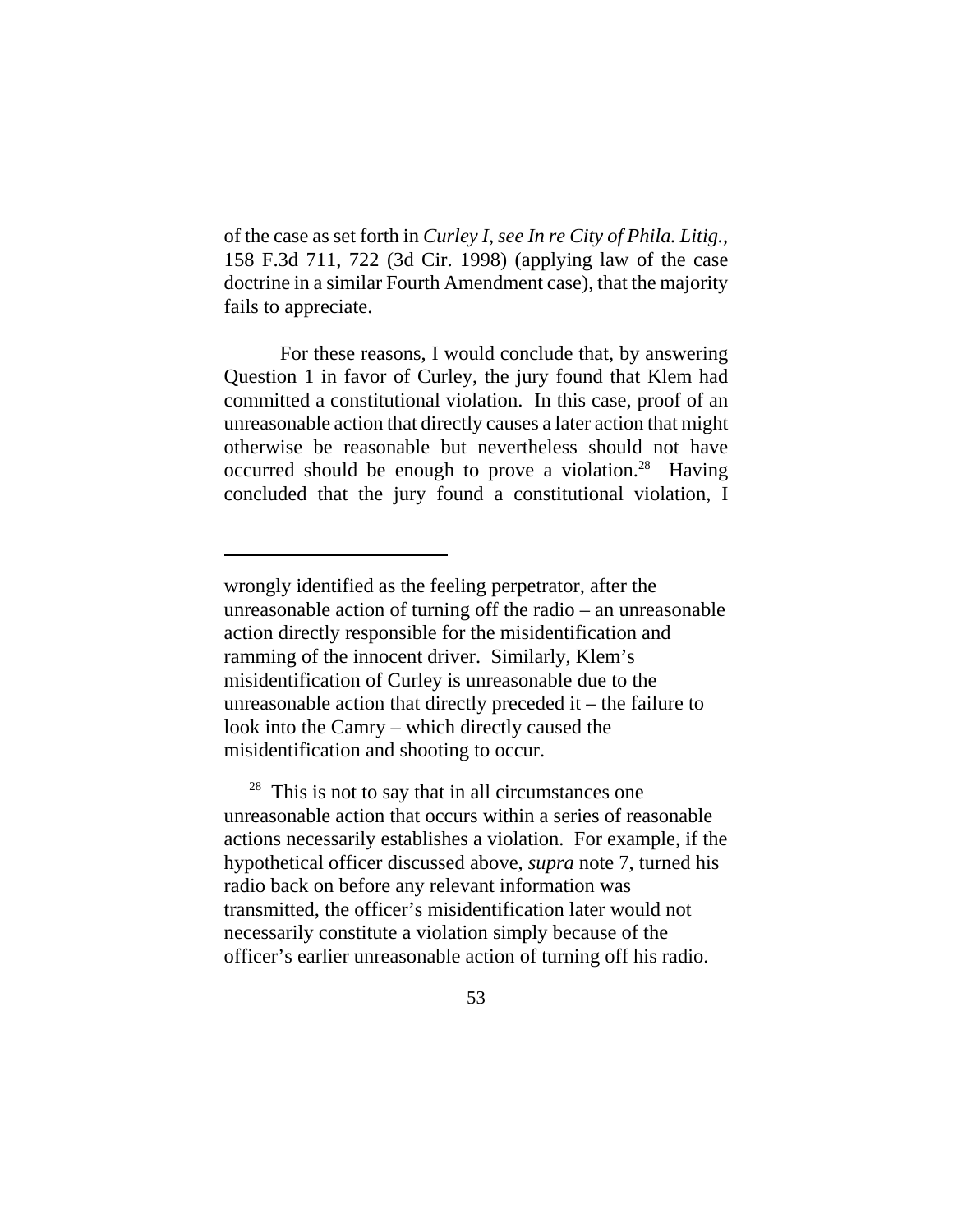of the case as set forth in *Curley I*, *see In re City of Phila. Litig.*, 158 F.3d 711, 722 (3d Cir. 1998) (applying law of the case doctrine in a similar Fourth Amendment case), that the majority fails to appreciate.

For these reasons, I would conclude that, by answering Question 1 in favor of Curley, the jury found that Klem had committed a constitutional violation. In this case, proof of an unreasonable action that directly causes a later action that might otherwise be reasonable but nevertheless should not have occurred should be enough to prove a violation.[28] Having concluded that the jury found a constitutional violation, I

---

wrongly identified as the feeling perpetrator, after the unreasonable action of turning off the radio – an unreasonable action directly responsible for the misidentification and ramming of the innocent driver. Similarly, Klem's misidentification of Curley is unreasonable due to the unreasonable action that directly preceded it – the failure to look into the Camry – which directly caused the misidentification and shooting to occur.

[28] This is not to say that in all circumstances one unreasonable action that occurs within a series of reasonable actions necessarily establishes a violation. For example, if the hypothetical officer discussed above, *supra* note 7, turned his radio back on before any relevant information was transmitted, the officer's misidentification later would not necessarily constitute a violation simply because of the officer's earlier unreasonable action of turning off his radio.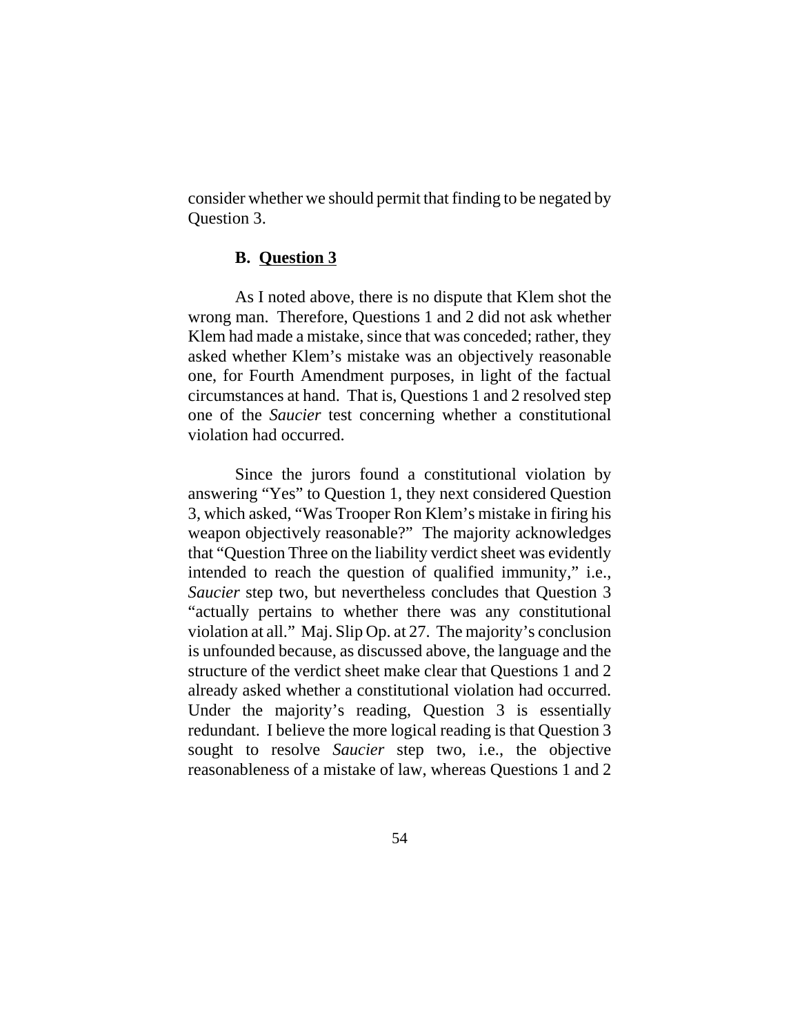consider whether we should permit that finding to be negated by Question 3.

### B. Question 3

As I noted above, there is no dispute that Klem shot the wrong man. Therefore, Questions 1 and 2 did not ask whether Klem had made a mistake, since that was conceded; rather, they asked whether Klem's mistake was an objectively reasonable one, for Fourth Amendment purposes, in light of the factual circumstances at hand. That is, Questions 1 and 2 resolved step one of the *Saucier* test concerning whether a constitutional violation had occurred.

Since the jurors found a constitutional violation by answering "Yes" to Question 1, they next considered Question 3, which asked, "Was Trooper Ron Klem's mistake in firing his weapon objectively reasonable?" The majority acknowledges that "Question Three on the liability verdict sheet was evidently intended to reach the question of qualified immunity," i.e., *Saucier* step two, but nevertheless concludes that Question 3 "actually pertains to whether there was any constitutional violation at all." Maj. Slip Op. at 27. The majority's conclusion is unfounded because, as discussed above, the language and the structure of the verdict sheet make clear that Questions 1 and 2 already asked whether a constitutional violation had occurred. Under the majority's reading, Question 3 is essentially redundant. I believe the more logical reading is that Question 3 sought to resolve *Saucier* step two, i.e., the objective reasonableness of a mistake of law, whereas Questions 1 and 2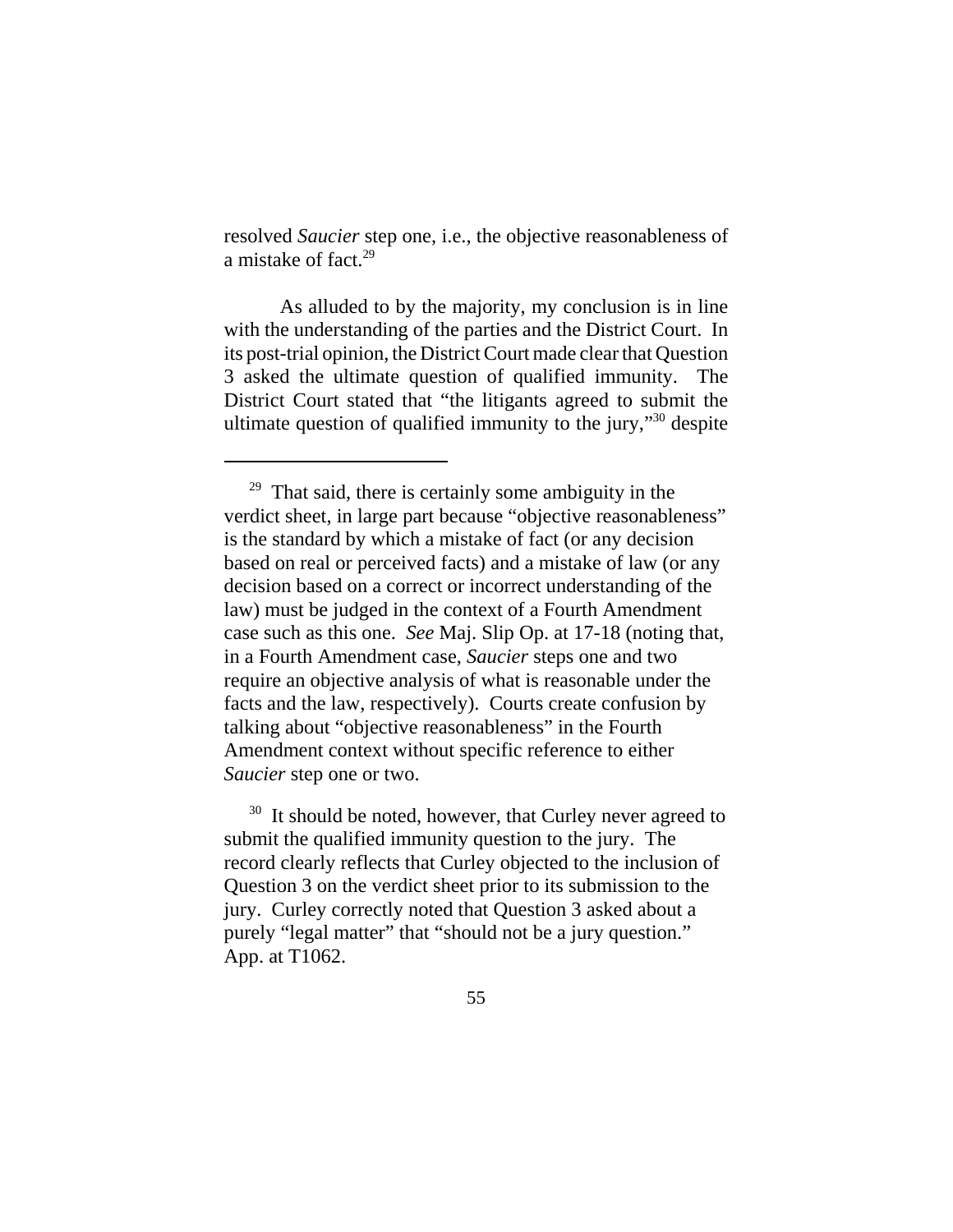resolved *Saucier* step one, i.e., the objective reasonableness of a mistake of fact.[29]

As alluded to by the majority, my conclusion is in line with the understanding of the parties and the District Court. In its post-trial opinion, the District Court made clear that Question 3 asked the ultimate question of qualified immunity. The District Court stated that "the litigants agreed to submit the ultimate question of qualified immunity to the jury,"[30] despite

---

[29] That said, there is certainly some ambiguity in the verdict sheet, in large part because "objective reasonableness" is the standard by which a mistake of fact (or any decision based on real or perceived facts) and a mistake of law (or any decision based on a correct or incorrect understanding of the law) must be judged in the context of a Fourth Amendment case such as this one. *See* Maj. Slip Op. at 17-18 (noting that, in a Fourth Amendment case, *Saucier* steps one and two require an objective analysis of what is reasonable under the facts and the law, respectively). Courts create confusion by talking about "objective reasonableness" in the Fourth Amendment context without specific reference to either *Saucier* step one or two.

[30] It should be noted, however, that Curley never agreed to submit the qualified immunity question to the jury. The record clearly reflects that Curley objected to the inclusion of Question 3 on the verdict sheet prior to its submission to the jury. Curley correctly noted that Question 3 asked about a purely "legal matter" that "should not be a jury question." App. at T1062.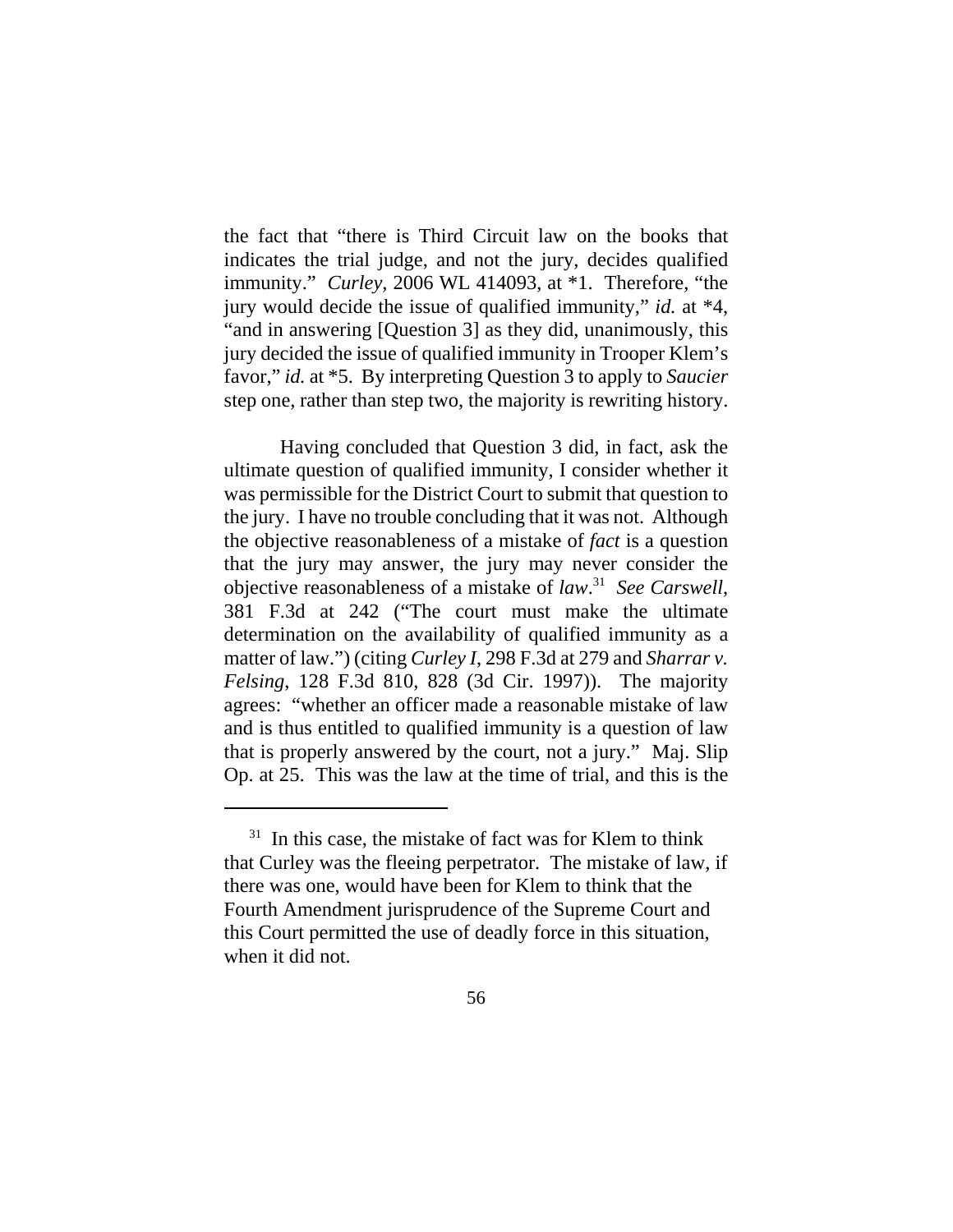the fact that "there is Third Circuit law on the books that indicates the trial judge, and not the jury, decides qualified immunity." *Curley*, 2006 WL 414093, at *1. Therefore, "the jury would decide the issue of qualified immunity," *id.* at *4, "and in answering [Question 3] as they did, unanimously, this jury decided the issue of qualified immunity in Trooper Klem's favor," *id.* at *5. By interpreting Question 3 to apply to *Saucier* step one, rather than step two, the majority is rewriting history.

Having concluded that Question 3 did, in fact, ask the ultimate question of qualified immunity, I consider whether it was permissible for the District Court to submit that question to the jury. I have no trouble concluding that it was not. Although the objective reasonableness of a mistake of *fact* is a question that the jury may answer, the jury may never consider the objective reasonableness of a mistake of *law*.[31] *See Carswell*, 381 F.3d at 242 ("The court must make the ultimate determination on the availability of qualified immunity as a matter of law.") (citing *Curley I*, 298 F.3d at 279 and *Sharrar v. Felsing*, 128 F.3d 810, 828 (3d Cir. 1997)). The majority agrees: "whether an officer made a reasonable mistake of law and is thus entitled to qualified immunity is a question of law that is properly answered by the court, not a jury." Maj. Slip Op. at 25. This was the law at the time of trial, and this is the

[31] In this case, the mistake of fact was for Klem to think that Curley was the fleeing perpetrator. The mistake of law, if there was one, would have been for Klem to think that the Fourth Amendment jurisprudence of the Supreme Court and this Court permitted the use of deadly force in this situation, when it did not.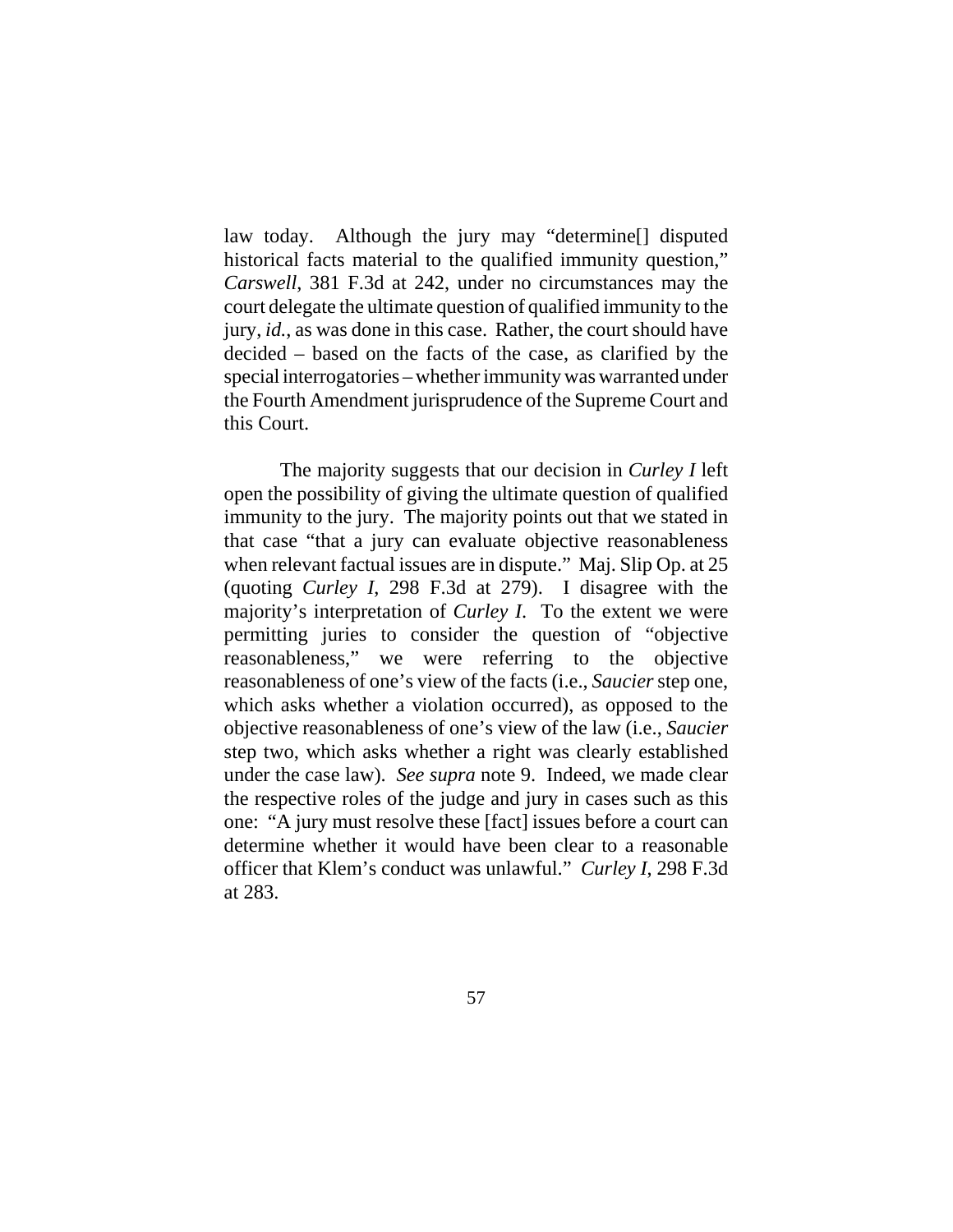law today. Although the jury may "determine[] disputed historical facts material to the qualified immunity question," *Carswell*, 381 F.3d at 242, under no circumstances may the court delegate the ultimate question of qualified immunity to the jury, *id.*, as was done in this case. Rather, the court should have decided – based on the facts of the case, as clarified by the special interrogatories – whether immunity was warranted under the Fourth Amendment jurisprudence of the Supreme Court and this Court.

The majority suggests that our decision in *Curley I* left open the possibility of giving the ultimate question of qualified immunity to the jury. The majority points out that we stated in that case "that a jury can evaluate objective reasonableness when relevant factual issues are in dispute." Maj. Slip Op. at 25 (quoting *Curley I*, 298 F.3d at 279). I disagree with the majority's interpretation of *Curley I*. To the extent we were permitting juries to consider the question of "objective reasonableness," we were referring to the objective reasonableness of one's view of the facts (i.e., *Saucier* step one, which asks whether a violation occurred), as opposed to the objective reasonableness of one's view of the law (i.e., *Saucier* step two, which asks whether a right was clearly established under the case law). *See supra* note 9. Indeed, we made clear the respective roles of the judge and jury in cases such as this one: "A jury must resolve these [fact] issues before a court can determine whether it would have been clear to a reasonable officer that Klem's conduct was unlawful." *Curley I*, 298 F.3d at 283.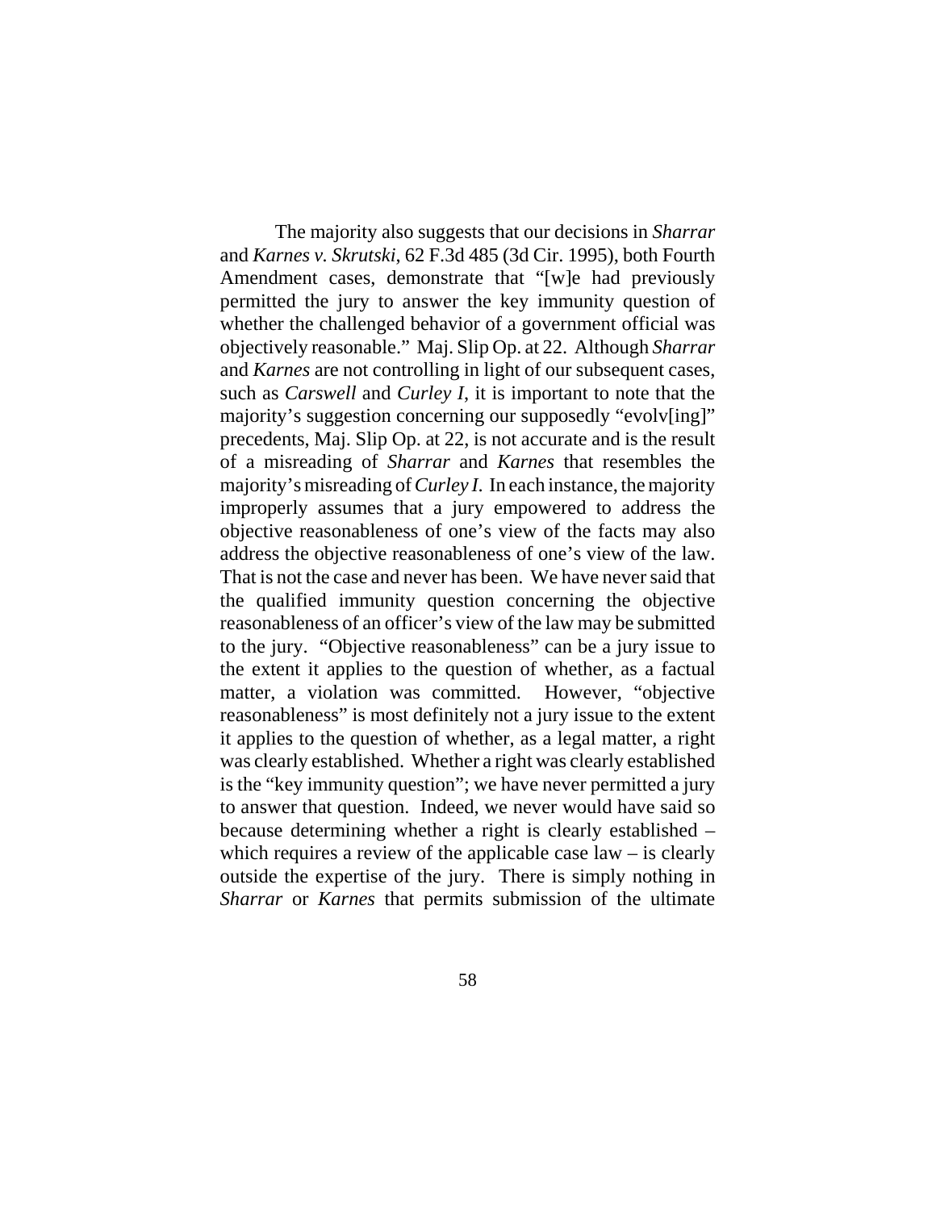The majority also suggests that our decisions in *Sharrar* and *Karnes v. Skrutski*, 62 F.3d 485 (3d Cir. 1995), both Fourth Amendment cases, demonstrate that "[w]e had previously permitted the jury to answer the key immunity question of whether the challenged behavior of a government official was objectively reasonable." Maj. Slip Op. at 22. Although *Sharrar* and *Karnes* are not controlling in light of our subsequent cases, such as *Carswell* and *Curley I*, it is important to note that the majority's suggestion concerning our supposedly "evolv[ing]" precedents, Maj. Slip Op. at 22, is not accurate and is the result of a misreading of *Sharrar* and *Karnes* that resembles the majority's misreading of *Curley I*. In each instance, the majority improperly assumes that a jury empowered to address the objective reasonableness of one's view of the facts may also address the objective reasonableness of one's view of the law. That is not the case and never has been. We have never said that the qualified immunity question concerning the objective reasonableness of an officer's view of the law may be submitted to the jury. "Objective reasonableness" can be a jury issue to the extent it applies to the question of whether, as a factual matter, a violation was committed. However, "objective reasonableness" is most definitely not a jury issue to the extent it applies to the question of whether, as a legal matter, a right was clearly established. Whether a right was clearly established is the "key immunity question"; we have never permitted a jury to answer that question. Indeed, we never would have said so because determining whether a right is clearly established – which requires a review of the applicable case law – is clearly outside the expertise of the jury. There is simply nothing in *Sharrar* or *Karnes* that permits submission of the ultimate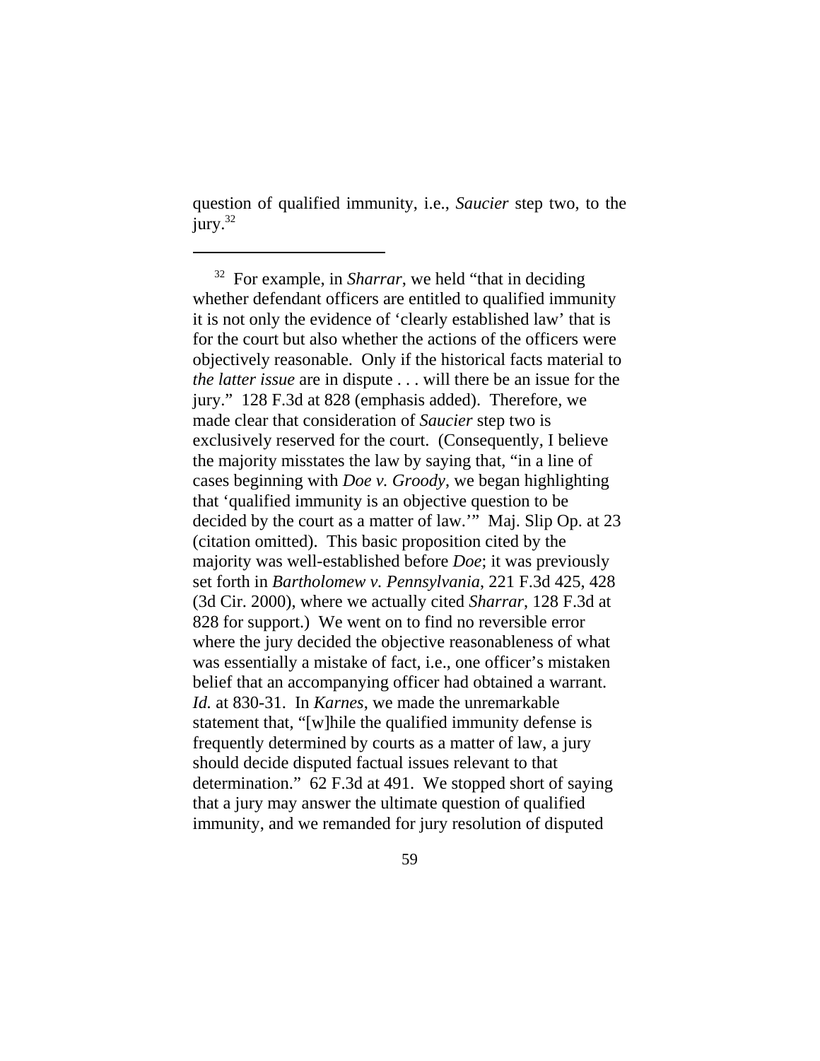question of qualified immunity, i.e., *Saucier* step two, to the jury.[32]

---

[32] For example, in *Sharrar*, we held "that in deciding whether defendant officers are entitled to qualified immunity it is not only the evidence of 'clearly established law' that is for the court but also whether the actions of the officers were objectively reasonable. Only if the historical facts material to *the latter issue* are in dispute . . . will there be an issue for the jury." 128 F.3d at 828 (emphasis added). Therefore, we made clear that consideration of *Saucier* step two is exclusively reserved for the court. (Consequently, I believe the majority misstates the law by saying that, "in a line of cases beginning with *Doe v. Groody*, we began highlighting that 'qualified immunity is an objective question to be decided by the court as a matter of law.'" Maj. Slip Op. at 23 (citation omitted). This basic proposition cited by the majority was well-established before *Doe*; it was previously set forth in *Bartholomew v. Pennsylvania*, 221 F.3d 425, 428 (3d Cir. 2000), where we actually cited *Sharrar*, 128 F.3d at 828 for support.) We went on to find no reversible error where the jury decided the objective reasonableness of what was essentially a mistake of fact, i.e., one officer's mistaken belief that an accompanying officer had obtained a warrant. *Id.* at 830-31. In *Karnes*, we made the unremarkable statement that, "[w]hile the qualified immunity defense is frequently determined by courts as a matter of law, a jury should decide disputed factual issues relevant to that determination." 62 F.3d at 491. We stopped short of saying that a jury may answer the ultimate question of qualified immunity, and we remanded for jury resolution of disputed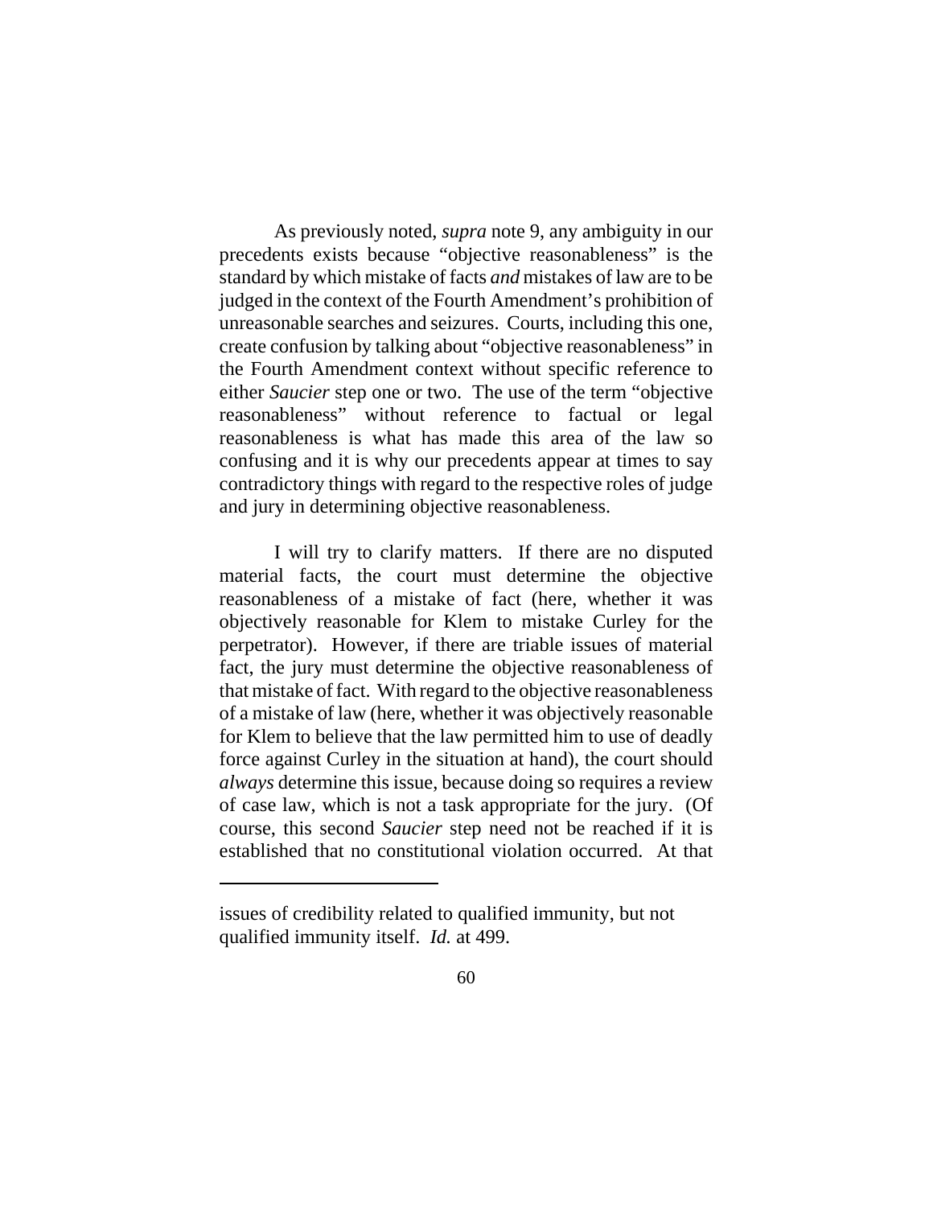As previously noted, *supra* note 9, any ambiguity in our precedents exists because "objective reasonableness" is the standard by which mistake of facts *and* mistakes of law are to be judged in the context of the Fourth Amendment's prohibition of unreasonable searches and seizures. Courts, including this one, create confusion by talking about "objective reasonableness" in the Fourth Amendment context without specific reference to either *Saucier* step one or two. The use of the term "objective reasonableness" without reference to factual or legal reasonableness is what has made this area of the law so confusing and it is why our precedents appear at times to say contradictory things with regard to the respective roles of judge and jury in determining objective reasonableness.

I will try to clarify matters. If there are no disputed material facts, the court must determine the objective reasonableness of a mistake of fact (here, whether it was objectively reasonable for Klem to mistake Curley for the perpetrator). However, if there are triable issues of material fact, the jury must determine the objective reasonableness of that mistake of fact. With regard to the objective reasonableness of a mistake of law (here, whether it was objectively reasonable for Klem to believe that the law permitted him to use of deadly force against Curley in the situation at hand), the court should *always* determine this issue, because doing so requires a review of case law, which is not a task appropriate for the jury. (Of course, this second *Saucier* step need not be reached if it is established that no constitutional violation occurred. At that

---

issues of credibility related to qualified immunity, but not qualified immunity itself. *Id.* at 499.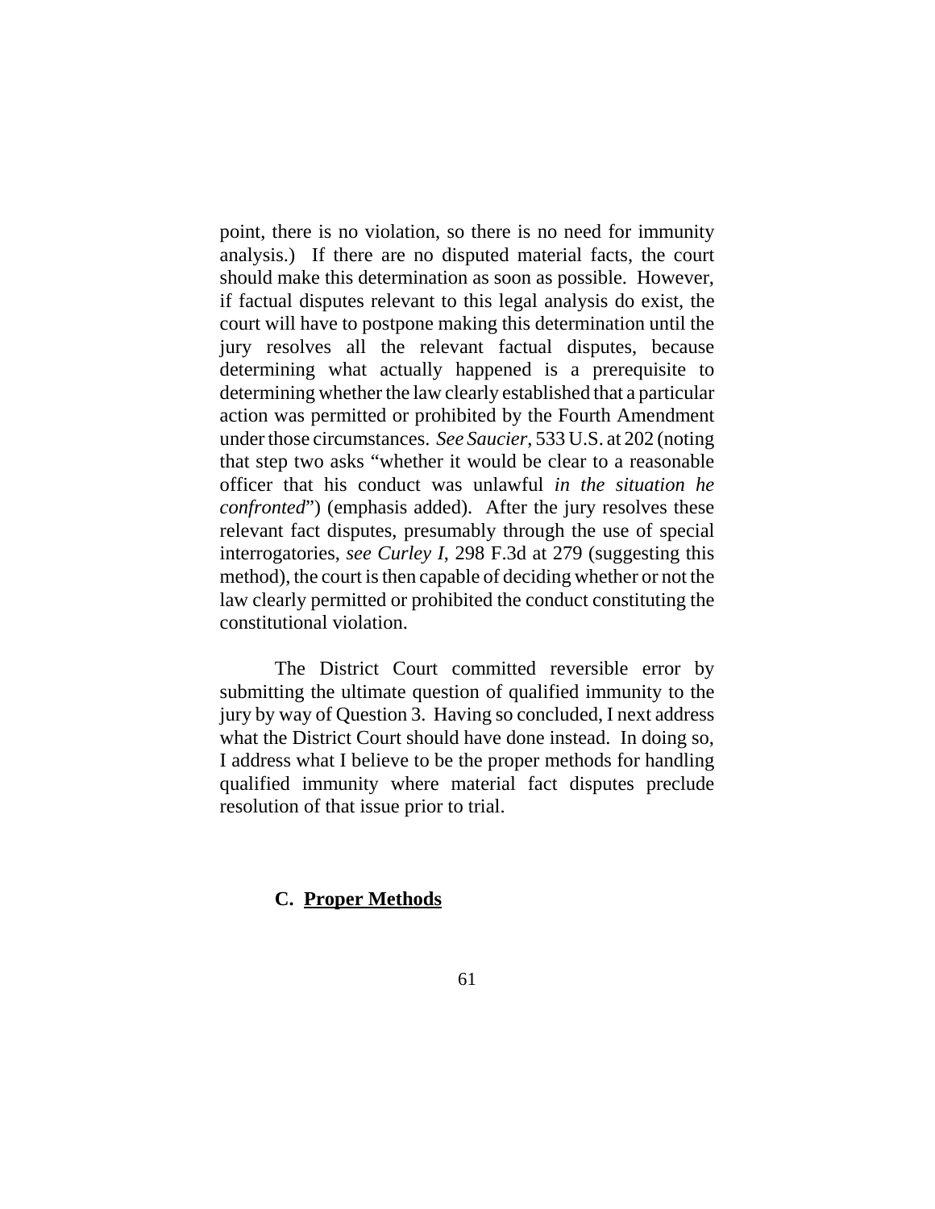point, there is no violation, so there is no need for immunity analysis.) If there are no disputed material facts, the court should make this determination as soon as possible. However, if factual disputes relevant to this legal analysis do exist, the court will have to postpone making this determination until the jury resolves all the relevant factual disputes, because determining what actually happened is a prerequisite to determining whether the law clearly established that a particular action was permitted or prohibited by the Fourth Amendment under those circumstances. *See Saucier*, 533 U.S. at 202 (noting that step two asks "whether it would be clear to a reasonable officer that his conduct was unlawful *in the situation he confronted*") (emphasis added). After the jury resolves these relevant fact disputes, presumably through the use of special interrogatories, *see Curley I*, 298 F.3d at 279 (suggesting this method), the court is then capable of deciding whether or not the law clearly permitted or prohibited the conduct constituting the constitutional violation.

The District Court committed reversible error by submitting the ultimate question of qualified immunity to the jury by way of Question 3. Having so concluded, I next address what the District Court should have done instead. In doing so, I address what I believe to be the proper methods for handling qualified immunity where material fact disputes preclude resolution of that issue prior to trial.

### C. <u>Proper Methods</u>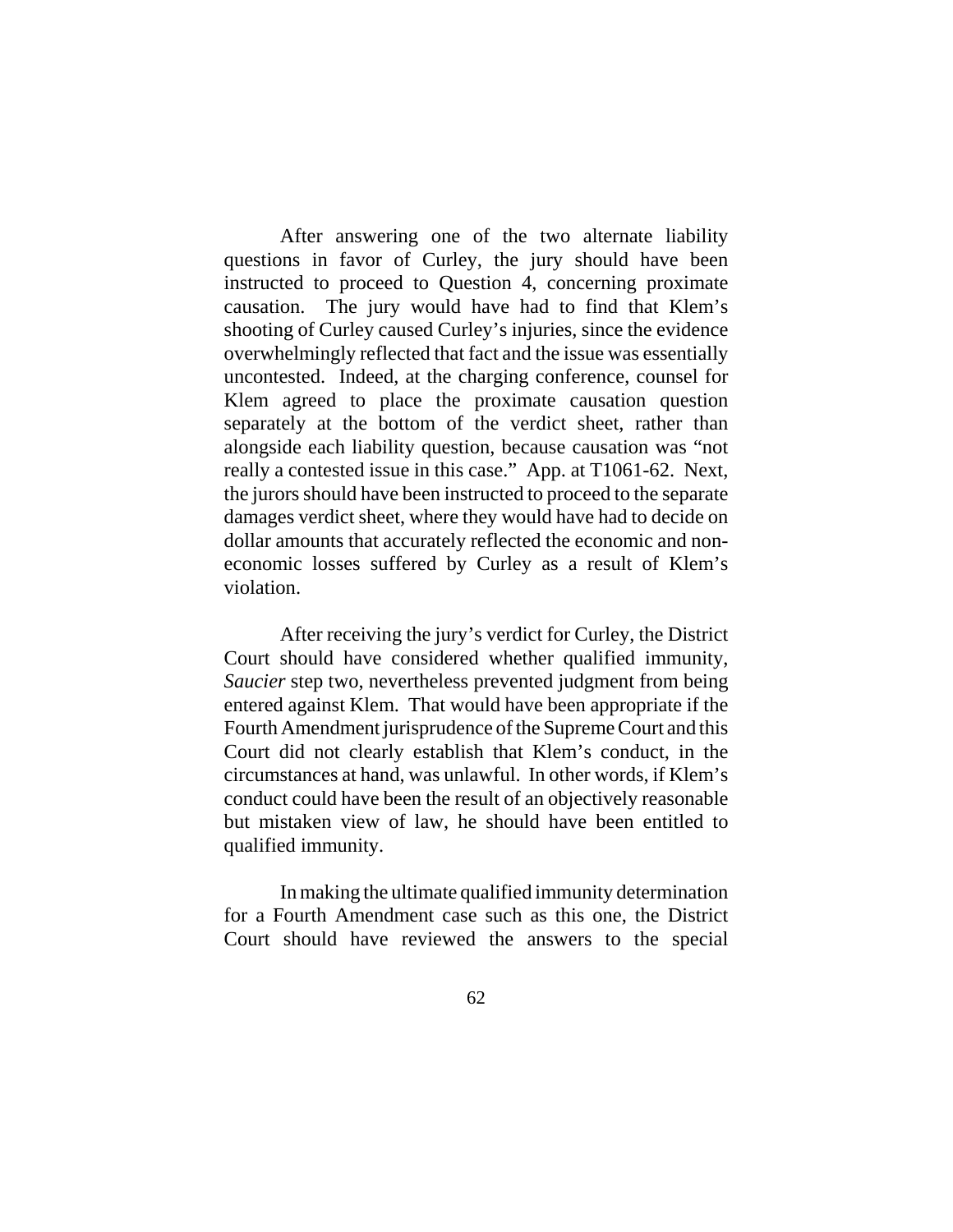After answering one of the two alternate liability questions in favor of Curley, the jury should have been instructed to proceed to Question 4, concerning proximate causation. The jury would have had to find that Klem's shooting of Curley caused Curley's injuries, since the evidence overwhelmingly reflected that fact and the issue was essentially uncontested. Indeed, at the charging conference, counsel for Klem agreed to place the proximate causation question separately at the bottom of the verdict sheet, rather than alongside each liability question, because causation was "not really a contested issue in this case." App. at T1061-62. Next, the jurors should have been instructed to proceed to the separate damages verdict sheet, where they would have had to decide on dollar amounts that accurately reflected the economic and non-economic losses suffered by Curley as a result of Klem's violation.

After receiving the jury's verdict for Curley, the District Court should have considered whether qualified immunity, *Saucier* step two, nevertheless prevented judgment from being entered against Klem. That would have been appropriate if the Fourth Amendment jurisprudence of the Supreme Court and this Court did not clearly establish that Klem's conduct, in the circumstances at hand, was unlawful. In other words, if Klem's conduct could have been the result of an objectively reasonable but mistaken view of law, he should have been entitled to qualified immunity.

In making the ultimate qualified immunity determination for a Fourth Amendment case such as this one, the District Court should have reviewed the answers to the special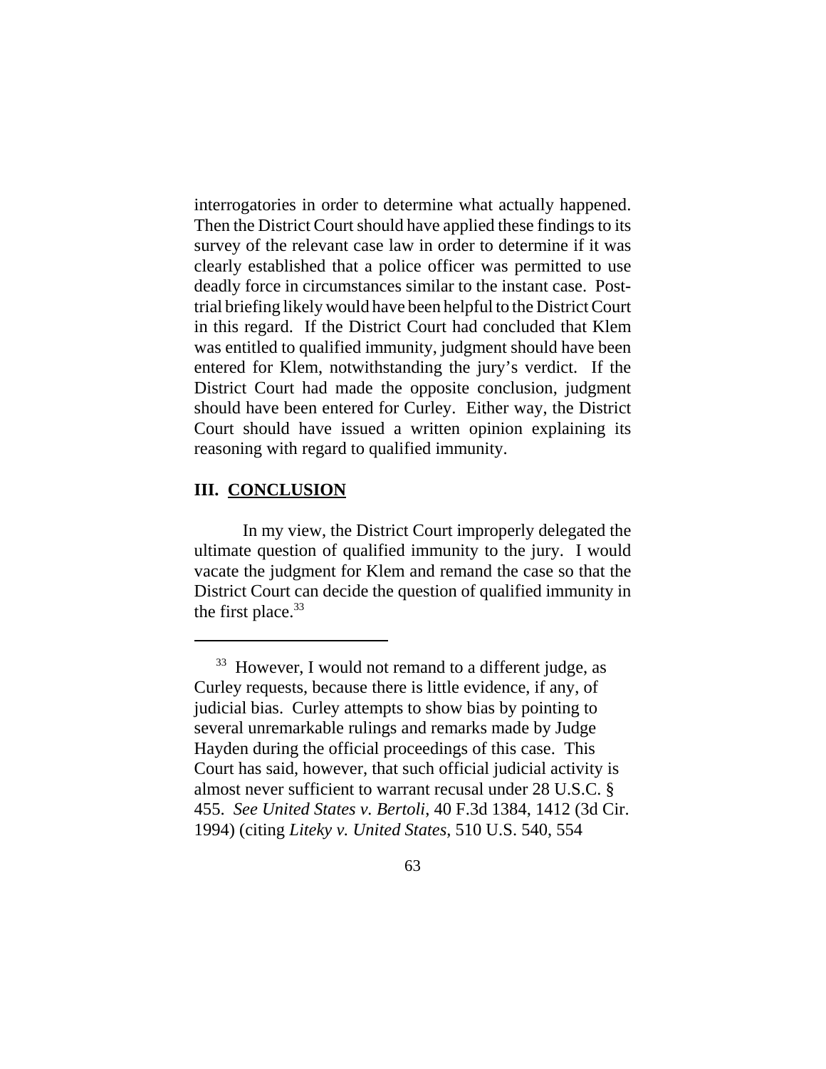interrogatories in order to determine what actually happened. Then the District Court should have applied these findings to its survey of the relevant case law in order to determine if it was clearly established that a police officer was permitted to use deadly force in circumstances similar to the instant case. Post-trial briefing likely would have been helpful to the District Court in this regard. If the District Court had concluded that Klem was entitled to qualified immunity, judgment should have been entered for Klem, notwithstanding the jury's verdict. If the District Court had made the opposite conclusion, judgment should have been entered for Curley. Either way, the District Court should have issued a written opinion explaining its reasoning with regard to qualified immunity.

## III. <u>CONCLUSION</u>

In my view, the District Court improperly delegated the ultimate question of qualified immunity to the jury. I would vacate the judgment for Klem and remand the case so that the District Court can decide the question of qualified immunity in the first place.[33]

---

[33] However, I would not remand to a different judge, as Curley requests, because there is little evidence, if any, of judicial bias. Curley attempts to show bias by pointing to several unremarkable rulings and remarks made by Judge Hayden during the official proceedings of this case. This Court has said, however, that such official judicial activity is almost never sufficient to warrant recusal under 28 U.S.C. § 455. *See United States v. Bertoli*, 40 F.3d 1384, 1412 (3d Cir. 1994) (citing *Liteky v. United States*, 510 U.S. 540, 554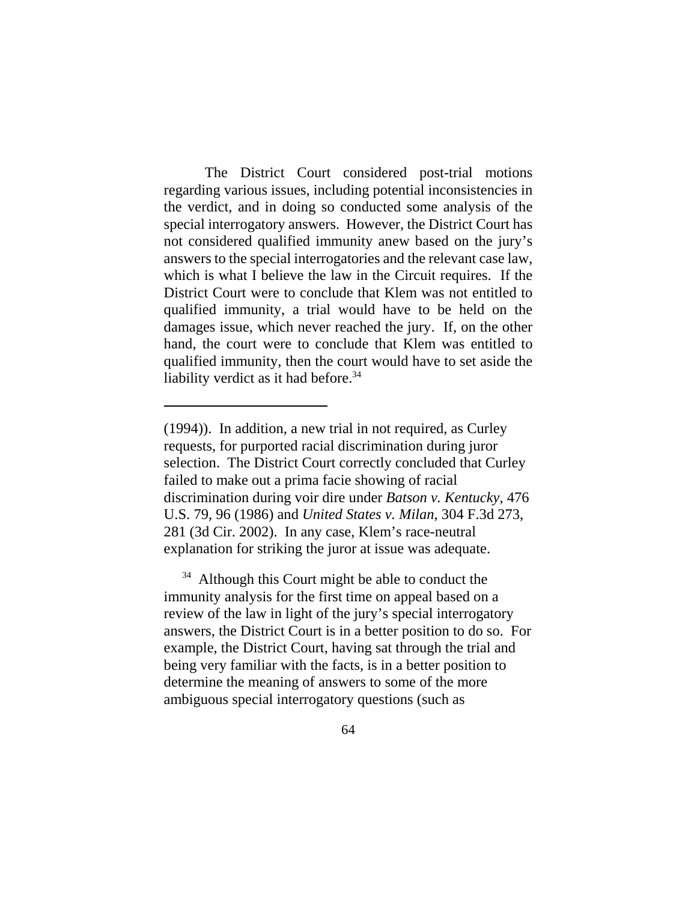The District Court considered post-trial motions regarding various issues, including potential inconsistencies in the verdict, and in doing so conducted some analysis of the special interrogatory answers. However, the District Court has not considered qualified immunity anew based on the jury's answers to the special interrogatories and the relevant case law, which is what I believe the law in the Circuit requires. If the District Court were to conclude that Klem was not entitled to qualified immunity, a trial would have to be held on the damages issue, which never reached the jury. If, on the other hand, the court were to conclude that Klem was entitled to qualified immunity, then the court would have to set aside the liability verdict as it had before.[34]

---

(1994)). In addition, a new trial in not required, as Curley requests, for purported racial discrimination during juror selection. The District Court correctly concluded that Curley failed to make out a prima facie showing of racial discrimination during voir dire under *Batson v. Kentucky*, 476 U.S. 79, 96 (1986) and *United States v. Milan*, 304 F.3d 273, 281 (3d Cir. 2002). In any case, Klem's race-neutral explanation for striking the juror at issue was adequate.

[34] Although this Court might be able to conduct the immunity analysis for the first time on appeal based on a review of the law in light of the jury's special interrogatory answers, the District Court is in a better position to do so. For example, the District Court, having sat through the trial and being very familiar with the facts, is in a better position to determine the meaning of answers to some of the more ambiguous special interrogatory questions (such as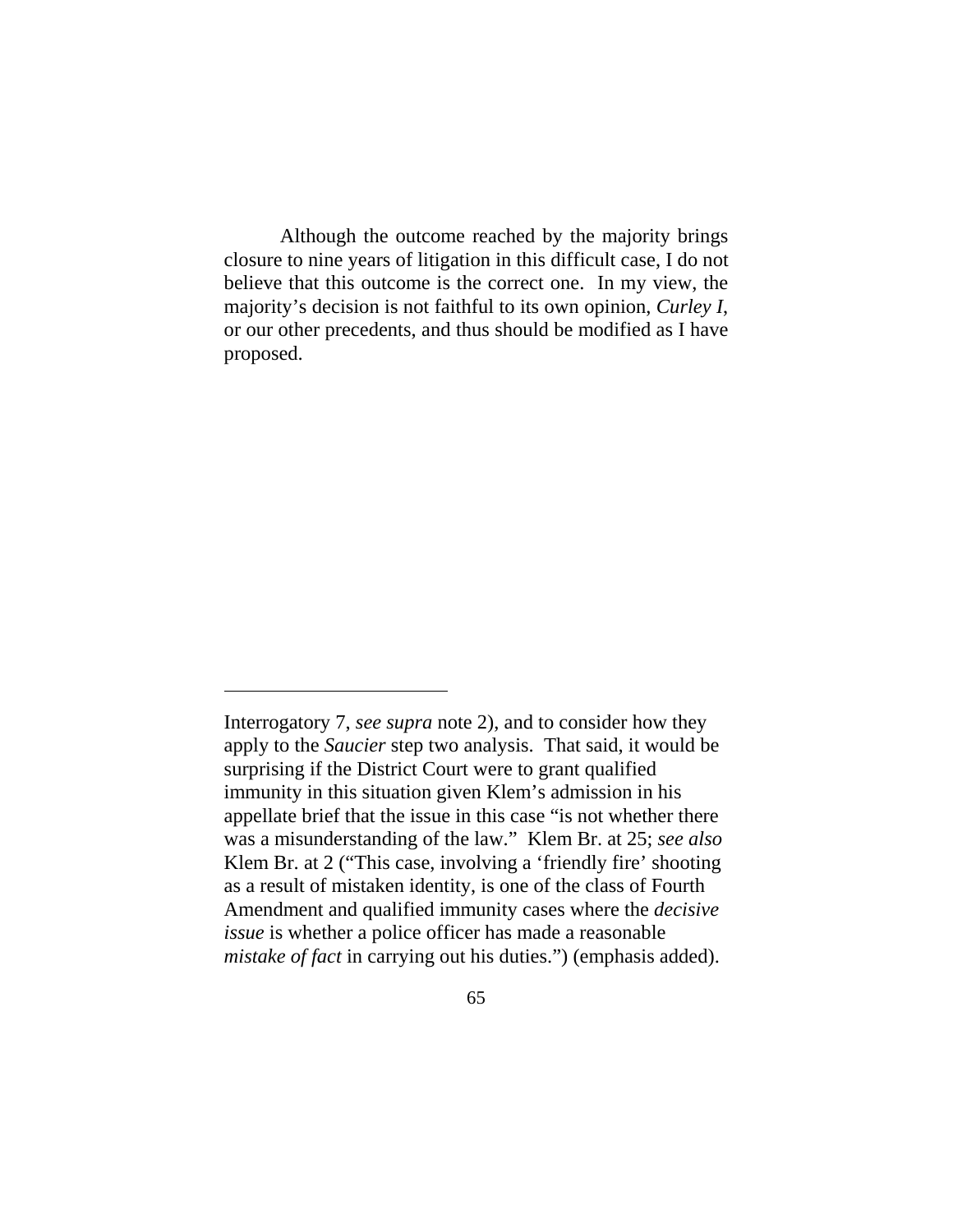Although the outcome reached by the majority brings closure to nine years of litigation in this difficult case, I do not believe that this outcome is the correct one. In my view, the majority's decision is not faithful to its own opinion, *Curley I*, or our other precedents, and thus should be modified as I have proposed.

---

Interrogatory 7, *see supra* note 2), and to consider how they apply to the *Saucier* step two analysis. That said, it would be surprising if the District Court were to grant qualified immunity in this situation given Klem's admission in his appellate brief that the issue in this case "is not whether there was a misunderstanding of the law." Klem Br. at 25; *see also* Klem Br. at 2 ("This case, involving a 'friendly fire' shooting as a result of mistaken identity, is one of the class of Fourth Amendment and qualified immunity cases where the *decisive issue* is whether a police officer has made a reasonable *mistake of fact* in carrying out his duties.") (emphasis added).